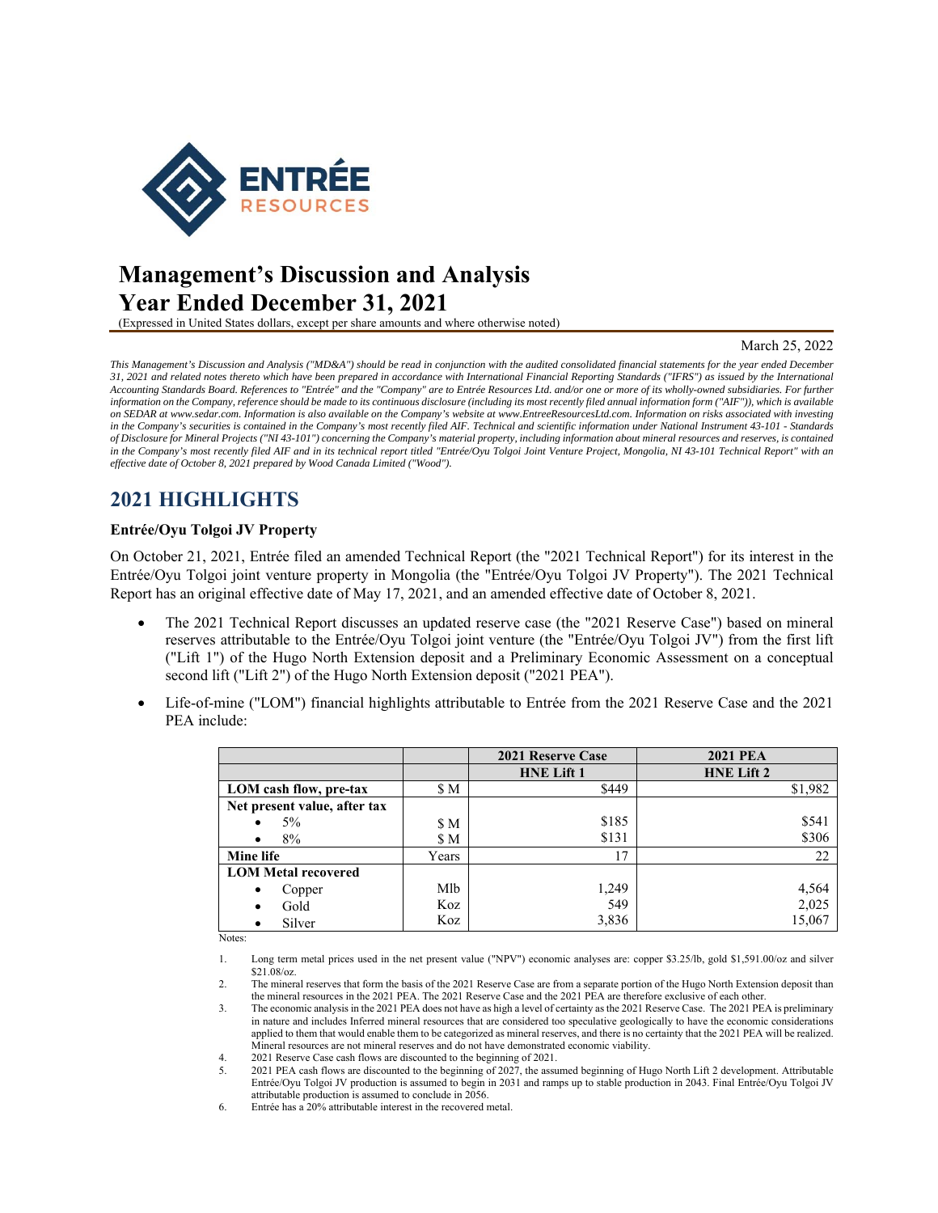# Management's Discussion and Analysis
# Year Ended December 31, 2021

(Expressed in United States dollars, except per share amounts and where otherwise noted)

March 25, 2022

*This Management's Discussion and Analysis ("MD&A") should be read in conjunction with the audited consolidated financial statements for the year ended December 31, 2021 and related notes thereto which have been prepared in accordance with International Financial Reporting Standards ("IFRS") as issued by the International Accounting Standards Board. References to "Entrée" and the "Company" are to Entrée Resources Ltd. and/or one or more of its wholly-owned subsidiaries. For further information on the Company, reference should be made to its continuous disclosure (including its most recently filed annual information form ("AIF")), which is available on SEDAR at www.sedar.com. Information is also available on the Company's website at www.EntreeResourcesLtd.com. Information on risks associated with investing in the Company's securities is contained in the Company's most recently filed AIF. Technical and scientific information under National Instrument 43-101 - Standards of Disclosure for Mineral Projects ("NI 43-101") concerning the Company's material property, including information about mineral resources and reserves, is contained in the Company's most recently filed AIF and in its technical report titled "Entrée/Oyu Tolgoi Joint Venture Project, Mongolia, NI 43-101 Technical Report" with an effective date of October 8, 2021 prepared by Wood Canada Limited ("Wood").*

## 2021 HIGHLIGHTS

### Entrée/Oyu Tolgoi JV Property

On October 21, 2021, Entrée filed an amended Technical Report (the "2021 Technical Report") for its interest in the Entrée/Oyu Tolgoi joint venture property in Mongolia (the "Entrée/Oyu Tolgoi JV Property"). The 2021 Technical Report has an original effective date of May 17, 2021, and an amended effective date of October 8, 2021.

- The 2021 Technical Report discusses an updated reserve case (the "2021 Reserve Case") based on mineral reserves attributable to the Entrée/Oyu Tolgoi joint venture (the "Entrée/Oyu Tolgoi JV") from the first lift ("Lift 1") of the Hugo North Extension deposit and a Preliminary Economic Assessment on a conceptual second lift ("Lift 2") of the Hugo North Extension deposit ("2021 PEA").
- Life-of-mine ("LOM") financial highlights attributable to Entrée from the 2021 Reserve Case and the 2021 PEA include:

| | | 2021 Reserve Case | 2021 PEA |
|---|---|---|---|
| | | HNE Lift 1 | HNE Lift 2 |
| **LOM cash flow, pre-tax** | $ M | $449 | $1,982 |
| **Net present value, after tax** | | | |
| • 5% | $ M | $185 | $541 |
| • 8% | $ M | $131 | $306 |
| **Mine life** | Years | 17 | 22 |
| **LOM Metal recovered** | | | |
| • Copper | Mlb | 1,249 | 4,564 |
| • Gold | Koz | 549 | 2,025 |
| • Silver | Koz | 3,836 | 15,067 |

Notes:

1. Long term metal prices used in the net present value ("NPV") economic analyses are: copper $3.25/lb, gold $1,591.00/oz and silver $21.08/oz.
2. The mineral reserves that form the basis of the 2021 Reserve Case are from a separate portion of the Hugo North Extension deposit than the mineral resources in the 2021 PEA. The 2021 Reserve Case and the 2021 PEA are therefore exclusive of each other.
3. The economic analysis in the 2021 PEA does not have as high a level of certainty as the 2021 Reserve Case. The 2021 PEA is preliminary in nature and includes Inferred mineral resources that are considered too speculative geologically to have the economic considerations applied to them that would enable them to be categorized as mineral reserves, and there is no certainty that the 2021 PEA will be realized. Mineral resources are not mineral reserves and do not have demonstrated economic viability.
4. 2021 Reserve Case cash flows are discounted to the beginning of 2021.
5. 2021 PEA cash flows are discounted to the beginning of 2027, the assumed beginning of Hugo North Lift 2 development. Attributable Entrée/Oyu Tolgoi JV production is assumed to begin in 2031 and ramps up to stable production in 2043. Final Entrée/Oyu Tolgoi JV attributable production is assumed to conclude in 2056.
6. Entrée has a 20% attributable interest in the recovered metal.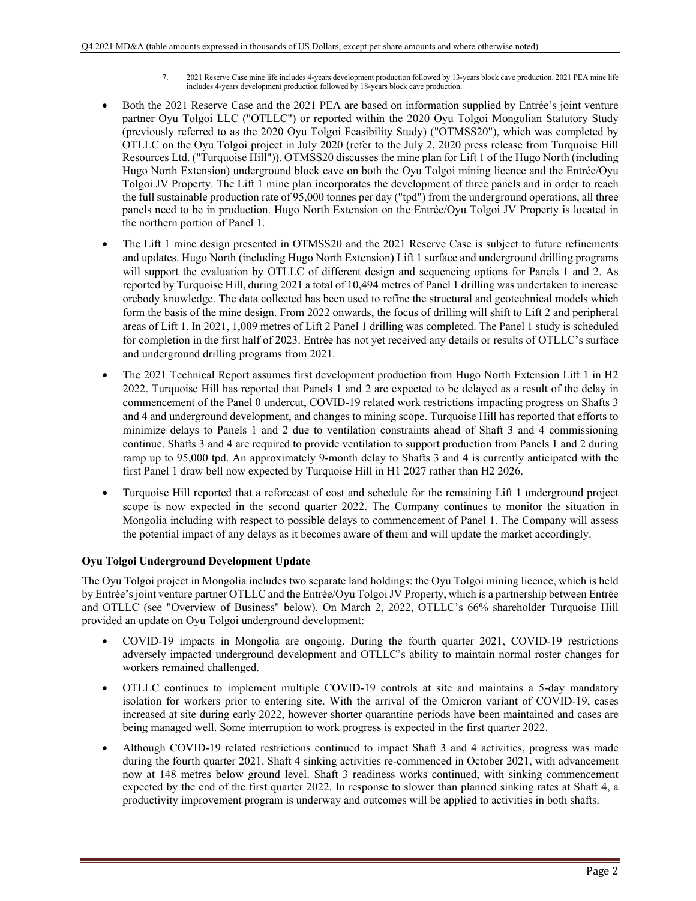7. 2021 Reserve Case mine life includes 4-years development production followed by 13-years block cave production. 2021 PEA mine life includes 4-years development production followed by 18-years block cave production.

- Both the 2021 Reserve Case and the 2021 PEA are based on information supplied by Entrée's joint venture partner Oyu Tolgoi LLC ("OTLLC") or reported within the 2020 Oyu Tolgoi Mongolian Statutory Study (previously referred to as the 2020 Oyu Tolgoi Feasibility Study) ("OTMSS20"), which was completed by OTLLC on the Oyu Tolgoi project in July 2020 (refer to the July 2, 2020 press release from Turquoise Hill Resources Ltd. ("Turquoise Hill")). OTMSS20 discusses the mine plan for Lift 1 of the Hugo North (including Hugo North Extension) underground block cave on both the Oyu Tolgoi mining licence and the Entrée/Oyu Tolgoi JV Property. The Lift 1 mine plan incorporates the development of three panels and in order to reach the full sustainable production rate of 95,000 tonnes per day ("tpd") from the underground operations, all three panels need to be in production. Hugo North Extension on the Entrée/Oyu Tolgoi JV Property is located in the northern portion of Panel 1.
- The Lift 1 mine design presented in OTMSS20 and the 2021 Reserve Case is subject to future refinements and updates. Hugo North (including Hugo North Extension) Lift 1 surface and underground drilling programs will support the evaluation by OTLLC of different design and sequencing options for Panels 1 and 2. As reported by Turquoise Hill, during 2021 a total of 10,494 metres of Panel 1 drilling was undertaken to increase orebody knowledge. The data collected has been used to refine the structural and geotechnical models which form the basis of the mine design. From 2022 onwards, the focus of drilling will shift to Lift 2 and peripheral areas of Lift 1. In 2021, 1,009 metres of Lift 2 Panel 1 drilling was completed. The Panel 1 study is scheduled for completion in the first half of 2023. Entrée has not yet received any details or results of OTLLC's surface and underground drilling programs from 2021.
- The 2021 Technical Report assumes first development production from Hugo North Extension Lift 1 in H2 2022. Turquoise Hill has reported that Panels 1 and 2 are expected to be delayed as a result of the delay in commencement of the Panel 0 undercut, COVID-19 related work restrictions impacting progress on Shafts 3 and 4 and underground development, and changes to mining scope. Turquoise Hill has reported that efforts to minimize delays to Panels 1 and 2 due to ventilation constraints ahead of Shaft 3 and 4 commissioning continue. Shafts 3 and 4 are required to provide ventilation to support production from Panels 1 and 2 during ramp up to 95,000 tpd. An approximately 9-month delay to Shafts 3 and 4 is currently anticipated with the first Panel 1 draw bell now expected by Turquoise Hill in H1 2027 rather than H2 2026.
- Turquoise Hill reported that a reforecast of cost and schedule for the remaining Lift 1 underground project scope is now expected in the second quarter 2022. The Company continues to monitor the situation in Mongolia including with respect to possible delays to commencement of Panel 1. The Company will assess the potential impact of any delays as it becomes aware of them and will update the market accordingly.

**Oyu Tolgoi Underground Development Update**

The Oyu Tolgoi project in Mongolia includes two separate land holdings: the Oyu Tolgoi mining licence, which is held by Entrée's joint venture partner OTLLC and the Entrée/Oyu Tolgoi JV Property, which is a partnership between Entrée and OTLLC (see "Overview of Business" below). On March 2, 2022, OTLLC's 66% shareholder Turquoise Hill provided an update on Oyu Tolgoi underground development:

- COVID-19 impacts in Mongolia are ongoing. During the fourth quarter 2021, COVID-19 restrictions adversely impacted underground development and OTLLC's ability to maintain normal roster changes for workers remained challenged.
- OTLLC continues to implement multiple COVID-19 controls at site and maintains a 5-day mandatory isolation for workers prior to entering site. With the arrival of the Omicron variant of COVID-19, cases increased at site during early 2022, however shorter quarantine periods have been maintained and cases are being managed well. Some interruption to work progress is expected in the first quarter 2022.
- Although COVID-19 related restrictions continued to impact Shaft 3 and 4 activities, progress was made during the fourth quarter 2021. Shaft 4 sinking activities re-commenced in October 2021, with advancement now at 148 metres below ground level. Shaft 3 readiness works continued, with sinking commencement expected by the end of the first quarter 2022. In response to slower than planned sinking rates at Shaft 4, a productivity improvement program is underway and outcomes will be applied to activities in both shafts.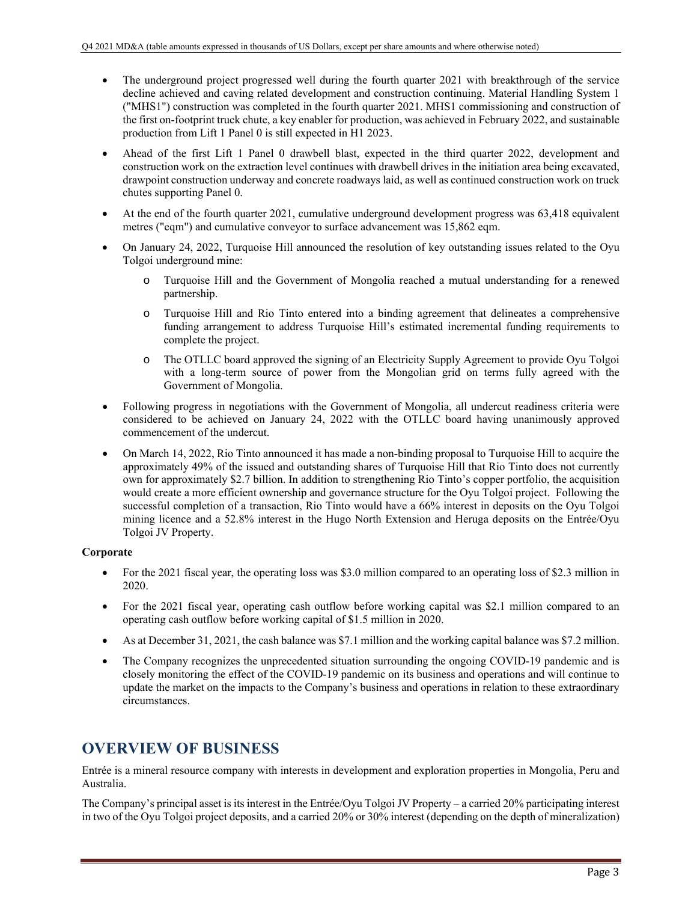- The underground project progressed well during the fourth quarter 2021 with breakthrough of the service decline achieved and caving related development and construction continuing. Material Handling System 1 ("MHS1") construction was completed in the fourth quarter 2021. MHS1 commissioning and construction of the first on-footprint truck chute, a key enabler for production, was achieved in February 2022, and sustainable production from Lift 1 Panel 0 is still expected in H1 2023.
- Ahead of the first Lift 1 Panel 0 drawbell blast, expected in the third quarter 2022, development and construction work on the extraction level continues with drawbell drives in the initiation area being excavated, drawpoint construction underway and concrete roadways laid, as well as continued construction work on truck chutes supporting Panel 0.
- At the end of the fourth quarter 2021, cumulative underground development progress was 63,418 equivalent metres ("eqm") and cumulative conveyor to surface advancement was 15,862 eqm.
- On January 24, 2022, Turquoise Hill announced the resolution of key outstanding issues related to the Oyu Tolgoi underground mine:
  - Turquoise Hill and the Government of Mongolia reached a mutual understanding for a renewed partnership.
  - Turquoise Hill and Rio Tinto entered into a binding agreement that delineates a comprehensive funding arrangement to address Turquoise Hill's estimated incremental funding requirements to complete the project.
  - The OTLLC board approved the signing of an Electricity Supply Agreement to provide Oyu Tolgoi with a long-term source of power from the Mongolian grid on terms fully agreed with the Government of Mongolia.
- Following progress in negotiations with the Government of Mongolia, all undercut readiness criteria were considered to be achieved on January 24, 2022 with the OTLLC board having unanimously approved commencement of the undercut.
- On March 14, 2022, Rio Tinto announced it has made a non-binding proposal to Turquoise Hill to acquire the approximately 49% of the issued and outstanding shares of Turquoise Hill that Rio Tinto does not currently own for approximately $2.7 billion. In addition to strengthening Rio Tinto's copper portfolio, the acquisition would create a more efficient ownership and governance structure for the Oyu Tolgoi project. Following the successful completion of a transaction, Rio Tinto would have a 66% interest in deposits on the Oyu Tolgoi mining licence and a 52.8% interest in the Hugo North Extension and Heruga deposits on the Entrée/Oyu Tolgoi JV Property.

**Corporate**

- For the 2021 fiscal year, the operating loss was $3.0 million compared to an operating loss of $2.3 million in 2020.
- For the 2021 fiscal year, operating cash outflow before working capital was $2.1 million compared to an operating cash outflow before working capital of $1.5 million in 2020.
- As at December 31, 2021, the cash balance was $7.1 million and the working capital balance was $7.2 million.
- The Company recognizes the unprecedented situation surrounding the ongoing COVID-19 pandemic and is closely monitoring the effect of the COVID-19 pandemic on its business and operations and will continue to update the market on the impacts to the Company's business and operations in relation to these extraordinary circumstances.

# OVERVIEW OF BUSINESS

Entrée is a mineral resource company with interests in development and exploration properties in Mongolia, Peru and Australia.

The Company's principal asset is its interest in the Entrée/Oyu Tolgoi JV Property – a carried 20% participating interest in two of the Oyu Tolgoi project deposits, and a carried 20% or 30% interest (depending on the depth of mineralization)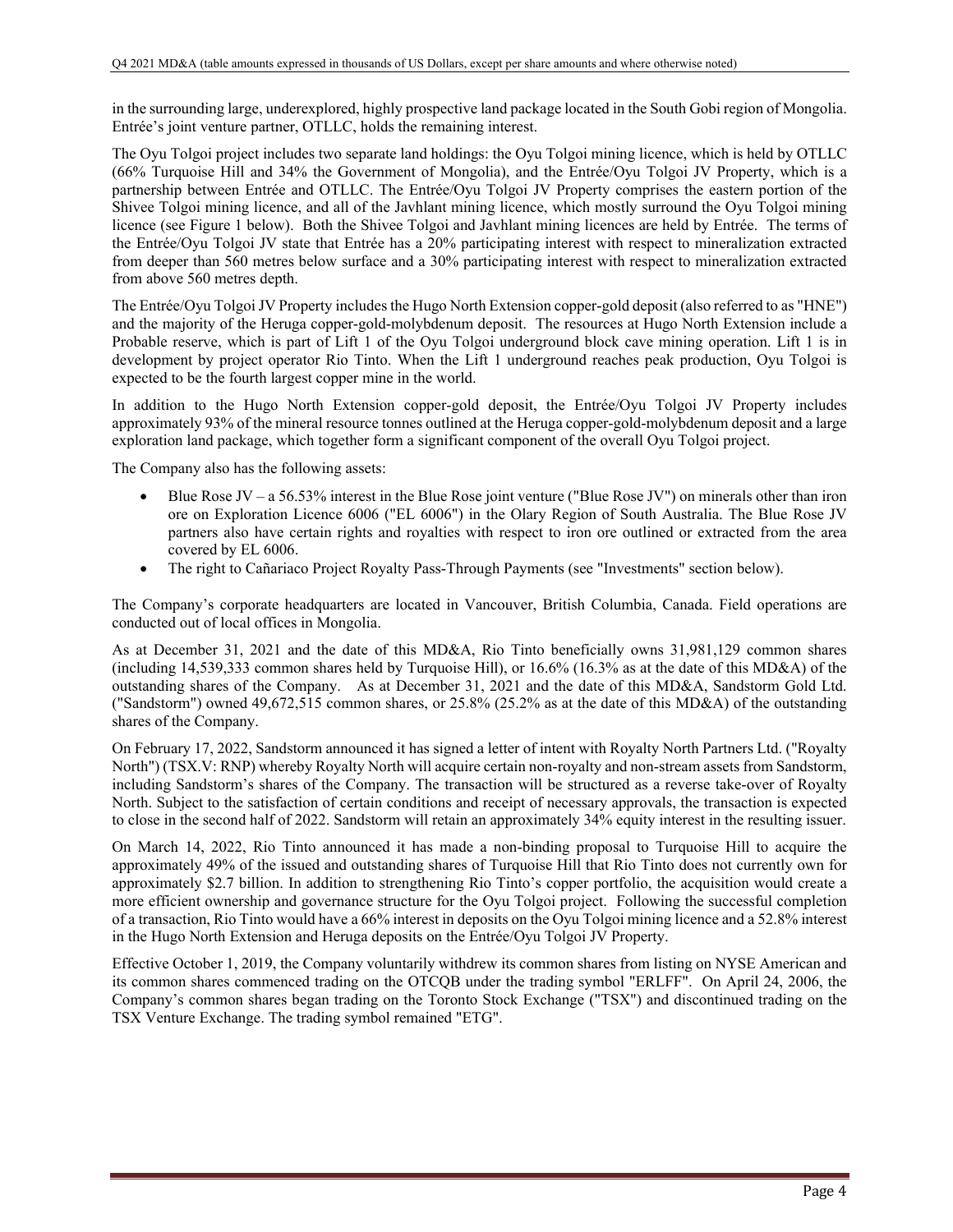in the surrounding large, underexplored, highly prospective land package located in the South Gobi region of Mongolia. Entrée's joint venture partner, OTLLC, holds the remaining interest.

The Oyu Tolgoi project includes two separate land holdings: the Oyu Tolgoi mining licence, which is held by OTLLC (66% Turquoise Hill and 34% the Government of Mongolia), and the Entrée/Oyu Tolgoi JV Property, which is a partnership between Entrée and OTLLC. The Entrée/Oyu Tolgoi JV Property comprises the eastern portion of the Shivee Tolgoi mining licence, and all of the Javhlant mining licence, which mostly surround the Oyu Tolgoi mining licence (see Figure 1 below). Both the Shivee Tolgoi and Javhlant mining licences are held by Entrée. The terms of the Entrée/Oyu Tolgoi JV state that Entrée has a 20% participating interest with respect to mineralization extracted from deeper than 560 metres below surface and a 30% participating interest with respect to mineralization extracted from above 560 metres depth.

The Entrée/Oyu Tolgoi JV Property includes the Hugo North Extension copper-gold deposit (also referred to as "HNE") and the majority of the Heruga copper-gold-molybdenum deposit. The resources at Hugo North Extension include a Probable reserve, which is part of Lift 1 of the Oyu Tolgoi underground block cave mining operation. Lift 1 is in development by project operator Rio Tinto. When the Lift 1 underground reaches peak production, Oyu Tolgoi is expected to be the fourth largest copper mine in the world.

In addition to the Hugo North Extension copper-gold deposit, the Entrée/Oyu Tolgoi JV Property includes approximately 93% of the mineral resource tonnes outlined at the Heruga copper-gold-molybdenum deposit and a large exploration land package, which together form a significant component of the overall Oyu Tolgoi project.

The Company also has the following assets:

- Blue Rose JV – a 56.53% interest in the Blue Rose joint venture ("Blue Rose JV") on minerals other than iron ore on Exploration Licence 6006 ("EL 6006") in the Olary Region of South Australia. The Blue Rose JV partners also have certain rights and royalties with respect to iron ore outlined or extracted from the area covered by EL 6006.
- The right to Cañariaco Project Royalty Pass-Through Payments (see "Investments" section below).

The Company's corporate headquarters are located in Vancouver, British Columbia, Canada. Field operations are conducted out of local offices in Mongolia.

As at December 31, 2021 and the date of this MD&A, Rio Tinto beneficially owns 31,981,129 common shares (including 14,539,333 common shares held by Turquoise Hill), or 16.6% (16.3% as at the date of this MD&A) of the outstanding shares of the Company. As at December 31, 2021 and the date of this MD&A, Sandstorm Gold Ltd. ("Sandstorm") owned 49,672,515 common shares, or 25.8% (25.2% as at the date of this MD&A) of the outstanding shares of the Company.

On February 17, 2022, Sandstorm announced it has signed a letter of intent with Royalty North Partners Ltd. ("Royalty North") (TSX.V: RNP) whereby Royalty North will acquire certain non-royalty and non-stream assets from Sandstorm, including Sandstorm's shares of the Company. The transaction will be structured as a reverse take-over of Royalty North. Subject to the satisfaction of certain conditions and receipt of necessary approvals, the transaction is expected to close in the second half of 2022. Sandstorm will retain an approximately 34% equity interest in the resulting issuer.

On March 14, 2022, Rio Tinto announced it has made a non-binding proposal to Turquoise Hill to acquire the approximately 49% of the issued and outstanding shares of Turquoise Hill that Rio Tinto does not currently own for approximately $2.7 billion. In addition to strengthening Rio Tinto's copper portfolio, the acquisition would create a more efficient ownership and governance structure for the Oyu Tolgoi project. Following the successful completion of a transaction, Rio Tinto would have a 66% interest in deposits on the Oyu Tolgoi mining licence and a 52.8% interest in the Hugo North Extension and Heruga deposits on the Entrée/Oyu Tolgoi JV Property.

Effective October 1, 2019, the Company voluntarily withdrew its common shares from listing on NYSE American and its common shares commenced trading on the OTCQB under the trading symbol "ERLFF". On April 24, 2006, the Company's common shares began trading on the Toronto Stock Exchange ("TSX") and discontinued trading on the TSX Venture Exchange. The trading symbol remained "ETG".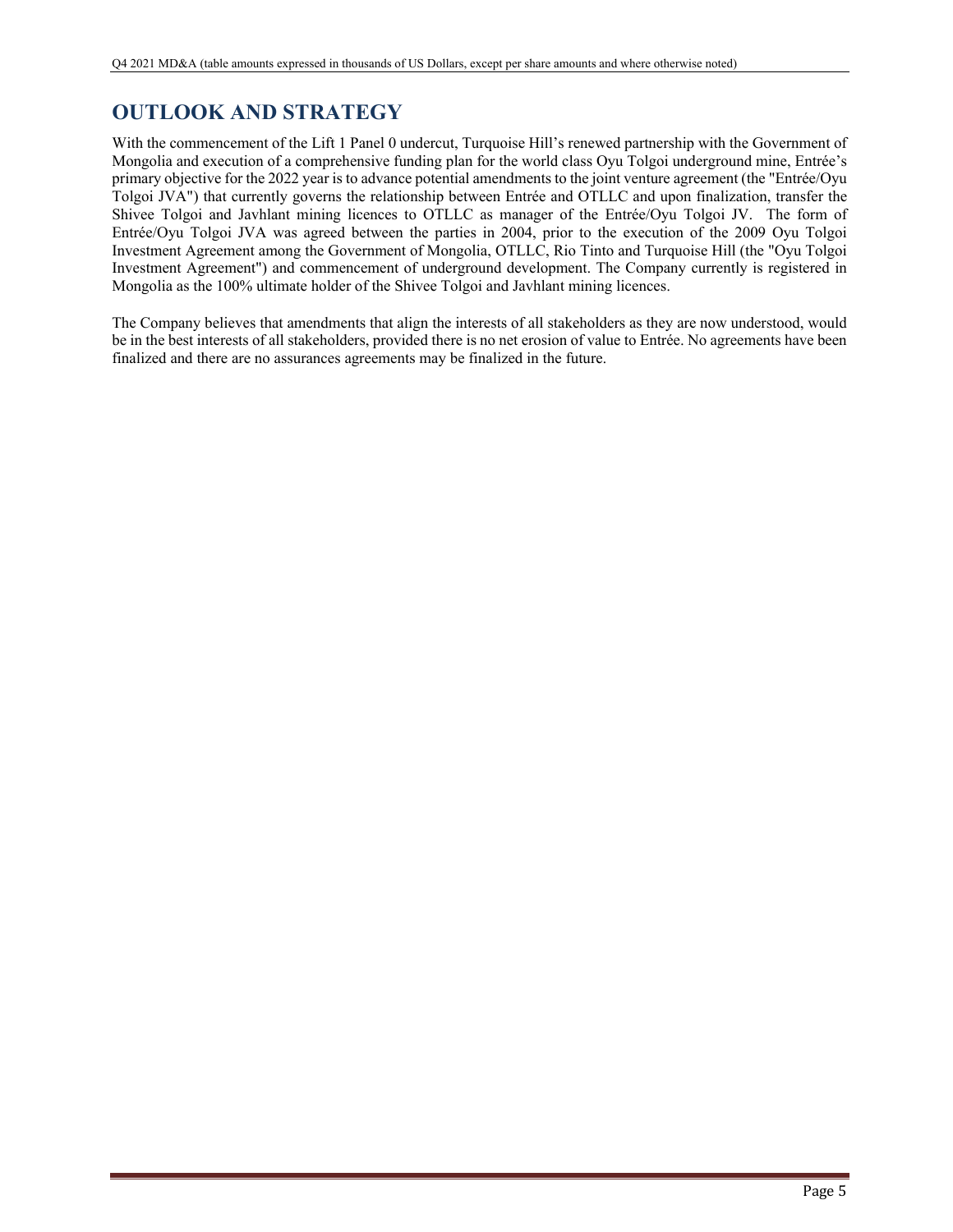# OUTLOOK AND STRATEGY

With the commencement of the Lift 1 Panel 0 undercut, Turquoise Hill's renewed partnership with the Government of Mongolia and execution of a comprehensive funding plan for the world class Oyu Tolgoi underground mine, Entrée's primary objective for the 2022 year is to advance potential amendments to the joint venture agreement (the "Entrée/Oyu Tolgoi JVA") that currently governs the relationship between Entrée and OTLLC and upon finalization, transfer the Shivee Tolgoi and Javhlant mining licences to OTLLC as manager of the Entrée/Oyu Tolgoi JV. The form of Entrée/Oyu Tolgoi JVA was agreed between the parties in 2004, prior to the execution of the 2009 Oyu Tolgoi Investment Agreement among the Government of Mongolia, OTLLC, Rio Tinto and Turquoise Hill (the "Oyu Tolgoi Investment Agreement") and commencement of underground development. The Company currently is registered in Mongolia as the 100% ultimate holder of the Shivee Tolgoi and Javhlant mining licences.

The Company believes that amendments that align the interests of all stakeholders as they are now understood, would be in the best interests of all stakeholders, provided there is no net erosion of value to Entrée. No agreements have been finalized and there are no assurances agreements may be finalized in the future.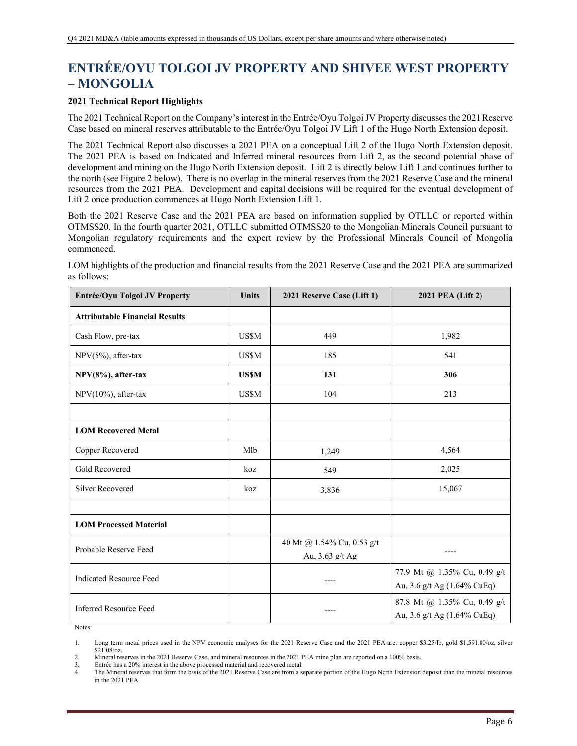# ENTRÉE/OYU TOLGOI JV PROPERTY AND SHIVEE WEST PROPERTY – MONGOLIA

**2021 Technical Report Highlights**

The 2021 Technical Report on the Company's interest in the Entrée/Oyu Tolgoi JV Property discusses the 2021 Reserve Case based on mineral reserves attributable to the Entrée/Oyu Tolgoi JV Lift 1 of the Hugo North Extension deposit.

The 2021 Technical Report also discusses a 2021 PEA on a conceptual Lift 2 of the Hugo North Extension deposit. The 2021 PEA is based on Indicated and Inferred mineral resources from Lift 2, as the second potential phase of development and mining on the Hugo North Extension deposit. Lift 2 is directly below Lift 1 and continues further to the north (see Figure 2 below). There is no overlap in the mineral reserves from the 2021 Reserve Case and the mineral resources from the 2021 PEA. Development and capital decisions will be required for the eventual development of Lift 2 once production commences at Hugo North Extension Lift 1.

Both the 2021 Reserve Case and the 2021 PEA are based on information supplied by OTLLC or reported within OTMSS20. In the fourth quarter 2021, OTLLC submitted OTMSS20 to the Mongolian Minerals Council pursuant to Mongolian regulatory requirements and the expert review by the Professional Minerals Council of Mongolia commenced.

LOM highlights of the production and financial results from the 2021 Reserve Case and the 2021 PEA are summarized as follows:

| Entrée/Oyu Tolgoi JV Property | Units | 2021 Reserve Case (Lift 1) | 2021 PEA (Lift 2) |
|---|---|---|---|
| **Attributable Financial Results** | | | |
| Cash Flow, pre-tax | US$M | 449 | 1,982 |
| NPV(5%), after-tax | US$M | 185 | 541 |
| **NPV(8%), after-tax** | **US$M** | **131** | **306** |
| NPV(10%), after-tax | US$M | 104 | 213 |
| | | | |
| **LOM Recovered Metal** | | | |
| Copper Recovered | Mlb | 1,249 | 4,564 |
| Gold Recovered | koz | 549 | 2,025 |
| Silver Recovered | koz | 3,836 | 15,067 |
| | | | |
| **LOM Processed Material** | | | |
| Probable Reserve Feed | | 40 Mt @ 1.54% Cu, 0.53 g/t Au, 3.63 g/t Ag | ---- |
| Indicated Resource Feed | | ---- | 77.9 Mt @ 1.35% Cu, 0.49 g/t Au, 3.6 g/t Ag (1.64% CuEq) |
| Inferred Resource Feed | | ---- | 87.8 Mt @ 1.35% Cu, 0.49 g/t Au, 3.6 g/t Ag (1.64% CuEq) |

Notes:

1. Long term metal prices used in the NPV economic analyses for the 2021 Reserve Case and the 2021 PEA are: copper $3.25/lb, gold $1,591.00/oz, silver $21.08/oz.
2. Mineral reserves in the 2021 Reserve Case, and mineral resources in the 2021 PEA mine plan are reported on a 100% basis.
3. Entrée has a 20% interest in the above processed material and recovered metal.
4. The Mineral reserves that form the basis of the 2021 Reserve Case are from a separate portion of the Hugo North Extension deposit than the mineral resources in the 2021 PEA.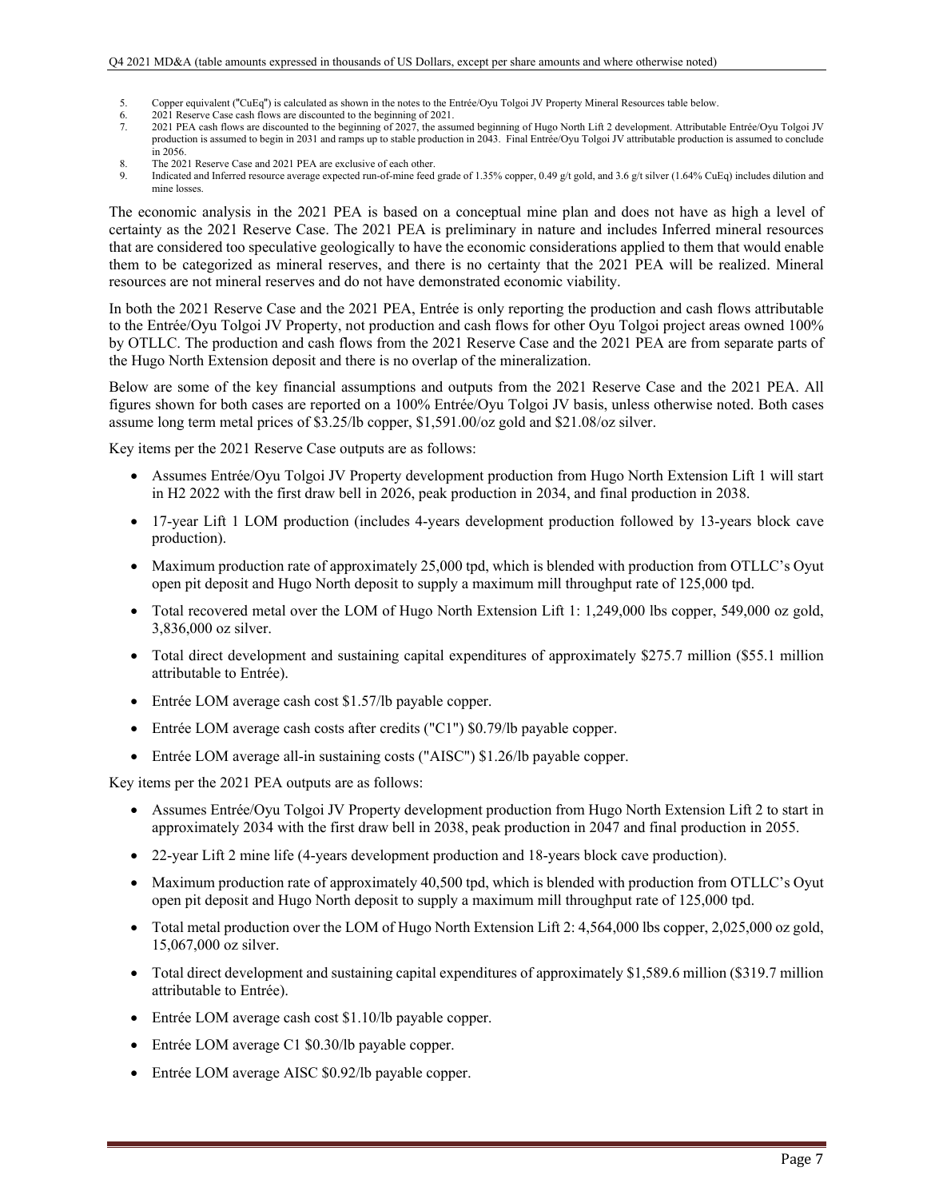5. Copper equivalent ("CuEq") is calculated as shown in the notes to the Entrée/Oyu Tolgoi JV Property Mineral Resources table below.
6. 2021 Reserve Case cash flows are discounted to the beginning of 2021.
7. 2021 PEA cash flows are discounted to the beginning of 2027, the assumed beginning of Hugo North Lift 2 development. Attributable Entrée/Oyu Tolgoi JV production is assumed to begin in 2031 and ramps up to stable production in 2043. Final Entrée/Oyu Tolgoi JV attributable production is assumed to conclude in 2056.
8. The 2021 Reserve Case and 2021 PEA are exclusive of each other.
9. Indicated and Inferred resource average expected run-of-mine feed grade of 1.35% copper, 0.49 g/t gold, and 3.6 g/t silver (1.64% CuEq) includes dilution and mine losses.

The economic analysis in the 2021 PEA is based on a conceptual mine plan and does not have as high a level of certainty as the 2021 Reserve Case. The 2021 PEA is preliminary in nature and includes Inferred mineral resources that are considered too speculative geologically to have the economic considerations applied to them that would enable them to be categorized as mineral reserves, and there is no certainty that the 2021 PEA will be realized. Mineral resources are not mineral reserves and do not have demonstrated economic viability.

In both the 2021 Reserve Case and the 2021 PEA, Entrée is only reporting the production and cash flows attributable to the Entrée/Oyu Tolgoi JV Property, not production and cash flows for other Oyu Tolgoi project areas owned 100% by OTLLC. The production and cash flows from the 2021 Reserve Case and the 2021 PEA are from separate parts of the Hugo North Extension deposit and there is no overlap of the mineralization.

Below are some of the key financial assumptions and outputs from the 2021 Reserve Case and the 2021 PEA. All figures shown for both cases are reported on a 100% Entrée/Oyu Tolgoi JV basis, unless otherwise noted. Both cases assume long term metal prices of $3.25/lb copper, $1,591.00/oz gold and $21.08/oz silver.

Key items per the 2021 Reserve Case outputs are as follows:

- Assumes Entrée/Oyu Tolgoi JV Property development production from Hugo North Extension Lift 1 will start in H2 2022 with the first draw bell in 2026, peak production in 2034, and final production in 2038.
- 17-year Lift 1 LOM production (includes 4-years development production followed by 13-years block cave production).
- Maximum production rate of approximately 25,000 tpd, which is blended with production from OTLLC's Oyut open pit deposit and Hugo North deposit to supply a maximum mill throughput rate of 125,000 tpd.
- Total recovered metal over the LOM of Hugo North Extension Lift 1: 1,249,000 lbs copper, 549,000 oz gold, 3,836,000 oz silver.
- Total direct development and sustaining capital expenditures of approximately $275.7 million ($55.1 million attributable to Entrée).
- Entrée LOM average cash cost $1.57/lb payable copper.
- Entrée LOM average cash costs after credits ("C1") $0.79/lb payable copper.
- Entrée LOM average all-in sustaining costs ("AISC") $1.26/lb payable copper.

Key items per the 2021 PEA outputs are as follows:

- Assumes Entrée/Oyu Tolgoi JV Property development production from Hugo North Extension Lift 2 to start in approximately 2034 with the first draw bell in 2038, peak production in 2047 and final production in 2055.
- 22-year Lift 2 mine life (4-years development production and 18-years block cave production).
- Maximum production rate of approximately 40,500 tpd, which is blended with production from OTLLC's Oyut open pit deposit and Hugo North deposit to supply a maximum mill throughput rate of 125,000 tpd.
- Total metal production over the LOM of Hugo North Extension Lift 2: 4,564,000 lbs copper, 2,025,000 oz gold, 15,067,000 oz silver.
- Total direct development and sustaining capital expenditures of approximately $1,589.6 million ($319.7 million attributable to Entrée).
- Entrée LOM average cash cost $1.10/lb payable copper.
- Entrée LOM average C1 $0.30/lb payable copper.
- Entrée LOM average AISC $0.92/lb payable copper.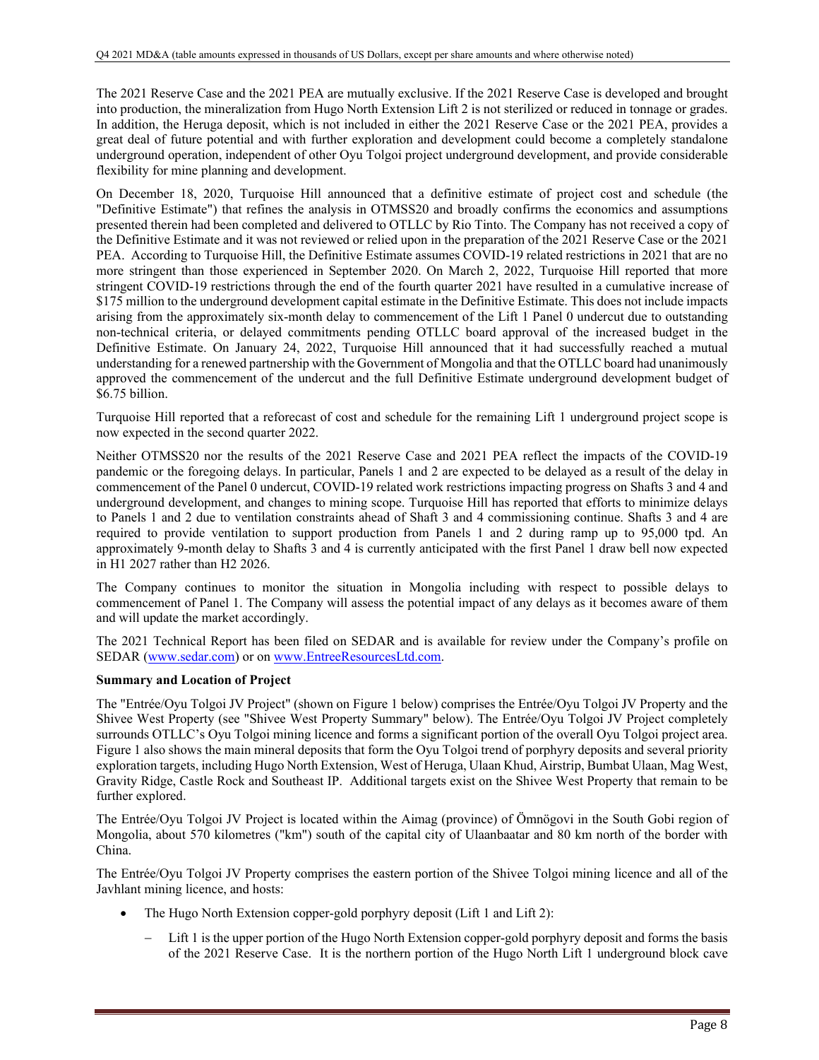The 2021 Reserve Case and the 2021 PEA are mutually exclusive. If the 2021 Reserve Case is developed and brought into production, the mineralization from Hugo North Extension Lift 2 is not sterilized or reduced in tonnage or grades. In addition, the Heruga deposit, which is not included in either the 2021 Reserve Case or the 2021 PEA, provides a great deal of future potential and with further exploration and development could become a completely standalone underground operation, independent of other Oyu Tolgoi project underground development, and provide considerable flexibility for mine planning and development.

On December 18, 2020, Turquoise Hill announced that a definitive estimate of project cost and schedule (the "Definitive Estimate") that refines the analysis in OTMSS20 and broadly confirms the economics and assumptions presented therein had been completed and delivered to OTLLC by Rio Tinto. The Company has not received a copy of the Definitive Estimate and it was not reviewed or relied upon in the preparation of the 2021 Reserve Case or the 2021 PEA. According to Turquoise Hill, the Definitive Estimate assumes COVID-19 related restrictions in 2021 that are no more stringent than those experienced in September 2020. On March 2, 2022, Turquoise Hill reported that more stringent COVID-19 restrictions through the end of the fourth quarter 2021 have resulted in a cumulative increase of $175 million to the underground development capital estimate in the Definitive Estimate. This does not include impacts arising from the approximately six-month delay to commencement of the Lift 1 Panel 0 undercut due to outstanding non-technical criteria, or delayed commitments pending OTLLC board approval of the increased budget in the Definitive Estimate. On January 24, 2022, Turquoise Hill announced that it had successfully reached a mutual understanding for a renewed partnership with the Government of Mongolia and that the OTLLC board had unanimously approved the commencement of the undercut and the full Definitive Estimate underground development budget of $6.75 billion.

Turquoise Hill reported that a reforecast of cost and schedule for the remaining Lift 1 underground project scope is now expected in the second quarter 2022.

Neither OTMSS20 nor the results of the 2021 Reserve Case and 2021 PEA reflect the impacts of the COVID-19 pandemic or the foregoing delays. In particular, Panels 1 and 2 are expected to be delayed as a result of the delay in commencement of the Panel 0 undercut, COVID-19 related work restrictions impacting progress on Shafts 3 and 4 and underground development, and changes to mining scope. Turquoise Hill has reported that efforts to minimize delays to Panels 1 and 2 due to ventilation constraints ahead of Shaft 3 and 4 commissioning continue. Shafts 3 and 4 are required to provide ventilation to support production from Panels 1 and 2 during ramp up to 95,000 tpd. An approximately 9-month delay to Shafts 3 and 4 is currently anticipated with the first Panel 1 draw bell now expected in H1 2027 rather than H2 2026.

The Company continues to monitor the situation in Mongolia including with respect to possible delays to commencement of Panel 1. The Company will assess the potential impact of any delays as it becomes aware of them and will update the market accordingly.

The 2021 Technical Report has been filed on SEDAR and is available for review under the Company's profile on SEDAR (www.sedar.com) or on www.EntreeResourcesLtd.com.

**Summary and Location of Project**

The "Entrée/Oyu Tolgoi JV Project" (shown on Figure 1 below) comprises the Entrée/Oyu Tolgoi JV Property and the Shivee West Property (see "Shivee West Property Summary" below). The Entrée/Oyu Tolgoi JV Project completely surrounds OTLLC's Oyu Tolgoi mining licence and forms a significant portion of the overall Oyu Tolgoi project area. Figure 1 also shows the main mineral deposits that form the Oyu Tolgoi trend of porphyry deposits and several priority exploration targets, including Hugo North Extension, West of Heruga, Ulaan Khud, Airstrip, Bumbat Ulaan, Mag West, Gravity Ridge, Castle Rock and Southeast IP. Additional targets exist on the Shivee West Property that remain to be further explored.

The Entrée/Oyu Tolgoi JV Project is located within the Aimag (province) of Ömnögovi in the South Gobi region of Mongolia, about 570 kilometres ("km") south of the capital city of Ulaanbaatar and 80 km north of the border with China.

The Entrée/Oyu Tolgoi JV Property comprises the eastern portion of the Shivee Tolgoi mining licence and all of the Javhlant mining licence, and hosts:

- The Hugo North Extension copper-gold porphyry deposit (Lift 1 and Lift 2):
  - Lift 1 is the upper portion of the Hugo North Extension copper-gold porphyry deposit and forms the basis of the 2021 Reserve Case. It is the northern portion of the Hugo North Lift 1 underground block cave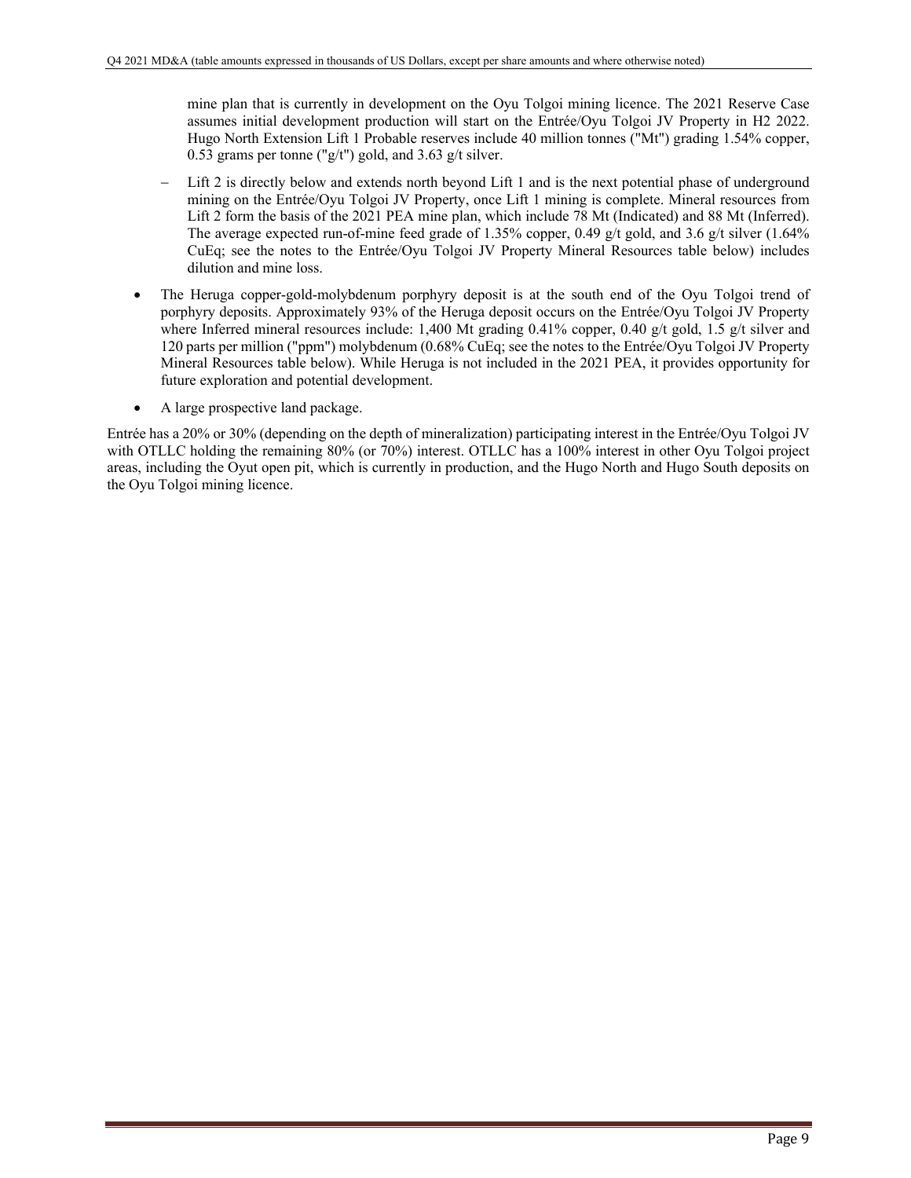mine plan that is currently in development on the Oyu Tolgoi mining licence. The 2021 Reserve Case assumes initial development production will start on the Entrée/Oyu Tolgoi JV Property in H2 2022. Hugo North Extension Lift 1 Probable reserves include 40 million tonnes ("Mt") grading 1.54% copper, 0.53 grams per tonne ("g/t") gold, and 3.63 g/t silver.

  - Lift 2 is directly below and extends north beyond Lift 1 and is the next potential phase of underground mining on the Entrée/Oyu Tolgoi JV Property, once Lift 1 mining is complete. Mineral resources from Lift 2 form the basis of the 2021 PEA mine plan, which include 78 Mt (Indicated) and 88 Mt (Inferred). The average expected run-of-mine feed grade of 1.35% copper, 0.49 g/t gold, and 3.6 g/t silver (1.64% CuEq; see the notes to the Entrée/Oyu Tolgoi JV Property Mineral Resources table below) includes dilution and mine loss.

- The Heruga copper-gold-molybdenum porphyry deposit is at the south end of the Oyu Tolgoi trend of porphyry deposits. Approximately 93% of the Heruga deposit occurs on the Entrée/Oyu Tolgoi JV Property where Inferred mineral resources include: 1,400 Mt grading 0.41% copper, 0.40 g/t gold, 1.5 g/t silver and 120 parts per million ("ppm") molybdenum (0.68% CuEq; see the notes to the Entrée/Oyu Tolgoi JV Property Mineral Resources table below). While Heruga is not included in the 2021 PEA, it provides opportunity for future exploration and potential development.

- A large prospective land package.

Entrée has a 20% or 30% (depending on the depth of mineralization) participating interest in the Entrée/Oyu Tolgoi JV with OTLLC holding the remaining 80% (or 70%) interest. OTLLC has a 100% interest in other Oyu Tolgoi project areas, including the Oyut open pit, which is currently in production, and the Hugo North and Hugo South deposits on the Oyu Tolgoi mining licence.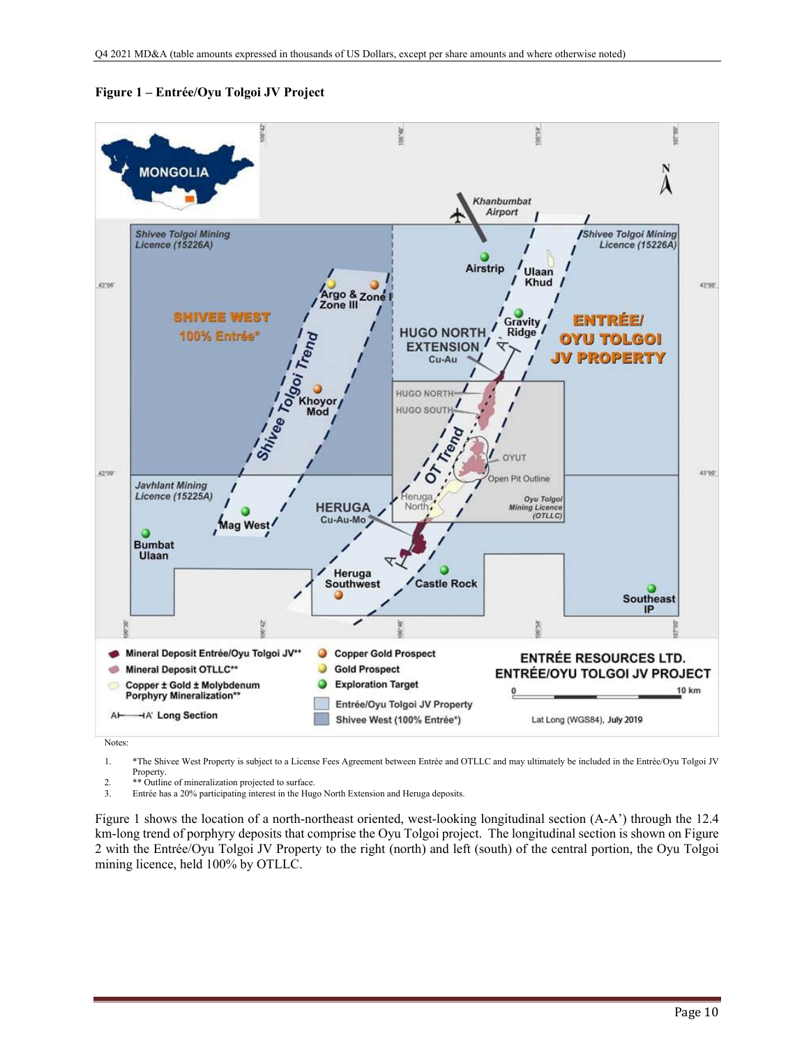**Figure 1 – Entrée/Oyu Tolgoi JV Project**

Notes:

1. *The Shivee West Property is subject to a License Fees Agreement between Entrée and OTLLC and may ultimately be included in the Entrée/Oyu Tolgoi JV Property.
2. ** Outline of mineralization projected to surface.
3. Entrée has a 20% participating interest in the Hugo North Extension and Heruga deposits.

Figure 1 shows the location of a north-northeast oriented, west-looking longitudinal section (A-A') through the 12.4 km-long trend of porphyry deposits that comprise the Oyu Tolgoi project. The longitudinal section is shown on Figure 2 with the Entrée/Oyu Tolgoi JV Property to the right (north) and left (south) of the central portion, the Oyu Tolgoi mining licence, held 100% by OTLLC.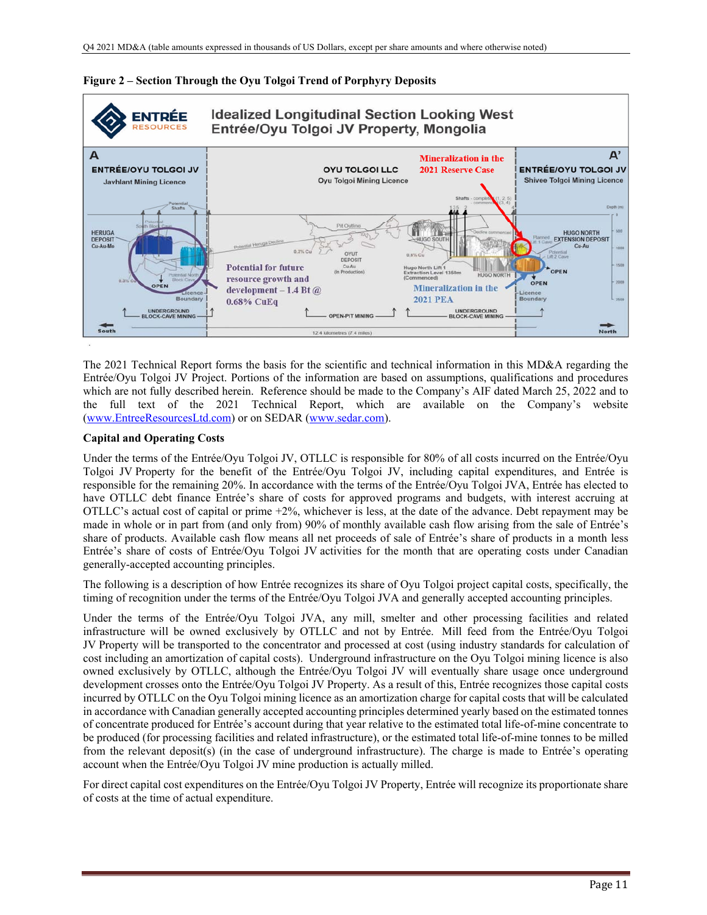**Figure 2 – Section Through the Oyu Tolgoi Trend of Porphyry Deposits**

The 2021 Technical Report forms the basis for the scientific and technical information in this MD&A regarding the Entrée/Oyu Tolgoi JV Project. Portions of the information are based on assumptions, qualifications and procedures which are not fully described herein. Reference should be made to the Company's AIF dated March 25, 2022 and to the full text of the 2021 Technical Report, which are available on the Company's website (www.EntreeResourcesLtd.com) or on SEDAR (www.sedar.com).

**Capital and Operating Costs**

Under the terms of the Entrée/Oyu Tolgoi JV, OTLLC is responsible for 80% of all costs incurred on the Entrée/Oyu Tolgoi JV Property for the benefit of the Entrée/Oyu Tolgoi JV, including capital expenditures, and Entrée is responsible for the remaining 20%. In accordance with the terms of the Entrée/Oyu Tolgoi JVA, Entrée has elected to have OTLLC debt finance Entrée's share of costs for approved programs and budgets, with interest accruing at OTLLC's actual cost of capital or prime +2%, whichever is less, at the date of the advance. Debt repayment may be made in whole or in part from (and only from) 90% of monthly available cash flow arising from the sale of Entrée's share of products. Available cash flow means all net proceeds of sale of Entrée's share of products in a month less Entrée's share of costs of Entrée/Oyu Tolgoi JV activities for the month that are operating costs under Canadian generally-accepted accounting principles.

The following is a description of how Entrée recognizes its share of Oyu Tolgoi project capital costs, specifically, the timing of recognition under the terms of the Entrée/Oyu Tolgoi JVA and generally accepted accounting principles.

Under the terms of the Entrée/Oyu Tolgoi JVA, any mill, smelter and other processing facilities and related infrastructure will be owned exclusively by OTLLC and not by Entrée. Mill feed from the Entrée/Oyu Tolgoi JV Property will be transported to the concentrator and processed at cost (using industry standards for calculation of cost including an amortization of capital costs). Underground infrastructure on the Oyu Tolgoi mining licence is also owned exclusively by OTLLC, although the Entrée/Oyu Tolgoi JV will eventually share usage once underground development crosses onto the Entrée/Oyu Tolgoi JV Property. As a result of this, Entrée recognizes those capital costs incurred by OTLLC on the Oyu Tolgoi mining licence as an amortization charge for capital costs that will be calculated in accordance with Canadian generally accepted accounting principles determined yearly based on the estimated tonnes of concentrate produced for Entrée's account during that year relative to the estimated total life-of-mine concentrate to be produced (for processing facilities and related infrastructure), or the estimated total life-of-mine tonnes to be milled from the relevant deposit(s) (in the case of underground infrastructure). The charge is made to Entrée's operating account when the Entrée/Oyu Tolgoi JV mine production is actually milled.

For direct capital cost expenditures on the Entrée/Oyu Tolgoi JV Property, Entrée will recognize its proportionate share of costs at the time of actual expenditure.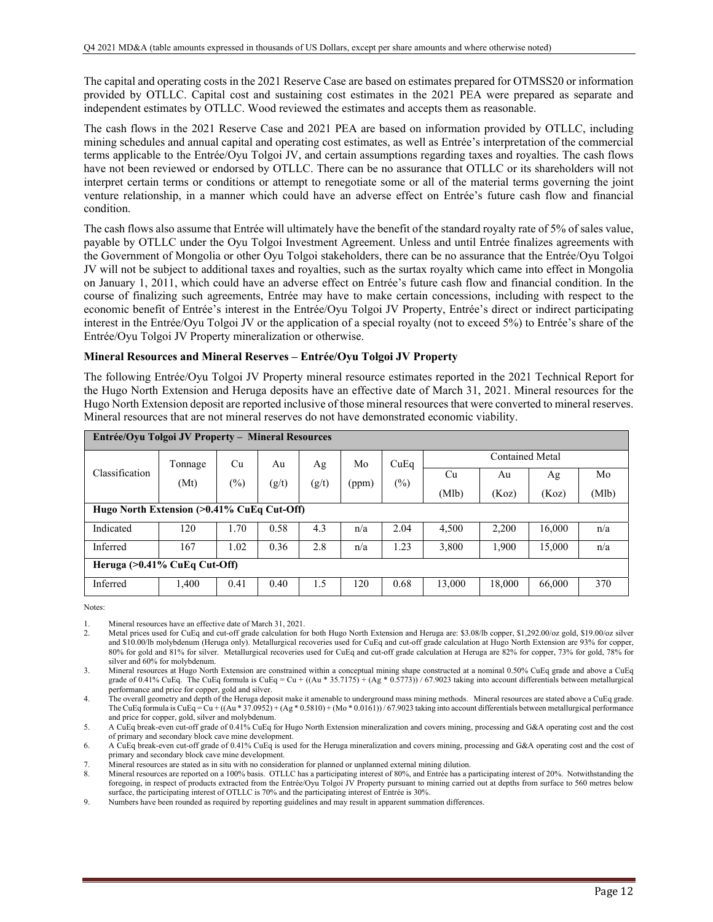The capital and operating costs in the 2021 Reserve Case are based on estimates prepared for OTMSS20 or information provided by OTLLC. Capital cost and sustaining cost estimates in the 2021 PEA were prepared as separate and independent estimates by OTLLC. Wood reviewed the estimates and accepts them as reasonable.

The cash flows in the 2021 Reserve Case and 2021 PEA are based on information provided by OTLLC, including mining schedules and annual capital and operating cost estimates, as well as Entrée's interpretation of the commercial terms applicable to the Entrée/Oyu Tolgoi JV, and certain assumptions regarding taxes and royalties. The cash flows have not been reviewed or endorsed by OTLLC. There can be no assurance that OTLLC or its shareholders will not interpret certain terms or conditions or attempt to renegotiate some or all of the material terms governing the joint venture relationship, in a manner which could have an adverse effect on Entrée's future cash flow and financial condition.

The cash flows also assume that Entrée will ultimately have the benefit of the standard royalty rate of 5% of sales value, payable by OTLLC under the Oyu Tolgoi Investment Agreement. Unless and until Entrée finalizes agreements with the Government of Mongolia or other Oyu Tolgoi stakeholders, there can be no assurance that the Entrée/Oyu Tolgoi JV will not be subject to additional taxes and royalties, such as the surtax royalty which came into effect in Mongolia on January 1, 2011, which could have an adverse effect on Entrée's future cash flow and financial condition. In the course of finalizing such agreements, Entrée may have to make certain concessions, including with respect to the economic benefit of Entrée's interest in the Entrée/Oyu Tolgoi JV Property, Entrée's direct or indirect participating interest in the Entrée/Oyu Tolgoi JV or the application of a special royalty (not to exceed 5%) to Entrée's share of the Entrée/Oyu Tolgoi JV Property mineralization or otherwise.

**Mineral Resources and Mineral Reserves – Entrée/Oyu Tolgoi JV Property**

The following Entrée/Oyu Tolgoi JV Property mineral resource estimates reported in the 2021 Technical Report for the Hugo North Extension and Heruga deposits have an effective date of March 31, 2021. Mineral resources for the Hugo North Extension deposit are reported inclusive of those mineral resources that were converted to mineral reserves. Mineral resources that are not mineral reserves do not have demonstrated economic viability.

| **Entrée/Oyu Tolgoi JV Property – Mineral Resources** | | | | | | | | | | |
|---|---|---|---|---|---|---|---|---|---|---|
| Classification | Tonnage (Mt) | Cu (%) | Au (g/t) | Ag (g/t) | Mo (ppm) | CuEq (%) | Contained Metal | | | |
| | | | | | | | Cu (Mlb) | Au (Koz) | Ag (Koz) | Mo (Mlb) |
| **Hugo North Extension (>0.41% CuEq Cut-Off)** | | | | | | | | | | |
| Indicated | 120 | 1.70 | 0.58 | 4.3 | n/a | 2.04 | 4,500 | 2,200 | 16,000 | n/a |
| Inferred | 167 | 1.02 | 0.36 | 2.8 | n/a | 1.23 | 3,800 | 1,900 | 15,000 | n/a |
| **Heruga (>0.41% CuEq Cut-Off)** | | | | | | | | | | |
| Inferred | 1,400 | 0.41 | 0.40 | 1.5 | 120 | 0.68 | 13,000 | 18,000 | 66,000 | 370 |

Notes:

1. Mineral resources have an effective date of March 31, 2021.
2. Metal prices used for CuEq and cut-off grade calculation for both Hugo North Extension and Heruga are: $3.08/lb copper, $1,292.00/oz gold, $19.00/oz silver and $10.00/lb molybdenum (Heruga only). Metallurgical recoveries used for CuEq and cut-off grade calculation at Hugo North Extension are 93% for copper, 80% for gold and 81% for silver. Metallurgical recoveries used for CuEq and cut-off grade calculation at Heruga are 82% for copper, 73% for gold, 78% for silver and 60% for molybdenum.
3. Mineral resources at Hugo North Extension are constrained within a conceptual mining shape constructed at a nominal 0.50% CuEq grade and above a CuEq grade of 0.41% CuEq. The CuEq formula is CuEq = Cu + ((Au * 35.7175) + (Ag * 0.5773)) / 67.9023 taking into account differentials between metallurgical performance and price for copper, gold and silver.
4. The overall geometry and depth of the Heruga deposit make it amenable to underground mass mining methods. Mineral resources are stated above a CuEq grade. The CuEq formula is CuEq = Cu + ((Au * 37.0952) + (Ag * 0.5810) + (Mo * 0.0161)) / 67.9023 taking into account differentials between metallurgical performance and price for copper, gold, silver and molybdenum.
5. A CuEq break-even cut-off grade of 0.41% CuEq for Hugo North Extension mineralization and covers mining, processing and G&A operating cost and the cost of primary and secondary block cave mine development.
6. A CuEq break-even cut-off grade of 0.41% CuEq is used for the Heruga mineralization and covers mining, processing and G&A operating cost and the cost of primary and secondary block cave mine development.
7. Mineral resources are stated as in situ with no consideration for planned or unplanned external mining dilution.
8. Mineral resources are reported on a 100% basis. OTLLC has a participating interest of 80%, and Entrée has a participating interest of 20%. Notwithstanding the foregoing, in respect of products extracted from the Entrée/Oyu Tolgoi JV Property pursuant to mining carried out at depths from surface to 560 metres below surface, the participating interest of OTLLC is 70% and the participating interest of Entrée is 30%.
9. Numbers have been rounded as required by reporting guidelines and may result in apparent summation differences.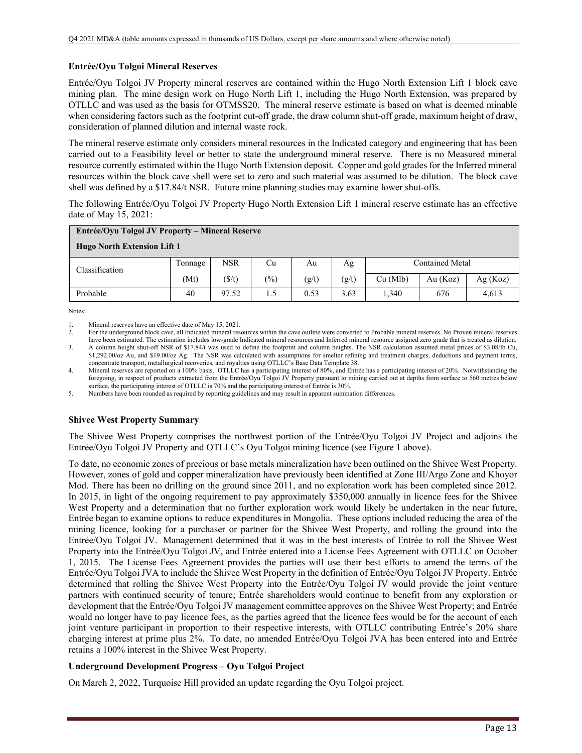### Entrée/Oyu Tolgoi Mineral Reserves

Entrée/Oyu Tolgoi JV Property mineral reserves are contained within the Hugo North Extension Lift 1 block cave mining plan. The mine design work on Hugo North Lift 1, including the Hugo North Extension, was prepared by OTLLC and was used as the basis for OTMSS20. The mineral reserve estimate is based on what is deemed minable when considering factors such as the footprint cut-off grade, the draw column shut-off grade, maximum height of draw, consideration of planned dilution and internal waste rock.

The mineral reserve estimate only considers mineral resources in the Indicated category and engineering that has been carried out to a Feasibility level or better to state the underground mineral reserve. There is no Measured mineral resource currently estimated within the Hugo North Extension deposit. Copper and gold grades for the Inferred mineral resources within the block cave shell were set to zero and such material was assumed to be dilution. The block cave shell was defined by a $17.84/t NSR. Future mine planning studies may examine lower shut-offs.

The following Entrée/Oyu Tolgoi JV Property Hugo North Extension Lift 1 mineral reserve estimate has an effective date of May 15, 2021:

| **Entrée/Oyu Tolgoi JV Property – Mineral Reserve**<br>**Hugo North Extension Lift 1** | | | | | | | | |
|---|---|---|---|---|---|---|---|---|
| Classification | Tonnage | NSR | Cu | Au | Ag | Contained Metal | | |
| | (Mt) | ($/t) | (%) | (g/t) | (g/t) | Cu (Mlb) | Au (Koz) | Ag (Koz) |
| Probable | 40 | 97.52 | 1.5 | 0.53 | 3.63 | 1,340 | 676 | 4,613 |

Notes:

1. Mineral reserves have an effective date of May 15, 2021.
2. For the underground block cave, all Indicated mineral resources within the cave outline were converted to Probable mineral reserves. No Proven mineral reserves have been estimated. The estimation includes low-grade Indicated mineral resources and Inferred mineral resource assigned zero grade that is treated as dilution.
3. A column height shut-off NSR of $17.84/t was used to define the footprint and column heights. The NSR calculation assumed metal prices of $3.08/lb Cu, $1,292.00/oz Au, and $19.00/oz Ag. The NSR was calculated with assumptions for smelter refining and treatment charges, deductions and payment terms, concentrate transport, metallurgical recoveries, and royalties using OTLLC's Base Data Template 38.
4. Mineral reserves are reported on a 100% basis. OTLLC has a participating interest of 80%, and Entrée has a participating interest of 20%. Notwithstanding the foregoing, in respect of products extracted from the Entrée/Oyu Tolgoi JV Property pursuant to mining carried out at depths from surface to 560 metres below surface, the participating interest of OTLLC is 70% and the participating interest of Entrée is 30%.
5. Numbers have been rounded as required by reporting guidelines and may result in apparent summation differences.

### Shivee West Property Summary

The Shivee West Property comprises the northwest portion of the Entrée/Oyu Tolgoi JV Project and adjoins the Entrée/Oyu Tolgoi JV Property and OTLLC's Oyu Tolgoi mining licence (see Figure 1 above).

To date, no economic zones of precious or base metals mineralization have been outlined on the Shivee West Property. However, zones of gold and copper mineralization have previously been identified at Zone III/Argo Zone and Khoyor Mod. There has been no drilling on the ground since 2011, and no exploration work has been completed since 2012. In 2015, in light of the ongoing requirement to pay approximately $350,000 annually in licence fees for the Shivee West Property and a determination that no further exploration work would likely be undertaken in the near future, Entrée began to examine options to reduce expenditures in Mongolia. These options included reducing the area of the mining licence, looking for a purchaser or partner for the Shivee West Property, and rolling the ground into the Entrée/Oyu Tolgoi JV. Management determined that it was in the best interests of Entrée to roll the Shivee West Property into the Entrée/Oyu Tolgoi JV, and Entrée entered into a License Fees Agreement with OTLLC on October 1, 2015. The License Fees Agreement provides the parties will use their best efforts to amend the terms of the Entrée/Oyu Tolgoi JVA to include the Shivee West Property in the definition of Entrée/Oyu Tolgoi JV Property. Entrée determined that rolling the Shivee West Property into the Entrée/Oyu Tolgoi JV would provide the joint venture partners with continued security of tenure; Entrée shareholders would continue to benefit from any exploration or development that the Entrée/Oyu Tolgoi JV management committee approves on the Shivee West Property; and Entrée would no longer have to pay licence fees, as the parties agreed that the licence fees would be for the account of each joint venture participant in proportion to their respective interests, with OTLLC contributing Entrée's 20% share charging interest at prime plus 2%. To date, no amended Entrée/Oyu Tolgoi JVA has been entered into and Entrée retains a 100% interest in the Shivee West Property.

### Underground Development Progress – Oyu Tolgoi Project

On March 2, 2022, Turquoise Hill provided an update regarding the Oyu Tolgoi project.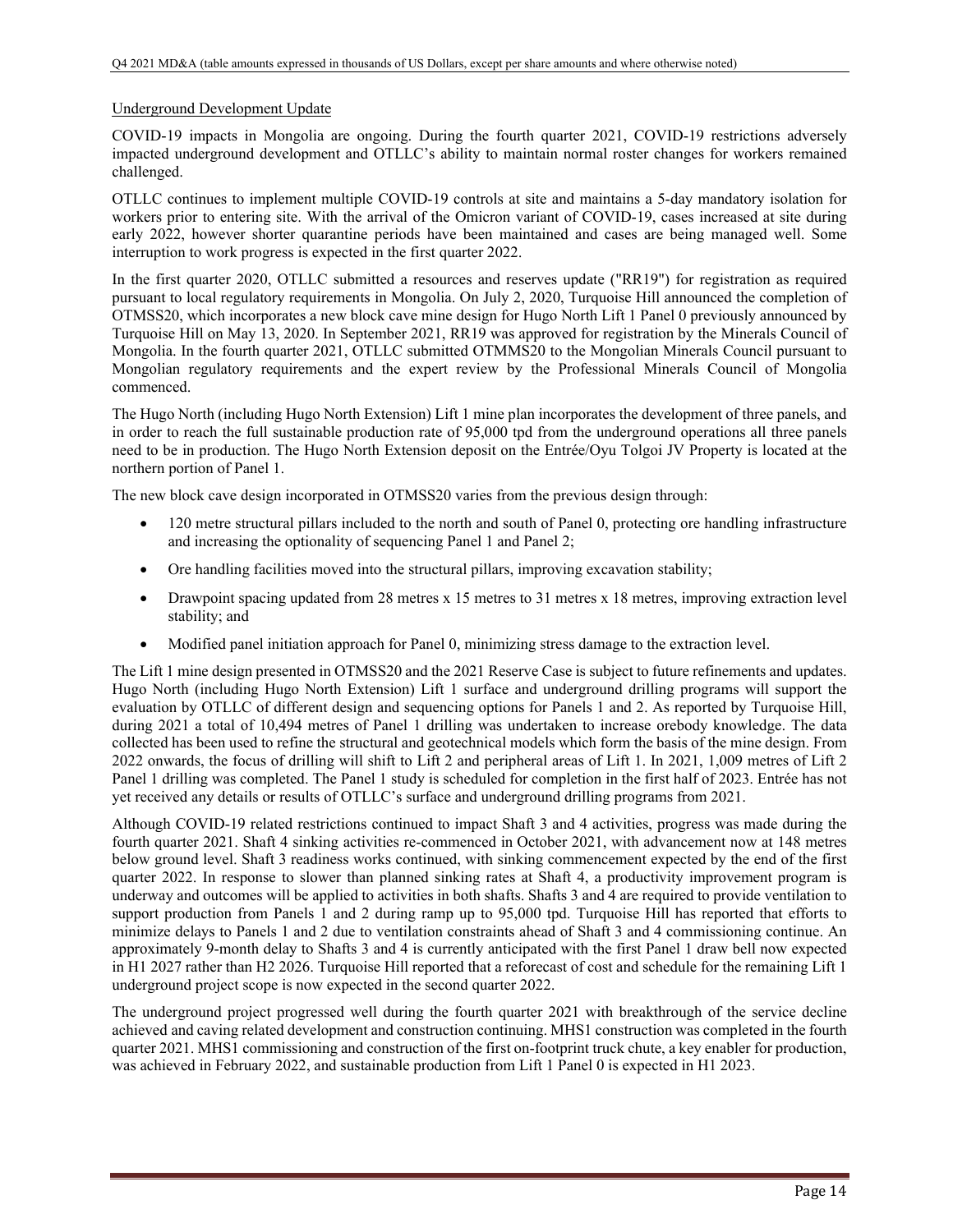Underground Development Update

COVID-19 impacts in Mongolia are ongoing. During the fourth quarter 2021, COVID-19 restrictions adversely impacted underground development and OTLLC's ability to maintain normal roster changes for workers remained challenged.

OTLLC continues to implement multiple COVID-19 controls at site and maintains a 5-day mandatory isolation for workers prior to entering site. With the arrival of the Omicron variant of COVID-19, cases increased at site during early 2022, however shorter quarantine periods have been maintained and cases are being managed well. Some interruption to work progress is expected in the first quarter 2022.

In the first quarter 2020, OTLLC submitted a resources and reserves update ("RR19") for registration as required pursuant to local regulatory requirements in Mongolia. On July 2, 2020, Turquoise Hill announced the completion of OTMSS20, which incorporates a new block cave mine design for Hugo North Lift 1 Panel 0 previously announced by Turquoise Hill on May 13, 2020. In September 2021, RR19 was approved for registration by the Minerals Council of Mongolia. In the fourth quarter 2021, OTLLC submitted OTMMS20 to the Mongolian Minerals Council pursuant to Mongolian regulatory requirements and the expert review by the Professional Minerals Council of Mongolia commenced.

The Hugo North (including Hugo North Extension) Lift 1 mine plan incorporates the development of three panels, and in order to reach the full sustainable production rate of 95,000 tpd from the underground operations all three panels need to be in production. The Hugo North Extension deposit on the Entrée/Oyu Tolgoi JV Property is located at the northern portion of Panel 1.

The new block cave design incorporated in OTMSS20 varies from the previous design through:

- 120 metre structural pillars included to the north and south of Panel 0, protecting ore handling infrastructure and increasing the optionality of sequencing Panel 1 and Panel 2;
- Ore handling facilities moved into the structural pillars, improving excavation stability;
- Drawpoint spacing updated from 28 metres x 15 metres to 31 metres x 18 metres, improving extraction level stability; and
- Modified panel initiation approach for Panel 0, minimizing stress damage to the extraction level.

The Lift 1 mine design presented in OTMSS20 and the 2021 Reserve Case is subject to future refinements and updates. Hugo North (including Hugo North Extension) Lift 1 surface and underground drilling programs will support the evaluation by OTLLC of different design and sequencing options for Panels 1 and 2. As reported by Turquoise Hill, during 2021 a total of 10,494 metres of Panel 1 drilling was undertaken to increase orebody knowledge. The data collected has been used to refine the structural and geotechnical models which form the basis of the mine design. From 2022 onwards, the focus of drilling will shift to Lift 2 and peripheral areas of Lift 1. In 2021, 1,009 metres of Lift 2 Panel 1 drilling was completed. The Panel 1 study is scheduled for completion in the first half of 2023. Entrée has not yet received any details or results of OTLLC's surface and underground drilling programs from 2021.

Although COVID-19 related restrictions continued to impact Shaft 3 and 4 activities, progress was made during the fourth quarter 2021. Shaft 4 sinking activities re-commenced in October 2021, with advancement now at 148 metres below ground level. Shaft 3 readiness works continued, with sinking commencement expected by the end of the first quarter 2022. In response to slower than planned sinking rates at Shaft 4, a productivity improvement program is underway and outcomes will be applied to activities in both shafts. Shafts 3 and 4 are required to provide ventilation to support production from Panels 1 and 2 during ramp up to 95,000 tpd. Turquoise Hill has reported that efforts to minimize delays to Panels 1 and 2 due to ventilation constraints ahead of Shaft 3 and 4 commissioning continue. An approximately 9-month delay to Shafts 3 and 4 is currently anticipated with the first Panel 1 draw bell now expected in H1 2027 rather than H2 2026. Turquoise Hill reported that a reforecast of cost and schedule for the remaining Lift 1 underground project scope is now expected in the second quarter 2022.

The underground project progressed well during the fourth quarter 2021 with breakthrough of the service decline achieved and caving related development and construction continuing. MHS1 construction was completed in the fourth quarter 2021. MHS1 commissioning and construction of the first on-footprint truck chute, a key enabler for production, was achieved in February 2022, and sustainable production from Lift 1 Panel 0 is expected in H1 2023.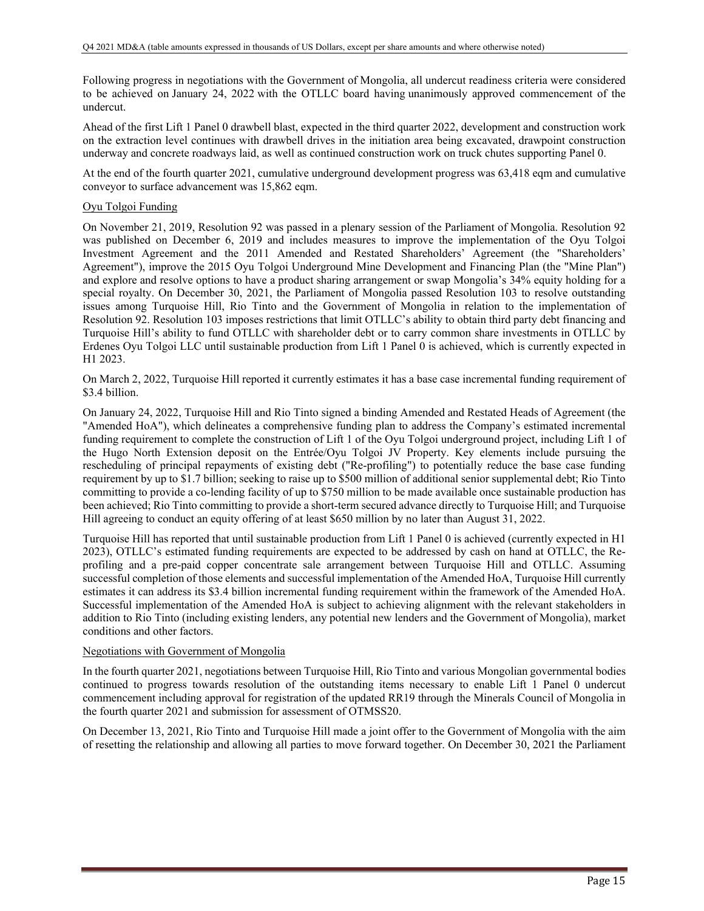Following progress in negotiations with the Government of Mongolia, all undercut readiness criteria were considered to be achieved on January 24, 2022 with the OTLLC board having unanimously approved commencement of the undercut.

Ahead of the first Lift 1 Panel 0 drawbell blast, expected in the third quarter 2022, development and construction work on the extraction level continues with drawbell drives in the initiation area being excavated, drawpoint construction underway and concrete roadways laid, as well as continued construction work on truck chutes supporting Panel 0.

At the end of the fourth quarter 2021, cumulative underground development progress was 63,418 eqm and cumulative conveyor to surface advancement was 15,862 eqm.

## Oyu Tolgoi Funding

On November 21, 2019, Resolution 92 was passed in a plenary session of the Parliament of Mongolia. Resolution 92 was published on December 6, 2019 and includes measures to improve the implementation of the Oyu Tolgoi Investment Agreement and the 2011 Amended and Restated Shareholders' Agreement (the "Shareholders' Agreement"), improve the 2015 Oyu Tolgoi Underground Mine Development and Financing Plan (the "Mine Plan") and explore and resolve options to have a product sharing arrangement or swap Mongolia's 34% equity holding for a special royalty. On December 30, 2021, the Parliament of Mongolia passed Resolution 103 to resolve outstanding issues among Turquoise Hill, Rio Tinto and the Government of Mongolia in relation to the implementation of Resolution 92. Resolution 103 imposes restrictions that limit OTLLC's ability to obtain third party debt financing and Turquoise Hill's ability to fund OTLLC with shareholder debt or to carry common share investments in OTLLC by Erdenes Oyu Tolgoi LLC until sustainable production from Lift 1 Panel 0 is achieved, which is currently expected in H1 2023.

On March 2, 2022, Turquoise Hill reported it currently estimates it has a base case incremental funding requirement of $3.4 billion.

On January 24, 2022, Turquoise Hill and Rio Tinto signed a binding Amended and Restated Heads of Agreement (the "Amended HoA"), which delineates a comprehensive funding plan to address the Company's estimated incremental funding requirement to complete the construction of Lift 1 of the Oyu Tolgoi underground project, including Lift 1 of the Hugo North Extension deposit on the Entrée/Oyu Tolgoi JV Property. Key elements include pursuing the rescheduling of principal repayments of existing debt ("Re-profiling") to potentially reduce the base case funding requirement by up to $1.7 billion; seeking to raise up to $500 million of additional senior supplemental debt; Rio Tinto committing to provide a co-lending facility of up to $750 million to be made available once sustainable production has been achieved; Rio Tinto committing to provide a short-term secured advance directly to Turquoise Hill; and Turquoise Hill agreeing to conduct an equity offering of at least $650 million by no later than August 31, 2022.

Turquoise Hill has reported that until sustainable production from Lift 1 Panel 0 is achieved (currently expected in H1 2023), OTLLC's estimated funding requirements are expected to be addressed by cash on hand at OTLLC, the Re-profiling and a pre-paid copper concentrate sale arrangement between Turquoise Hill and OTLLC. Assuming successful completion of those elements and successful implementation of the Amended HoA, Turquoise Hill currently estimates it can address its $3.4 billion incremental funding requirement within the framework of the Amended HoA. Successful implementation of the Amended HoA is subject to achieving alignment with the relevant stakeholders in addition to Rio Tinto (including existing lenders, any potential new lenders and the Government of Mongolia), market conditions and other factors.

## Negotiations with Government of Mongolia

In the fourth quarter 2021, negotiations between Turquoise Hill, Rio Tinto and various Mongolian governmental bodies continued to progress towards resolution of the outstanding items necessary to enable Lift 1 Panel 0 undercut commencement including approval for registration of the updated RR19 through the Minerals Council of Mongolia in the fourth quarter 2021 and submission for assessment of OTMSS20.

On December 13, 2021, Rio Tinto and Turquoise Hill made a joint offer to the Government of Mongolia with the aim of resetting the relationship and allowing all parties to move forward together. On December 30, 2021 the Parliament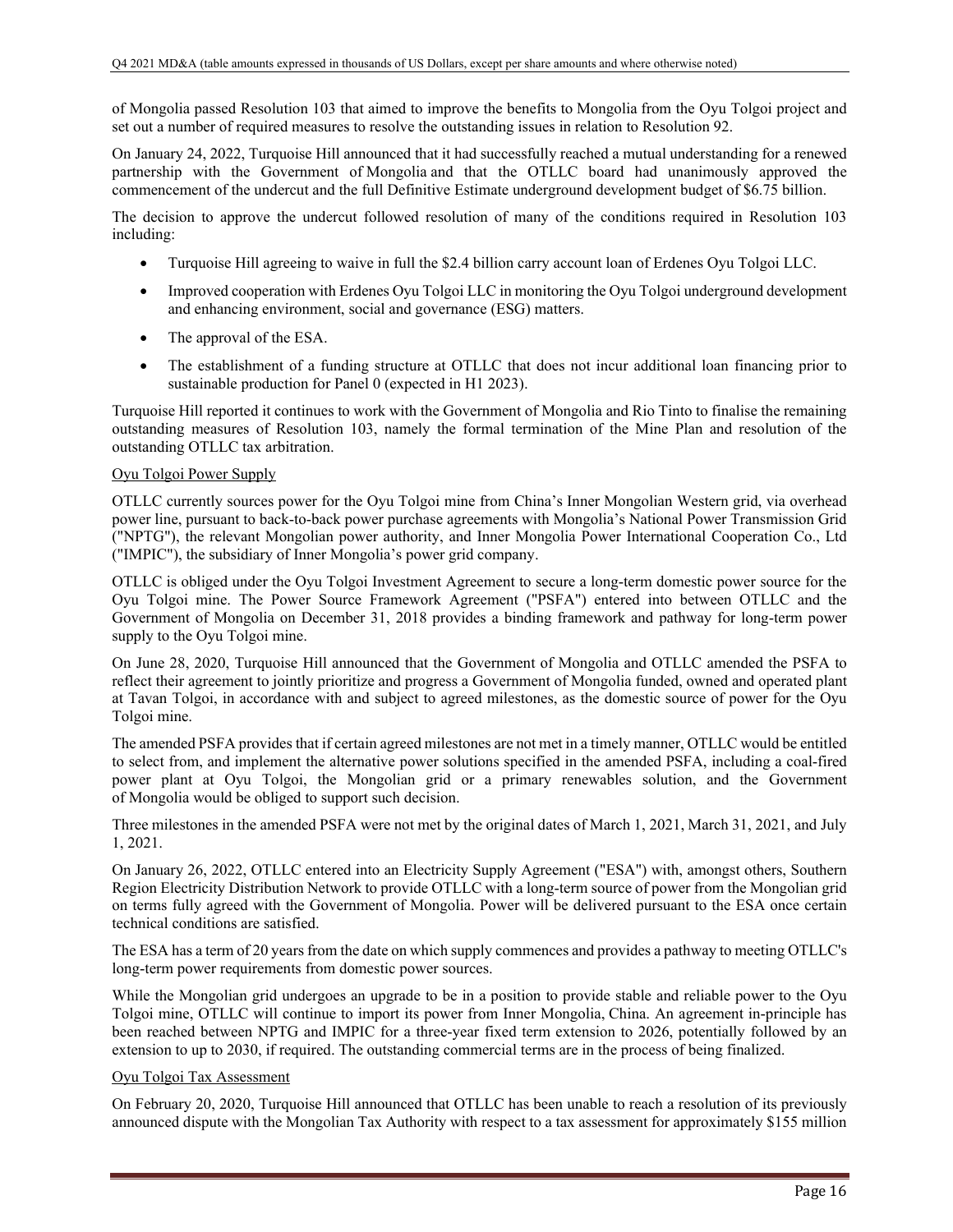of Mongolia passed Resolution 103 that aimed to improve the benefits to Mongolia from the Oyu Tolgoi project and set out a number of required measures to resolve the outstanding issues in relation to Resolution 92.

On January 24, 2022, Turquoise Hill announced that it had successfully reached a mutual understanding for a renewed partnership with the Government of Mongolia and that the OTLLC board had unanimously approved the commencement of the undercut and the full Definitive Estimate underground development budget of $6.75 billion.

The decision to approve the undercut followed resolution of many of the conditions required in Resolution 103 including:

- Turquoise Hill agreeing to waive in full the $2.4 billion carry account loan of Erdenes Oyu Tolgoi LLC.
- Improved cooperation with Erdenes Oyu Tolgoi LLC in monitoring the Oyu Tolgoi underground development and enhancing environment, social and governance (ESG) matters.
- The approval of the ESA.
- The establishment of a funding structure at OTLLC that does not incur additional loan financing prior to sustainable production for Panel 0 (expected in H1 2023).

Turquoise Hill reported it continues to work with the Government of Mongolia and Rio Tinto to finalise the remaining outstanding measures of Resolution 103, namely the formal termination of the Mine Plan and resolution of the outstanding OTLLC tax arbitration.

## Oyu Tolgoi Power Supply

OTLLC currently sources power for the Oyu Tolgoi mine from China's Inner Mongolian Western grid, via overhead power line, pursuant to back-to-back power purchase agreements with Mongolia's National Power Transmission Grid ("NPTG"), the relevant Mongolian power authority, and Inner Mongolia Power International Cooperation Co., Ltd ("IMPIC"), the subsidiary of Inner Mongolia's power grid company.

OTLLC is obliged under the Oyu Tolgoi Investment Agreement to secure a long-term domestic power source for the Oyu Tolgoi mine. The Power Source Framework Agreement ("PSFA") entered into between OTLLC and the Government of Mongolia on December 31, 2018 provides a binding framework and pathway for long-term power supply to the Oyu Tolgoi mine.

On June 28, 2020, Turquoise Hill announced that the Government of Mongolia and OTLLC amended the PSFA to reflect their agreement to jointly prioritize and progress a Government of Mongolia funded, owned and operated plant at Tavan Tolgoi, in accordance with and subject to agreed milestones, as the domestic source of power for the Oyu Tolgoi mine.

The amended PSFA provides that if certain agreed milestones are not met in a timely manner, OTLLC would be entitled to select from, and implement the alternative power solutions specified in the amended PSFA, including a coal-fired power plant at Oyu Tolgoi, the Mongolian grid or a primary renewables solution, and the Government of Mongolia would be obliged to support such decision.

Three milestones in the amended PSFA were not met by the original dates of March 1, 2021, March 31, 2021, and July 1, 2021.

On January 26, 2022, OTLLC entered into an Electricity Supply Agreement ("ESA") with, amongst others, Southern Region Electricity Distribution Network to provide OTLLC with a long-term source of power from the Mongolian grid on terms fully agreed with the Government of Mongolia. Power will be delivered pursuant to the ESA once certain technical conditions are satisfied.

The ESA has a term of 20 years from the date on which supply commences and provides a pathway to meeting OTLLC's long-term power requirements from domestic power sources.

While the Mongolian grid undergoes an upgrade to be in a position to provide stable and reliable power to the Oyu Tolgoi mine, OTLLC will continue to import its power from Inner Mongolia, China. An agreement in-principle has been reached between NPTG and IMPIC for a three-year fixed term extension to 2026, potentially followed by an extension to up to 2030, if required. The outstanding commercial terms are in the process of being finalized.

## Oyu Tolgoi Tax Assessment

On February 20, 2020, Turquoise Hill announced that OTLLC has been unable to reach a resolution of its previously announced dispute with the Mongolian Tax Authority with respect to a tax assessment for approximately $155 million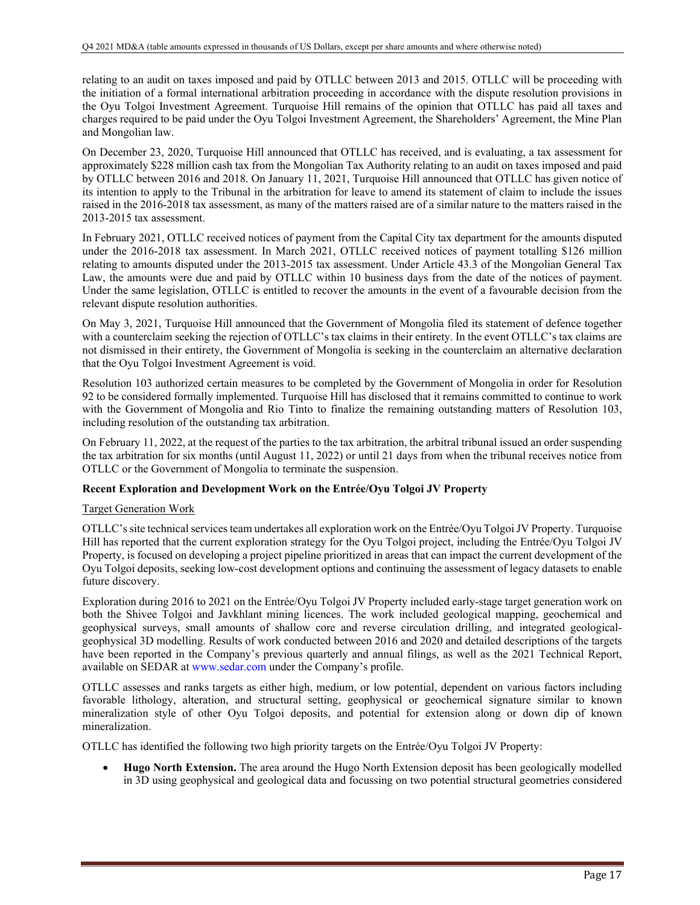relating to an audit on taxes imposed and paid by OTLLC between 2013 and 2015. OTLLC will be proceeding with the initiation of a formal international arbitration proceeding in accordance with the dispute resolution provisions in the Oyu Tolgoi Investment Agreement. Turquoise Hill remains of the opinion that OTLLC has paid all taxes and charges required to be paid under the Oyu Tolgoi Investment Agreement, the Shareholders' Agreement, the Mine Plan and Mongolian law.

On December 23, 2020, Turquoise Hill announced that OTLLC has received, and is evaluating, a tax assessment for approximately $228 million cash tax from the Mongolian Tax Authority relating to an audit on taxes imposed and paid by OTLLC between 2016 and 2018. On January 11, 2021, Turquoise Hill announced that OTLLC has given notice of its intention to apply to the Tribunal in the arbitration for leave to amend its statement of claim to include the issues raised in the 2016-2018 tax assessment, as many of the matters raised are of a similar nature to the matters raised in the 2013-2015 tax assessment.

In February 2021, OTLLC received notices of payment from the Capital City tax department for the amounts disputed under the 2016-2018 tax assessment. In March 2021, OTLLC received notices of payment totalling $126 million relating to amounts disputed under the 2013-2015 tax assessment. Under Article 43.3 of the Mongolian General Tax Law, the amounts were due and paid by OTLLC within 10 business days from the date of the notices of payment. Under the same legislation, OTLLC is entitled to recover the amounts in the event of a favourable decision from the relevant dispute resolution authorities.

On May 3, 2021, Turquoise Hill announced that the Government of Mongolia filed its statement of defence together with a counterclaim seeking the rejection of OTLLC's tax claims in their entirety. In the event OTLLC's tax claims are not dismissed in their entirety, the Government of Mongolia is seeking in the counterclaim an alternative declaration that the Oyu Tolgoi Investment Agreement is void.

Resolution 103 authorized certain measures to be completed by the Government of Mongolia in order for Resolution 92 to be considered formally implemented. Turquoise Hill has disclosed that it remains committed to continue to work with the Government of Mongolia and Rio Tinto to finalize the remaining outstanding matters of Resolution 103, including resolution of the outstanding tax arbitration.

On February 11, 2022, at the request of the parties to the tax arbitration, the arbitral tribunal issued an order suspending the tax arbitration for six months (until August 11, 2022) or until 21 days from when the tribunal receives notice from OTLLC or the Government of Mongolia to terminate the suspension.

**Recent Exploration and Development Work on the Entrée/Oyu Tolgoi JV Property**

Target Generation Work

OTLLC's site technical services team undertakes all exploration work on the Entrée/Oyu Tolgoi JV Property. Turquoise Hill has reported that the current exploration strategy for the Oyu Tolgoi project, including the Entrée/Oyu Tolgoi JV Property, is focused on developing a project pipeline prioritized in areas that can impact the current development of the Oyu Tolgoi deposits, seeking low-cost development options and continuing the assessment of legacy datasets to enable future discovery.

Exploration during 2016 to 2021 on the Entrée/Oyu Tolgoi JV Property included early-stage target generation work on both the Shivee Tolgoi and Javkhlant mining licences. The work included geological mapping, geochemical and geophysical surveys, small amounts of shallow core and reverse circulation drilling, and integrated geological-geophysical 3D modelling. Results of work conducted between 2016 and 2020 and detailed descriptions of the targets have been reported in the Company's previous quarterly and annual filings, as well as the 2021 Technical Report, available on SEDAR at www.sedar.com under the Company's profile.

OTLLC assesses and ranks targets as either high, medium, or low potential, dependent on various factors including favorable lithology, alteration, and structural setting, geophysical or geochemical signature similar to known mineralization style of other Oyu Tolgoi deposits, and potential for extension along or down dip of known mineralization.

OTLLC has identified the following two high priority targets on the Entrée/Oyu Tolgoi JV Property:

- **Hugo North Extension.** The area around the Hugo North Extension deposit has been geologically modelled in 3D using geophysical and geological data and focussing on two potential structural geometries considered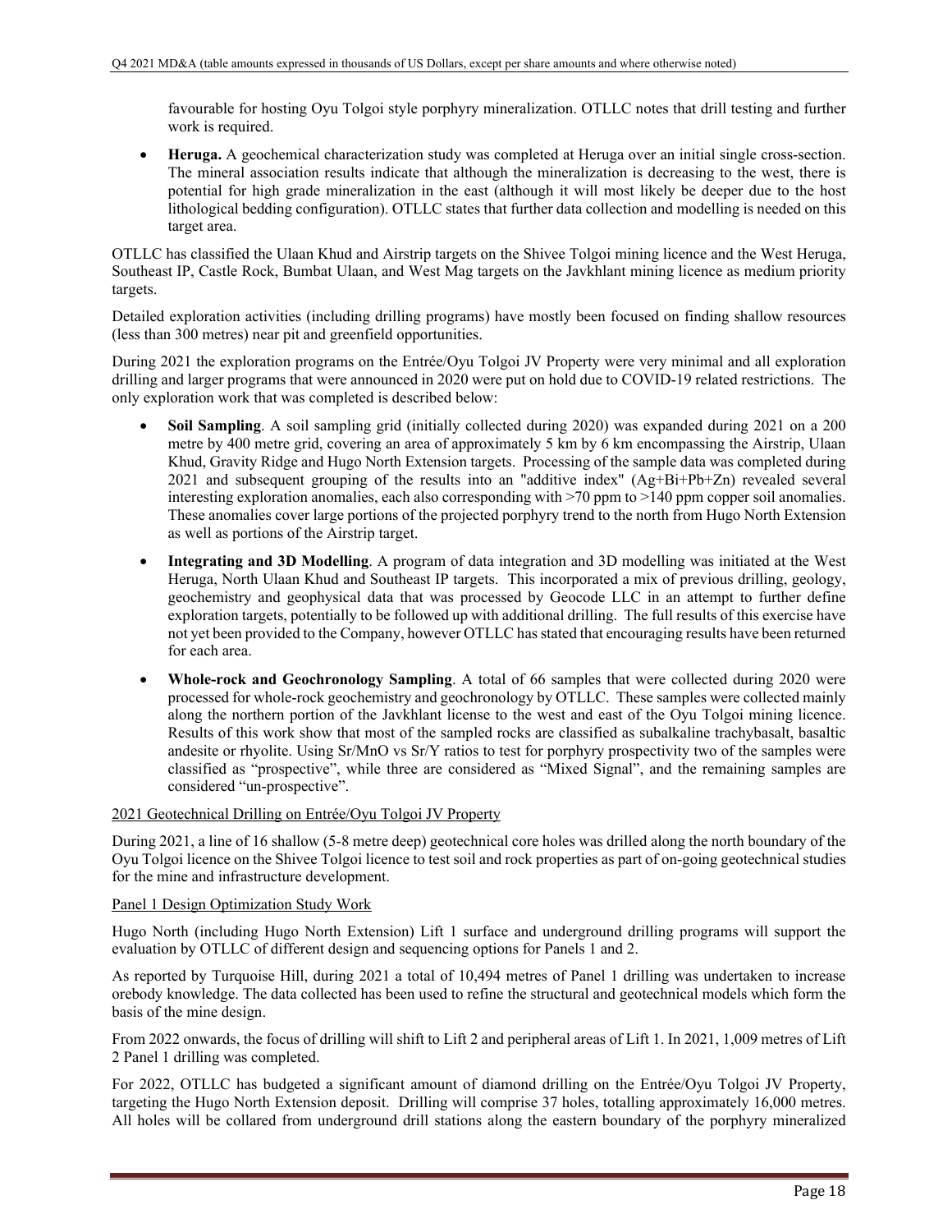favourable for hosting Oyu Tolgoi style porphyry mineralization. OTLLC notes that drill testing and further work is required.

- **Heruga.** A geochemical characterization study was completed at Heruga over an initial single cross-section. The mineral association results indicate that although the mineralization is decreasing to the west, there is potential for high grade mineralization in the east (although it will most likely be deeper due to the host lithological bedding configuration). OTLLC states that further data collection and modelling is needed on this target area.

OTLLC has classified the Ulaan Khud and Airstrip targets on the Shivee Tolgoi mining licence and the West Heruga, Southeast IP, Castle Rock, Bumbat Ulaan, and West Mag targets on the Javkhlant mining licence as medium priority targets.

Detailed exploration activities (including drilling programs) have mostly been focused on finding shallow resources (less than 300 metres) near pit and greenfield opportunities.

During 2021 the exploration programs on the Entrée/Oyu Tolgoi JV Property were very minimal and all exploration drilling and larger programs that were announced in 2020 were put on hold due to COVID-19 related restrictions. The only exploration work that was completed is described below:

- **Soil Sampling**. A soil sampling grid (initially collected during 2020) was expanded during 2021 on a 200 metre by 400 metre grid, covering an area of approximately 5 km by 6 km encompassing the Airstrip, Ulaan Khud, Gravity Ridge and Hugo North Extension targets. Processing of the sample data was completed during 2021 and subsequent grouping of the results into an "additive index" (Ag+Bi+Pb+Zn) revealed several interesting exploration anomalies, each also corresponding with >70 ppm to >140 ppm copper soil anomalies. These anomalies cover large portions of the projected porphyry trend to the north from Hugo North Extension as well as portions of the Airstrip target.
- **Integrating and 3D Modelling**. A program of data integration and 3D modelling was initiated at the West Heruga, North Ulaan Khud and Southeast IP targets. This incorporated a mix of previous drilling, geology, geochemistry and geophysical data that was processed by Geocode LLC in an attempt to further define exploration targets, potentially to be followed up with additional drilling. The full results of this exercise have not yet been provided to the Company, however OTLLC has stated that encouraging results have been returned for each area.
- **Whole-rock and Geochronology Sampling**. A total of 66 samples that were collected during 2020 were processed for whole-rock geochemistry and geochronology by OTLLC. These samples were collected mainly along the northern portion of the Javkhlant license to the west and east of the Oyu Tolgoi mining licence. Results of this work show that most of the sampled rocks are classified as subalkaline trachybasalt, basaltic andesite or rhyolite. Using Sr/MnO vs Sr/Y ratios to test for porphyry prospectivity two of the samples were classified as "prospective", while three are considered as "Mixed Signal", and the remaining samples are considered "un-prospective".

2021 Geotechnical Drilling on Entrée/Oyu Tolgoi JV Property

During 2021, a line of 16 shallow (5-8 metre deep) geotechnical core holes was drilled along the north boundary of the Oyu Tolgoi licence on the Shivee Tolgoi licence to test soil and rock properties as part of on-going geotechnical studies for the mine and infrastructure development.

Panel 1 Design Optimization Study Work

Hugo North (including Hugo North Extension) Lift 1 surface and underground drilling programs will support the evaluation by OTLLC of different design and sequencing options for Panels 1 and 2.

As reported by Turquoise Hill, during 2021 a total of 10,494 metres of Panel 1 drilling was undertaken to increase orebody knowledge. The data collected has been used to refine the structural and geotechnical models which form the basis of the mine design.

From 2022 onwards, the focus of drilling will shift to Lift 2 and peripheral areas of Lift 1. In 2021, 1,009 metres of Lift 2 Panel 1 drilling was completed.

For 2022, OTLLC has budgeted a significant amount of diamond drilling on the Entrée/Oyu Tolgoi JV Property, targeting the Hugo North Extension deposit. Drilling will comprise 37 holes, totalling approximately 16,000 metres. All holes will be collared from underground drill stations along the eastern boundary of the porphyry mineralized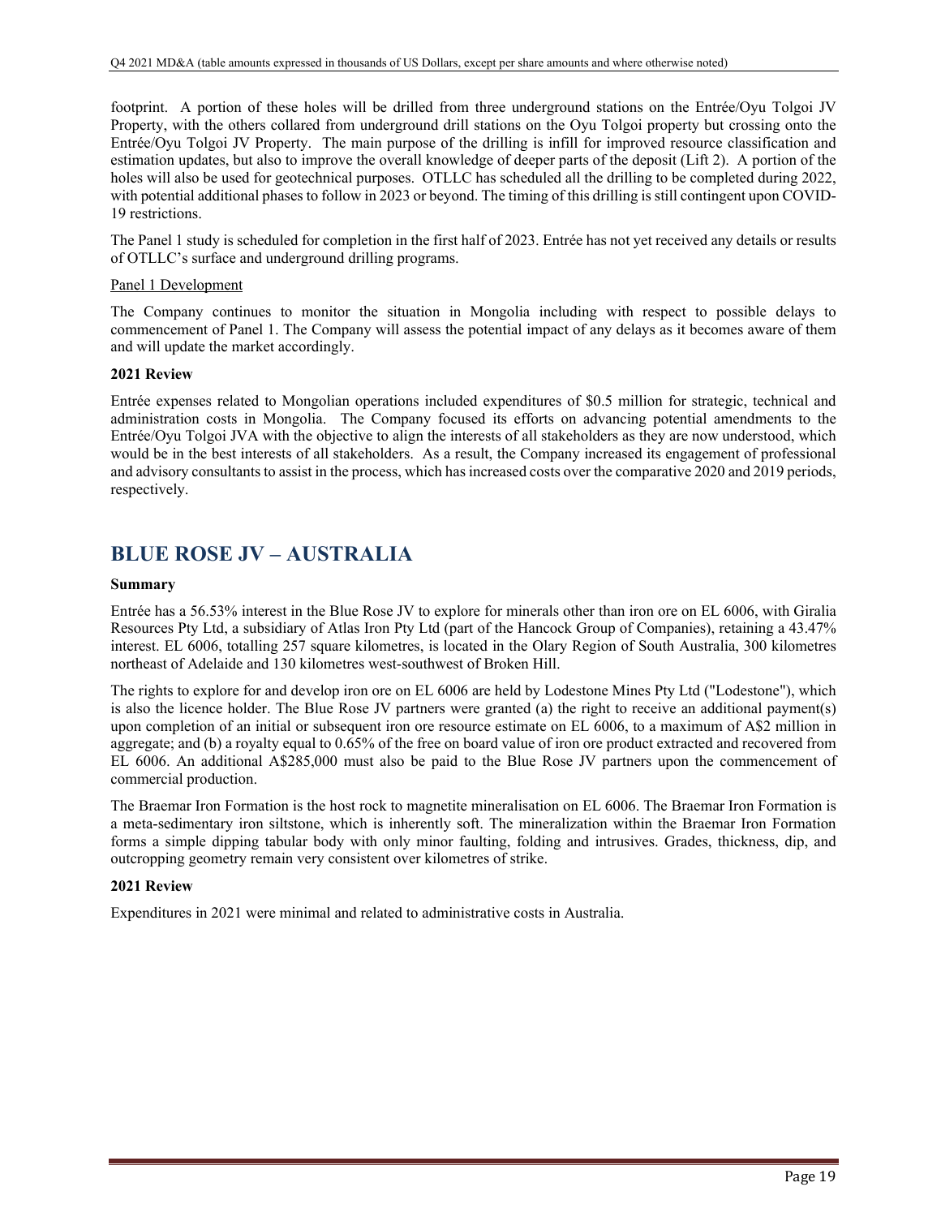footprint. A portion of these holes will be drilled from three underground stations on the Entrée/Oyu Tolgoi JV Property, with the others collared from underground drill stations on the Oyu Tolgoi property but crossing onto the Entrée/Oyu Tolgoi JV Property. The main purpose of the drilling is infill for improved resource classification and estimation updates, but also to improve the overall knowledge of deeper parts of the deposit (Lift 2). A portion of the holes will also be used for geotechnical purposes. OTLLC has scheduled all the drilling to be completed during 2022, with potential additional phases to follow in 2023 or beyond. The timing of this drilling is still contingent upon COVID-19 restrictions.

The Panel 1 study is scheduled for completion in the first half of 2023. Entrée has not yet received any details or results of OTLLC's surface and underground drilling programs.

Panel 1 Development

The Company continues to monitor the situation in Mongolia including with respect to possible delays to commencement of Panel 1. The Company will assess the potential impact of any delays as it becomes aware of them and will update the market accordingly.

**2021 Review**

Entrée expenses related to Mongolian operations included expenditures of $0.5 million for strategic, technical and administration costs in Mongolia. The Company focused its efforts on advancing potential amendments to the Entrée/Oyu Tolgoi JVA with the objective to align the interests of all stakeholders as they are now understood, which would be in the best interests of all stakeholders. As a result, the Company increased its engagement of professional and advisory consultants to assist in the process, which has increased costs over the comparative 2020 and 2019 periods, respectively.

# BLUE ROSE JV – AUSTRALIA

**Summary**

Entrée has a 56.53% interest in the Blue Rose JV to explore for minerals other than iron ore on EL 6006, with Giralia Resources Pty Ltd, a subsidiary of Atlas Iron Pty Ltd (part of the Hancock Group of Companies), retaining a 43.47% interest. EL 6006, totalling 257 square kilometres, is located in the Olary Region of South Australia, 300 kilometres northeast of Adelaide and 130 kilometres west-southwest of Broken Hill.

The rights to explore for and develop iron ore on EL 6006 are held by Lodestone Mines Pty Ltd ("Lodestone"), which is also the licence holder. The Blue Rose JV partners were granted (a) the right to receive an additional payment(s) upon completion of an initial or subsequent iron ore resource estimate on EL 6006, to a maximum of A$2 million in aggregate; and (b) a royalty equal to 0.65% of the free on board value of iron ore product extracted and recovered from EL 6006. An additional A$285,000 must also be paid to the Blue Rose JV partners upon the commencement of commercial production.

The Braemar Iron Formation is the host rock to magnetite mineralisation on EL 6006. The Braemar Iron Formation is a meta-sedimentary iron siltstone, which is inherently soft. The mineralization within the Braemar Iron Formation forms a simple dipping tabular body with only minor faulting, folding and intrusives. Grades, thickness, dip, and outcropping geometry remain very consistent over kilometres of strike.

**2021 Review**

Expenditures in 2021 were minimal and related to administrative costs in Australia.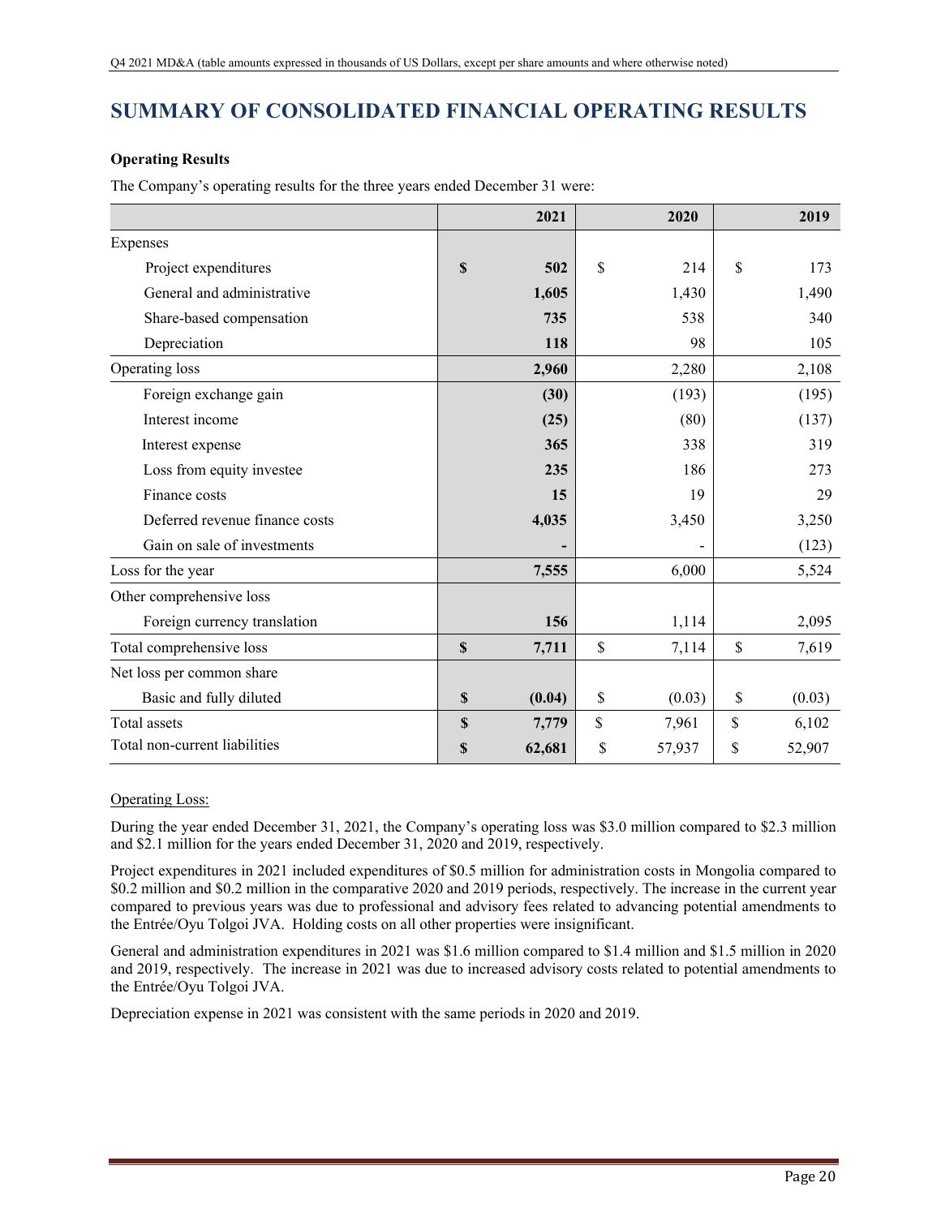# SUMMARY OF CONSOLIDATED FINANCIAL OPERATING RESULTS

**Operating Results**

The Company's operating results for the three years ended December 31 were:

| | 2021 | 2020 | 2019 |
|---|---|---|---|
| Expenses | | | |
| Project expenditures | **$ 502** | $ 214 | $ 173 |
| General and administrative | **1,605** | 1,430 | 1,490 |
| Share-based compensation | **735** | 538 | 340 |
| Depreciation | **118** | 98 | 105 |
| Operating loss | **2,960** | 2,280 | 2,108 |
| Foreign exchange gain | **(30)** | (193) | (195) |
| Interest income | **(25)** | (80) | (137) |
| Interest expense | **365** | 338 | 319 |
| Loss from equity investee | **235** | 186 | 273 |
| Finance costs | **15** | 19 | 29 |
| Deferred revenue finance costs | **4,035** | 3,450 | 3,250 |
| Gain on sale of investments | **-** | - | (123) |
| Loss for the year | **7,555** | 6,000 | 5,524 |
| Other comprehensive loss | | | |
| Foreign currency translation | **156** | 1,114 | 2,095 |
| Total comprehensive loss | **$ 7,711** | $ 7,114 | $ 7,619 |
| Net loss per common share | | | |
| Basic and fully diluted | **$ (0.04)** | $ (0.03) | $ (0.03) |
| Total assets | **$ 7,779** | $ 7,961 | $ 6,102 |
| Total non-current liabilities | **$ 62,681** | $ 57,937 | $ 52,907 |

Operating Loss:

During the year ended December 31, 2021, the Company's operating loss was $3.0 million compared to $2.3 million and $2.1 million for the years ended December 31, 2020 and 2019, respectively.

Project expenditures in 2021 included expenditures of $0.5 million for administration costs in Mongolia compared to $0.2 million and $0.2 million in the comparative 2020 and 2019 periods, respectively. The increase in the current year compared to previous years was due to professional and advisory fees related to advancing potential amendments to the Entrée/Oyu Tolgoi JVA. Holding costs on all other properties were insignificant.

General and administration expenditures in 2021 was $1.6 million compared to $1.4 million and $1.5 million in 2020 and 2019, respectively. The increase in 2021 was due to increased advisory costs related to potential amendments to the Entrée/Oyu Tolgoi JVA.

Depreciation expense in 2021 was consistent with the same periods in 2020 and 2019.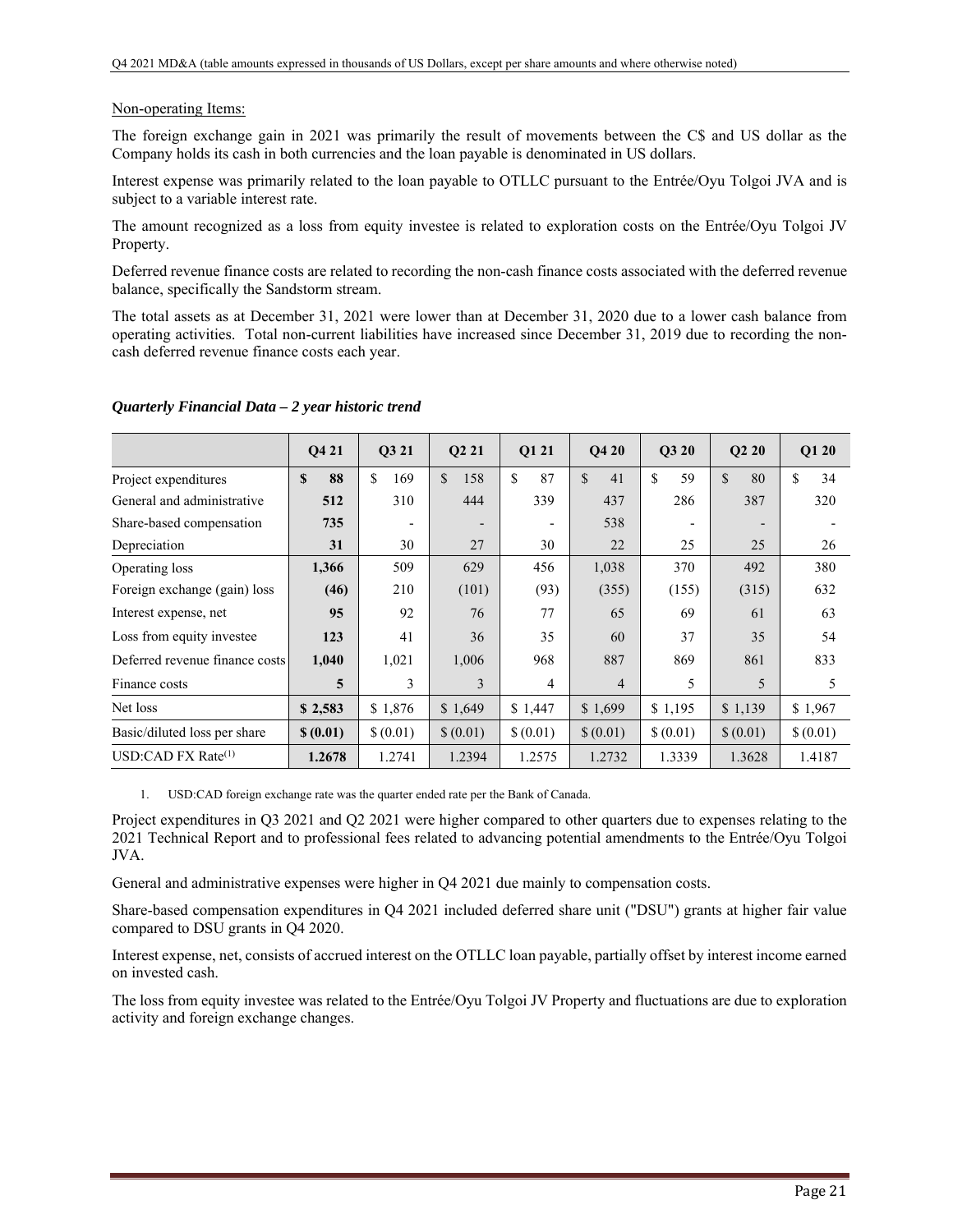Non-operating Items:

The foreign exchange gain in 2021 was primarily the result of movements between the C$ and US dollar as the Company holds its cash in both currencies and the loan payable is denominated in US dollars.

Interest expense was primarily related to the loan payable to OTLLC pursuant to the Entrée/Oyu Tolgoi JVA and is subject to a variable interest rate.

The amount recognized as a loss from equity investee is related to exploration costs on the Entrée/Oyu Tolgoi JV Property.

Deferred revenue finance costs are related to recording the non-cash finance costs associated with the deferred revenue balance, specifically the Sandstorm stream.

The total assets as at December 31, 2021 were lower than at December 31, 2020 due to a lower cash balance from operating activities. Total non-current liabilities have increased since December 31, 2019 due to recording the non-cash deferred revenue finance costs each year.

***Quarterly Financial Data – 2 year historic trend***

| | Q4 21 | Q3 21 | Q2 21 | Q1 21 | Q4 20 | Q3 20 | Q2 20 | Q1 20 |
|---|---|---|---|---|---|---|---|---|
| Project expenditures | **$ 88** | $ 169 | $ 158 | $ 87 | $ 41 | $ 59 | $ 80 | $ 34 |
| General and administrative | **512** | 310 | 444 | 339 | 437 | 286 | 387 | 320 |
| Share-based compensation | **735** | - | - | - | 538 | - | - | - |
| Depreciation | **31** | 30 | 27 | 30 | 22 | 25 | 25 | 26 |
| Operating loss | **1,366** | 509 | 629 | 456 | 1,038 | 370 | 492 | 380 |
| Foreign exchange (gain) loss | **(46)** | 210 | (101) | (93) | (355) | (155) | (315) | 632 |
| Interest expense, net | **95** | 92 | 76 | 77 | 65 | 69 | 61 | 63 |
| Loss from equity investee | **123** | 41 | 36 | 35 | 60 | 37 | 35 | 54 |
| Deferred revenue finance costs | **1,040** | 1,021 | 1,006 | 968 | 887 | 869 | 861 | 833 |
| Finance costs | **5** | 3 | 3 | 4 | 4 | 5 | 5 | 5 |
| Net loss | **$ 2,583** | $ 1,876 | $ 1,649 | $ 1,447 | $ 1,699 | $ 1,195 | $ 1,139 | $ 1,967 |
| Basic/diluted loss per share | **$ (0.01)** | $ (0.01) | $ (0.01) | $ (0.01) | $ (0.01) | $ (0.01) | $ (0.01) | $ (0.01) |
| USD:CAD FX Rate[(1)] | **1.2678** | 1.2741 | 1.2394 | 1.2575 | 1.2732 | 1.3339 | 1.3628 | 1.4187 |

1. USD:CAD foreign exchange rate was the quarter ended rate per the Bank of Canada.

Project expenditures in Q3 2021 and Q2 2021 were higher compared to other quarters due to expenses relating to the 2021 Technical Report and to professional fees related to advancing potential amendments to the Entrée/Oyu Tolgoi JVA.

General and administrative expenses were higher in Q4 2021 due mainly to compensation costs.

Share-based compensation expenditures in Q4 2021 included deferred share unit ("DSU") grants at higher fair value compared to DSU grants in Q4 2020.

Interest expense, net, consists of accrued interest on the OTLLC loan payable, partially offset by interest income earned on invested cash.

The loss from equity investee was related to the Entrée/Oyu Tolgoi JV Property and fluctuations are due to exploration activity and foreign exchange changes.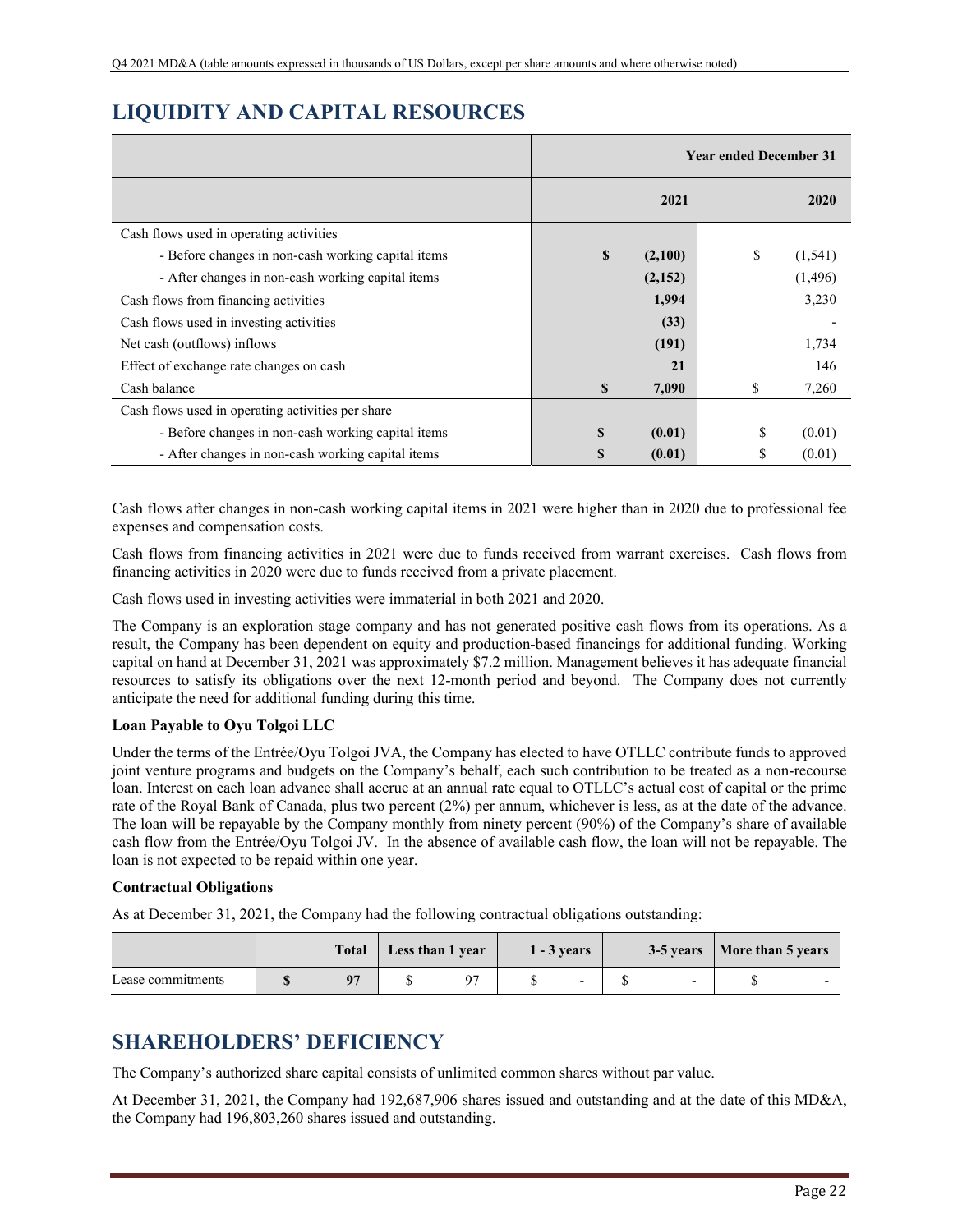## LIQUIDITY AND CAPITAL RESOURCES

| | Year ended December 31 | |
|---|---|---|
| | **2021** | **2020** |
| Cash flows used in operating activities | | |
| - Before changes in non-cash working capital items | **$ (2,100)** | $ (1,541) |
| - After changes in non-cash working capital items | **(2,152)** | (1,496) |
| Cash flows from financing activities | **1,994** | 3,230 |
| Cash flows used in investing activities | **(33)** | - |
| Net cash (outflows) inflows | **(191)** | 1,734 |
| Effect of exchange rate changes on cash | **21** | 146 |
| Cash balance | **$ 7,090** | $ 7,260 |
| Cash flows used in operating activities per share | | |
| - Before changes in non-cash working capital items | **$ (0.01)** | $ (0.01) |
| - After changes in non-cash working capital items | **$ (0.01)** | $ (0.01) |

Cash flows after changes in non-cash working capital items in 2021 were higher than in 2020 due to professional fee expenses and compensation costs.

Cash flows from financing activities in 2021 were due to funds received from warrant exercises. Cash flows from financing activities in 2020 were due to funds received from a private placement.

Cash flows used in investing activities were immaterial in both 2021 and 2020.

The Company is an exploration stage company and has not generated positive cash flows from its operations. As a result, the Company has been dependent on equity and production-based financings for additional funding. Working capital on hand at December 31, 2021 was approximately $7.2 million. Management believes it has adequate financial resources to satisfy its obligations over the next 12-month period and beyond. The Company does not currently anticipate the need for additional funding during this time.

**Loan Payable to Oyu Tolgoi LLC**

Under the terms of the Entrée/Oyu Tolgoi JVA, the Company has elected to have OTLLC contribute funds to approved joint venture programs and budgets on the Company's behalf, each such contribution to be treated as a non-recourse loan. Interest on each loan advance shall accrue at an annual rate equal to OTLLC's actual cost of capital or the prime rate of the Royal Bank of Canada, plus two percent (2%) per annum, whichever is less, as at the date of the advance. The loan will be repayable by the Company monthly from ninety percent (90%) of the Company's share of available cash flow from the Entrée/Oyu Tolgoi JV. In the absence of available cash flow, the loan will not be repayable. The loan is not expected to be repaid within one year.

**Contractual Obligations**

As at December 31, 2021, the Company had the following contractual obligations outstanding:

| | Total | Less than 1 year | 1 - 3 years | 3-5 years | More than 5 years |
|---|---|---|---|---|---|
| Lease commitments | **$ 97** | $ 97 | $ - | $ - | $ - |

## SHAREHOLDERS' DEFICIENCY

The Company's authorized share capital consists of unlimited common shares without par value.

At December 31, 2021, the Company had 192,687,906 shares issued and outstanding and at the date of this MD&A, the Company had 196,803,260 shares issued and outstanding.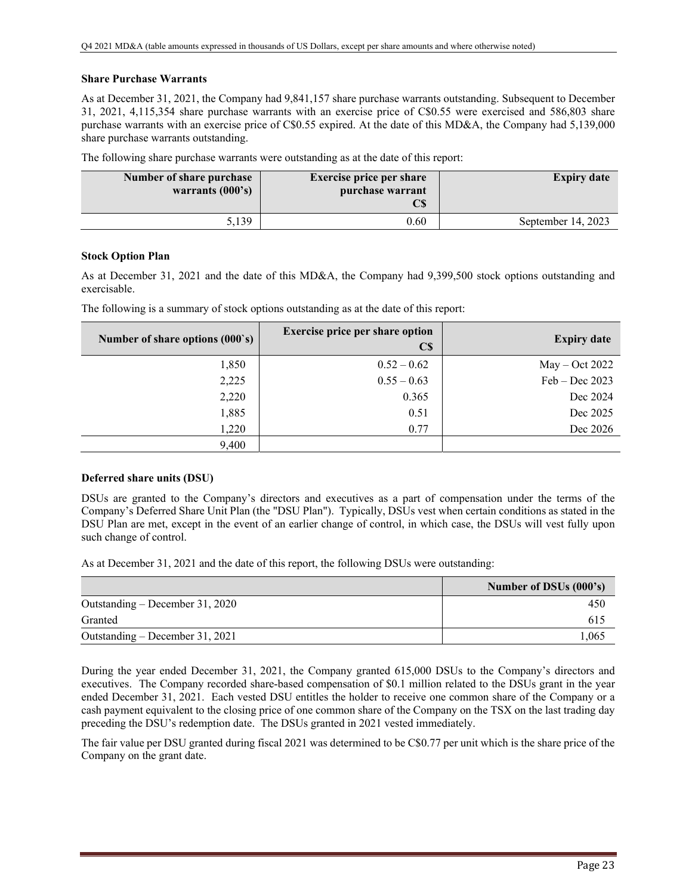### Share Purchase Warrants

As at December 31, 2021, the Company had 9,841,157 share purchase warrants outstanding. Subsequent to December 31, 2021, 4,115,354 share purchase warrants with an exercise price of C$0.55 were exercised and 586,803 share purchase warrants with an exercise price of C$0.55 expired. At the date of this MD&A, the Company had 5,139,000 share purchase warrants outstanding.

The following share purchase warrants were outstanding as at the date of this report:

| Number of share purchase warrants (000's) | Exercise price per share purchase warrant C$ | Expiry date |
|---:|---:|---:|
| 5,139 | 0.60 | September 14, 2023 |

### Stock Option Plan

As at December 31, 2021 and the date of this MD&A, the Company had 9,399,500 stock options outstanding and exercisable.

The following is a summary of stock options outstanding as at the date of this report:

| Number of share options (000`s) | Exercise price per share option C$ | Expiry date |
|---:|---:|---:|
| 1,850 | 0.52 – 0.62 | May – Oct 2022 |
| 2,225 | 0.55 – 0.63 | Feb – Dec 2023 |
| 2,220 | 0.365 | Dec 2024 |
| 1,885 | 0.51 | Dec 2025 |
| 1,220 | 0.77 | Dec 2026 |
| 9,400 | | |

### Deferred share units (DSU)

DSUs are granted to the Company's directors and executives as a part of compensation under the terms of the Company's Deferred Share Unit Plan (the "DSU Plan"). Typically, DSUs vest when certain conditions as stated in the DSU Plan are met, except in the event of an earlier change of control, in which case, the DSUs will vest fully upon such change of control.

As at December 31, 2021 and the date of this report, the following DSUs were outstanding:

| | Number of DSUs (000's) |
|---|---:|
| Outstanding – December 31, 2020 | 450 |
| Granted | 615 |
| Outstanding – December 31, 2021 | 1,065 |

During the year ended December 31, 2021, the Company granted 615,000 DSUs to the Company's directors and executives. The Company recorded share-based compensation of $0.1 million related to the DSUs grant in the year ended December 31, 2021. Each vested DSU entitles the holder to receive one common share of the Company or a cash payment equivalent to the closing price of one common share of the Company on the TSX on the last trading day preceding the DSU's redemption date. The DSUs granted in 2021 vested immediately.

The fair value per DSU granted during fiscal 2021 was determined to be C$0.77 per unit which is the share price of the Company on the grant date.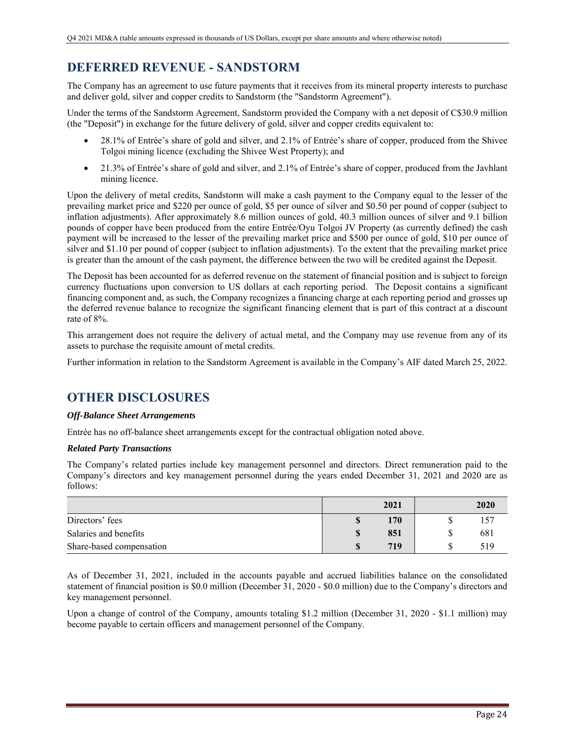## DEFERRED REVENUE - SANDSTORM

The Company has an agreement to use future payments that it receives from its mineral property interests to purchase and deliver gold, silver and copper credits to Sandstorm (the "Sandstorm Agreement").

Under the terms of the Sandstorm Agreement, Sandstorm provided the Company with a net deposit of C$30.9 million (the "Deposit") in exchange for the future delivery of gold, silver and copper credits equivalent to:

- 28.1% of Entrée's share of gold and silver, and 2.1% of Entrée's share of copper, produced from the Shivee Tolgoi mining licence (excluding the Shivee West Property); and
- 21.3% of Entrée's share of gold and silver, and 2.1% of Entrée's share of copper, produced from the Javhlant mining licence.

Upon the delivery of metal credits, Sandstorm will make a cash payment to the Company equal to the lesser of the prevailing market price and $220 per ounce of gold, $5 per ounce of silver and $0.50 per pound of copper (subject to inflation adjustments). After approximately 8.6 million ounces of gold, 40.3 million ounces of silver and 9.1 billion pounds of copper have been produced from the entire Entrée/Oyu Tolgoi JV Property (as currently defined) the cash payment will be increased to the lesser of the prevailing market price and $500 per ounce of gold, $10 per ounce of silver and $1.10 per pound of copper (subject to inflation adjustments). To the extent that the prevailing market price is greater than the amount of the cash payment, the difference between the two will be credited against the Deposit.

The Deposit has been accounted for as deferred revenue on the statement of financial position and is subject to foreign currency fluctuations upon conversion to US dollars at each reporting period. The Deposit contains a significant financing component and, as such, the Company recognizes a financing charge at each reporting period and grosses up the deferred revenue balance to recognize the significant financing element that is part of this contract at a discount rate of 8%.

This arrangement does not require the delivery of actual metal, and the Company may use revenue from any of its assets to purchase the requisite amount of metal credits.

Further information in relation to the Sandstorm Agreement is available in the Company's AIF dated March 25, 2022.

## OTHER DISCLOSURES

***Off-Balance Sheet Arrangements***

Entrée has no off-balance sheet arrangements except for the contractual obligation noted above.

***Related Party Transactions***

The Company's related parties include key management personnel and directors. Direct remuneration paid to the Company's directors and key management personnel during the years ended December 31, 2021 and 2020 are as follows:

| | 2021 | 2020 |
|---|---|---|
| Directors' fees | **$ 170** | $ 157 |
| Salaries and benefits | **$ 851** | $ 681 |
| Share-based compensation | **$ 719** | $ 519 |

As of December 31, 2021, included in the accounts payable and accrued liabilities balance on the consolidated statement of financial position is $0.0 million (December 31, 2020 - $0.0 million) due to the Company's directors and key management personnel.

Upon a change of control of the Company, amounts totaling $1.2 million (December 31, 2020 - $1.1 million) may become payable to certain officers and management personnel of the Company.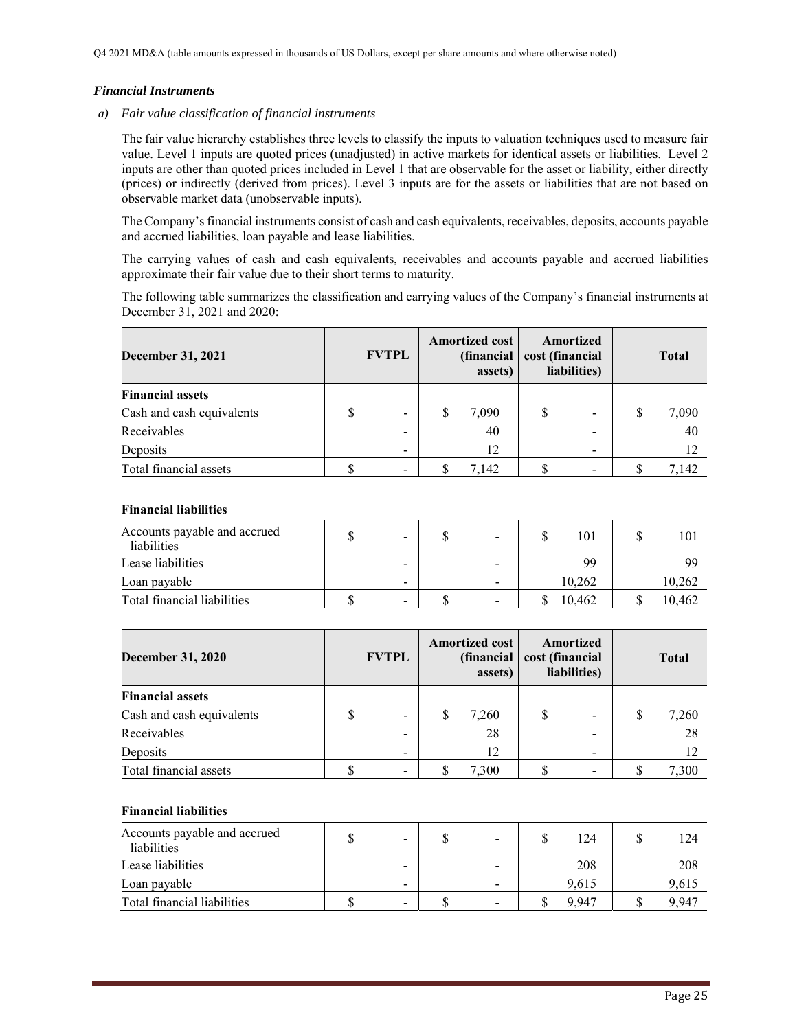### *Financial Instruments*

*a) Fair value classification of financial instruments*

The fair value hierarchy establishes three levels to classify the inputs to valuation techniques used to measure fair value. Level 1 inputs are quoted prices (unadjusted) in active markets for identical assets or liabilities. Level 2 inputs are other than quoted prices included in Level 1 that are observable for the asset or liability, either directly (prices) or indirectly (derived from prices). Level 3 inputs are for the assets or liabilities that are not based on observable market data (unobservable inputs).

The Company's financial instruments consist of cash and cash equivalents, receivables, deposits, accounts payable and accrued liabilities, loan payable and lease liabilities.

The carrying values of cash and cash equivalents, receivables and accounts payable and accrued liabilities approximate their fair value due to their short terms to maturity.

The following table summarizes the classification and carrying values of the Company's financial instruments at December 31, 2021 and 2020:

| **December 31, 2021** | **FVTPL** | **Amortized cost (financial assets)** | **Amortized cost (financial liabilities)** | **Total** |
|---|---|---|---|---|
| **Financial assets** | | | | |
| Cash and cash equivalents | $ - | $ 7,090 | $ - | $ 7,090 |
| Receivables | - | 40 | - | 40 |
| Deposits | - | 12 | - | 12 |
| Total financial assets | $ - | $ 7,142 | $ - | $ 7,142 |
| | | | | |
| **Financial liabilities** | | | | |
| Accounts payable and accrued liabilities | $ - | $ - | $ 101 | $ 101 |
| Lease liabilities | - | - | 99 | 99 |
| Loan payable | - | - | 10,262 | 10,262 |
| Total financial liabilities | $ - | $ - | $ 10,462 | $ 10,462 |

| **December 31, 2020** | **FVTPL** | **Amortized cost (financial assets)** | **Amortized cost (financial liabilities)** | **Total** |
|---|---|---|---|---|
| **Financial assets** | | | | |
| Cash and cash equivalents | $ - | $ 7,260 | $ - | $ 7,260 |
| Receivables | - | 28 | - | 28 |
| Deposits | - | 12 | - | 12 |
| Total financial assets | $ - | $ 7,300 | $ - | $ 7,300 |
| | | | | |
| **Financial liabilities** | | | | |
| Accounts payable and accrued liabilities | $ - | $ - | $ 124 | $ 124 |
| Lease liabilities | - | - | 208 | 208 |
| Loan payable | - | - | 9,615 | 9,615 |
| Total financial liabilities | $ - | $ - | $ 9,947 | $ 9,947 |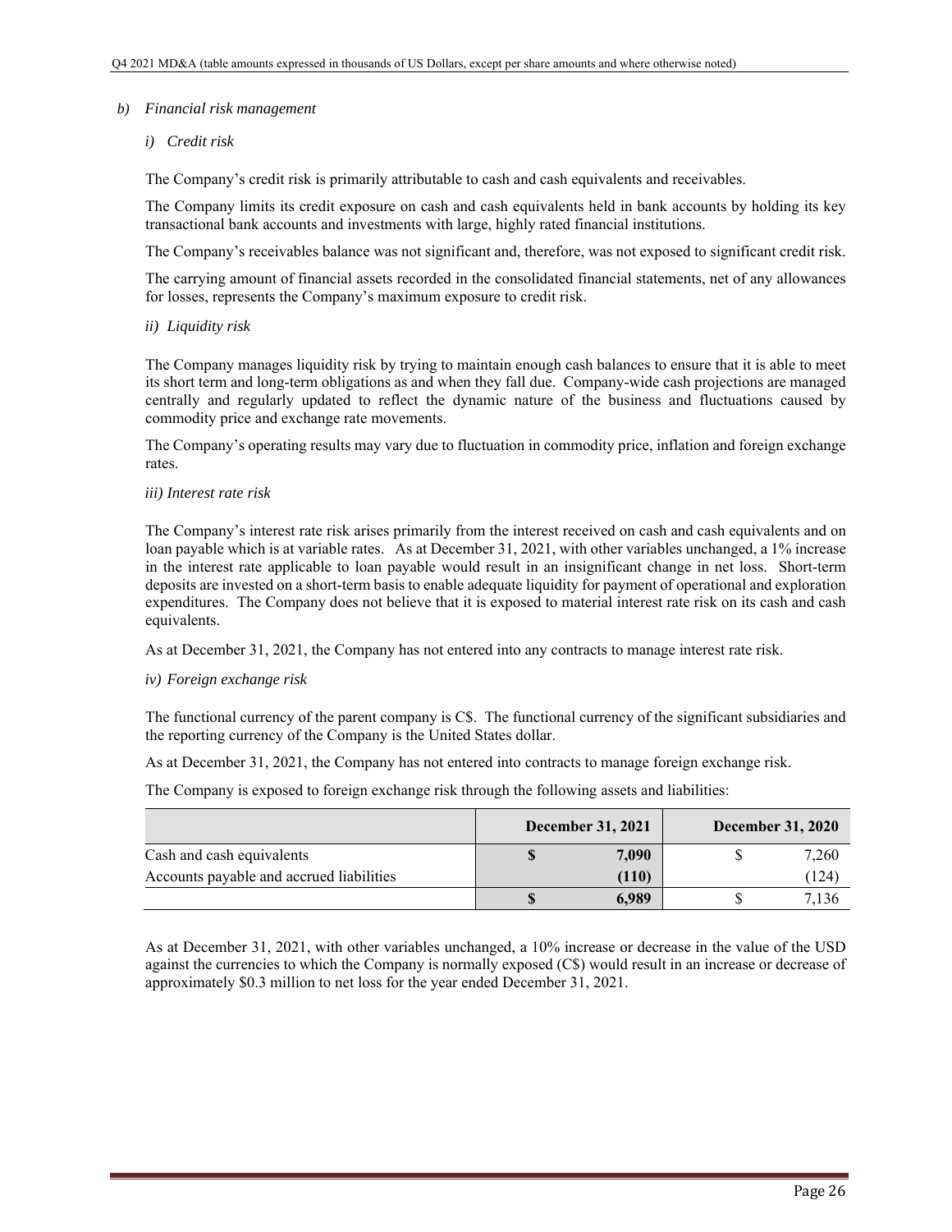## b) *Financial risk management*

### i) *Credit risk*

The Company's credit risk is primarily attributable to cash and cash equivalents and receivables.

The Company limits its credit exposure on cash and cash equivalents held in bank accounts by holding its key transactional bank accounts and investments with large, highly rated financial institutions.

The Company's receivables balance was not significant and, therefore, was not exposed to significant credit risk.

The carrying amount of financial assets recorded in the consolidated financial statements, net of any allowances for losses, represents the Company's maximum exposure to credit risk.

### ii) *Liquidity risk*

The Company manages liquidity risk by trying to maintain enough cash balances to ensure that it is able to meet its short term and long-term obligations as and when they fall due. Company-wide cash projections are managed centrally and regularly updated to reflect the dynamic nature of the business and fluctuations caused by commodity price and exchange rate movements.

The Company's operating results may vary due to fluctuation in commodity price, inflation and foreign exchange rates.

### iii) *Interest rate risk*

The Company's interest rate risk arises primarily from the interest received on cash and cash equivalents and on loan payable which is at variable rates. As at December 31, 2021, with other variables unchanged, a 1% increase in the interest rate applicable to loan payable would result in an insignificant change in net loss. Short-term deposits are invested on a short-term basis to enable adequate liquidity for payment of operational and exploration expenditures. The Company does not believe that it is exposed to material interest rate risk on its cash and cash equivalents.

As at December 31, 2021, the Company has not entered into any contracts to manage interest rate risk.

### iv) *Foreign exchange risk*

The functional currency of the parent company is C$. The functional currency of the significant subsidiaries and the reporting currency of the Company is the United States dollar.

As at December 31, 2021, the Company has not entered into contracts to manage foreign exchange risk.

The Company is exposed to foreign exchange risk through the following assets and liabilities:

| | **December 31, 2021** | December 31, 2020 |
|---|---|---|
| Cash and cash equivalents | **$ 7,090** | $ 7,260 |
| Accounts payable and accrued liabilities | **(110)** | (124) |
| | **$ 6,989** | $ 7,136 |

As at December 31, 2021, with other variables unchanged, a 10% increase or decrease in the value of the USD against the currencies to which the Company is normally exposed (C$) would result in an increase or decrease of approximately $0.3 million to net loss for the year ended December 31, 2021.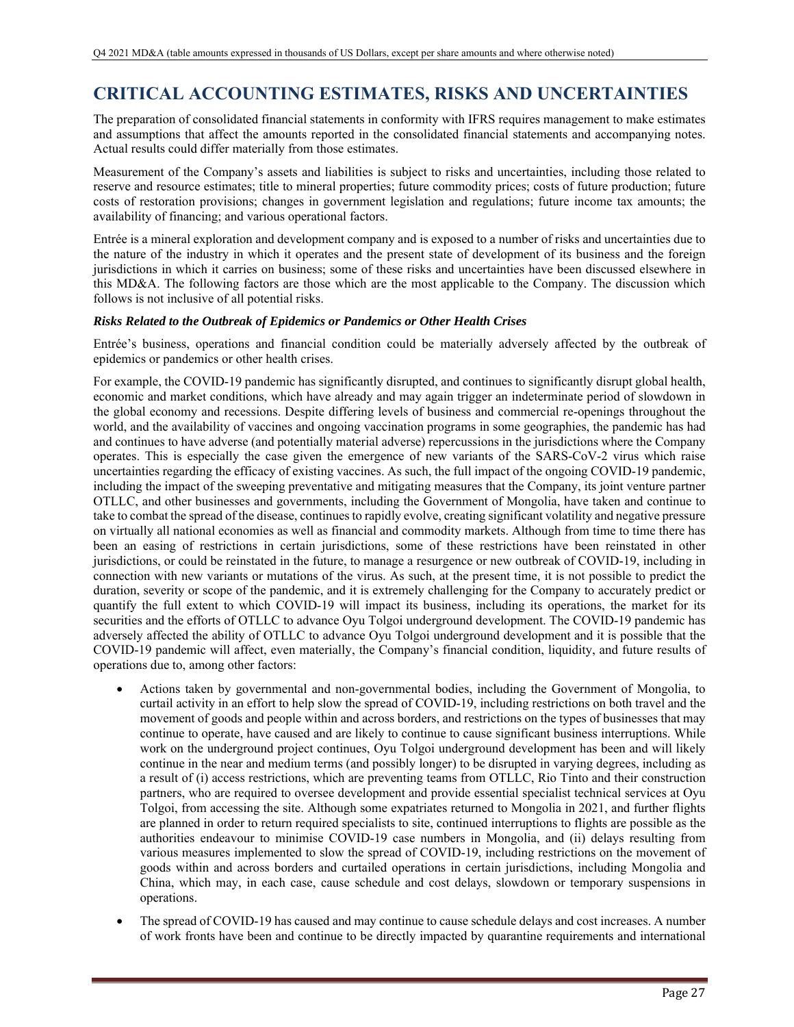# CRITICAL ACCOUNTING ESTIMATES, RISKS AND UNCERTAINTIES

The preparation of consolidated financial statements in conformity with IFRS requires management to make estimates and assumptions that affect the amounts reported in the consolidated financial statements and accompanying notes. Actual results could differ materially from those estimates.

Measurement of the Company's assets and liabilities is subject to risks and uncertainties, including those related to reserve and resource estimates; title to mineral properties; future commodity prices; costs of future production; future costs of restoration provisions; changes in government legislation and regulations; future income tax amounts; the availability of financing; and various operational factors.

Entrée is a mineral exploration and development company and is exposed to a number of risks and uncertainties due to the nature of the industry in which it operates and the present state of development of its business and the foreign jurisdictions in which it carries on business; some of these risks and uncertainties have been discussed elsewhere in this MD&A. The following factors are those which are the most applicable to the Company. The discussion which follows is not inclusive of all potential risks.

***Risks Related to the Outbreak of Epidemics or Pandemics or Other Health Crises***

Entrée's business, operations and financial condition could be materially adversely affected by the outbreak of epidemics or pandemics or other health crises.

For example, the COVID-19 pandemic has significantly disrupted, and continues to significantly disrupt global health, economic and market conditions, which have already and may again trigger an indeterminate period of slowdown in the global economy and recessions. Despite differing levels of business and commercial re-openings throughout the world, and the availability of vaccines and ongoing vaccination programs in some geographies, the pandemic has had and continues to have adverse (and potentially material adverse) repercussions in the jurisdictions where the Company operates. This is especially the case given the emergence of new variants of the SARS-CoV-2 virus which raise uncertainties regarding the efficacy of existing vaccines. As such, the full impact of the ongoing COVID-19 pandemic, including the impact of the sweeping preventative and mitigating measures that the Company, its joint venture partner OTLLC, and other businesses and governments, including the Government of Mongolia, have taken and continue to take to combat the spread of the disease, continues to rapidly evolve, creating significant volatility and negative pressure on virtually all national economies as well as financial and commodity markets. Although from time to time there has been an easing of restrictions in certain jurisdictions, some of these restrictions have been reinstated in other jurisdictions, or could be reinstated in the future, to manage a resurgence or new outbreak of COVID-19, including in connection with new variants or mutations of the virus. As such, at the present time, it is not possible to predict the duration, severity or scope of the pandemic, and it is extremely challenging for the Company to accurately predict or quantify the full extent to which COVID-19 will impact its business, including its operations, the market for its securities and the efforts of OTLLC to advance Oyu Tolgoi underground development. The COVID-19 pandemic has adversely affected the ability of OTLLC to advance Oyu Tolgoi underground development and it is possible that the COVID-19 pandemic will affect, even materially, the Company's financial condition, liquidity, and future results of operations due to, among other factors:

- Actions taken by governmental and non-governmental bodies, including the Government of Mongolia, to curtail activity in an effort to help slow the spread of COVID-19, including restrictions on both travel and the movement of goods and people within and across borders, and restrictions on the types of businesses that may continue to operate, have caused and are likely to continue to cause significant business interruptions. While work on the underground project continues, Oyu Tolgoi underground development has been and will likely continue in the near and medium terms (and possibly longer) to be disrupted in varying degrees, including as a result of (i) access restrictions, which are preventing teams from OTLLC, Rio Tinto and their construction partners, who are required to oversee development and provide essential specialist technical services at Oyu Tolgoi, from accessing the site. Although some expatriates returned to Mongolia in 2021, and further flights are planned in order to return required specialists to site, continued interruptions to flights are possible as the authorities endeavour to minimise COVID-19 case numbers in Mongolia, and (ii) delays resulting from various measures implemented to slow the spread of COVID-19, including restrictions on the movement of goods within and across borders and curtailed operations in certain jurisdictions, including Mongolia and China, which may, in each case, cause schedule and cost delays, slowdown or temporary suspensions in operations.
- The spread of COVID-19 has caused and may continue to cause schedule delays and cost increases. A number of work fronts have been and continue to be directly impacted by quarantine requirements and international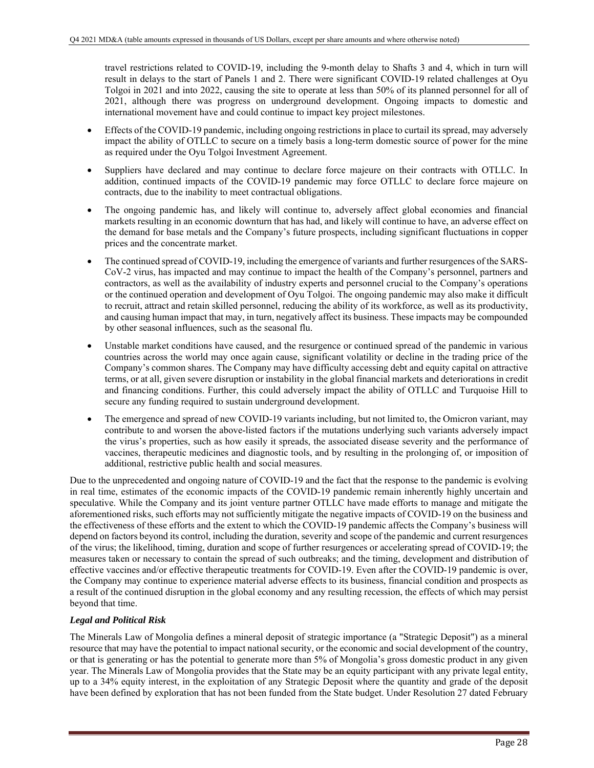travel restrictions related to COVID-19, including the 9-month delay to Shafts 3 and 4, which in turn will result in delays to the start of Panels 1 and 2. There were significant COVID-19 related challenges at Oyu Tolgoi in 2021 and into 2022, causing the site to operate at less than 50% of its planned personnel for all of 2021, although there was progress on underground development. Ongoing impacts to domestic and international movement have and could continue to impact key project milestones.

- Effects of the COVID-19 pandemic, including ongoing restrictions in place to curtail its spread, may adversely impact the ability of OTLLC to secure on a timely basis a long-term domestic source of power for the mine as required under the Oyu Tolgoi Investment Agreement.
- Suppliers have declared and may continue to declare force majeure on their contracts with OTLLC. In addition, continued impacts of the COVID-19 pandemic may force OTLLC to declare force majeure on contracts, due to the inability to meet contractual obligations.
- The ongoing pandemic has, and likely will continue to, adversely affect global economies and financial markets resulting in an economic downturn that has had, and likely will continue to have, an adverse effect on the demand for base metals and the Company's future prospects, including significant fluctuations in copper prices and the concentrate market.
- The continued spread of COVID-19, including the emergence of variants and further resurgences of the SARS-CoV-2 virus, has impacted and may continue to impact the health of the Company's personnel, partners and contractors, as well as the availability of industry experts and personnel crucial to the Company's operations or the continued operation and development of Oyu Tolgoi. The ongoing pandemic may also make it difficult to recruit, attract and retain skilled personnel, reducing the ability of its workforce, as well as its productivity, and causing human impact that may, in turn, negatively affect its business. These impacts may be compounded by other seasonal influences, such as the seasonal flu.
- Unstable market conditions have caused, and the resurgence or continued spread of the pandemic in various countries across the world may once again cause, significant volatility or decline in the trading price of the Company's common shares. The Company may have difficulty accessing debt and equity capital on attractive terms, or at all, given severe disruption or instability in the global financial markets and deteriorations in credit and financing conditions. Further, this could adversely impact the ability of OTLLC and Turquoise Hill to secure any funding required to sustain underground development.
- The emergence and spread of new COVID-19 variants including, but not limited to, the Omicron variant, may contribute to and worsen the above-listed factors if the mutations underlying such variants adversely impact the virus's properties, such as how easily it spreads, the associated disease severity and the performance of vaccines, therapeutic medicines and diagnostic tools, and by resulting in the prolonging of, or imposition of additional, restrictive public health and social measures.

Due to the unprecedented and ongoing nature of COVID-19 and the fact that the response to the pandemic is evolving in real time, estimates of the economic impacts of the COVID-19 pandemic remain inherently highly uncertain and speculative. While the Company and its joint venture partner OTLLC have made efforts to manage and mitigate the aforementioned risks, such efforts may not sufficiently mitigate the negative impacts of COVID-19 on the business and the effectiveness of these efforts and the extent to which the COVID-19 pandemic affects the Company's business will depend on factors beyond its control, including the duration, severity and scope of the pandemic and current resurgences of the virus; the likelihood, timing, duration and scope of further resurgences or accelerating spread of COVID-19; the measures taken or necessary to contain the spread of such outbreaks; and the timing, development and distribution of effective vaccines and/or effective therapeutic treatments for COVID-19. Even after the COVID-19 pandemic is over, the Company may continue to experience material adverse effects to its business, financial condition and prospects as a result of the continued disruption in the global economy and any resulting recession, the effects of which may persist beyond that time.

***Legal and Political Risk***

The Minerals Law of Mongolia defines a mineral deposit of strategic importance (a "Strategic Deposit") as a mineral resource that may have the potential to impact national security, or the economic and social development of the country, or that is generating or has the potential to generate more than 5% of Mongolia's gross domestic product in any given year. The Minerals Law of Mongolia provides that the State may be an equity participant with any private legal entity, up to a 34% equity interest, in the exploitation of any Strategic Deposit where the quantity and grade of the deposit have been defined by exploration that has not been funded from the State budget. Under Resolution 27 dated February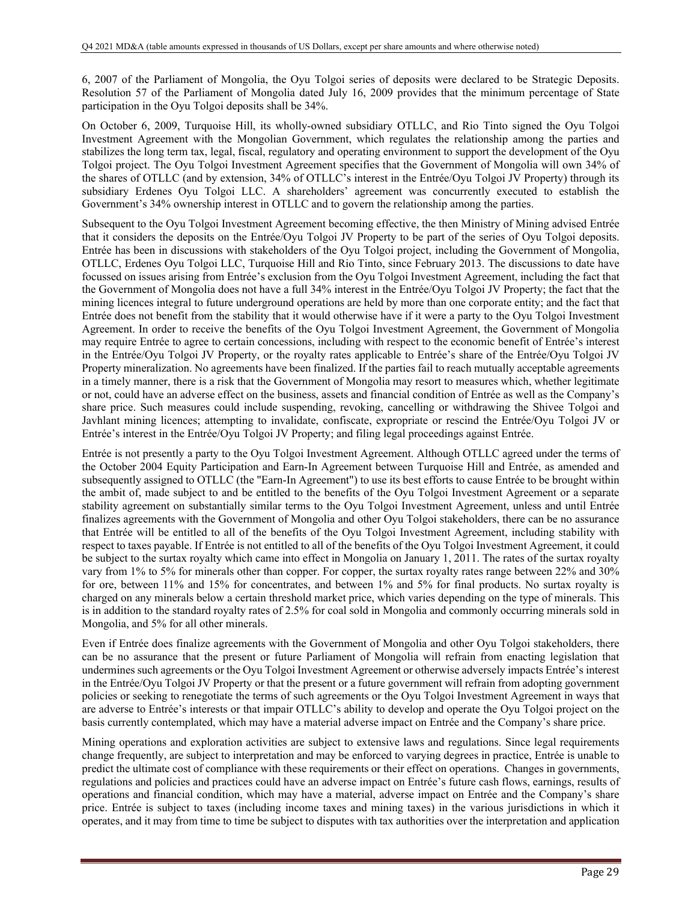6, 2007 of the Parliament of Mongolia, the Oyu Tolgoi series of deposits were declared to be Strategic Deposits. Resolution 57 of the Parliament of Mongolia dated July 16, 2009 provides that the minimum percentage of State participation in the Oyu Tolgoi deposits shall be 34%.

On October 6, 2009, Turquoise Hill, its wholly-owned subsidiary OTLLC, and Rio Tinto signed the Oyu Tolgoi Investment Agreement with the Mongolian Government, which regulates the relationship among the parties and stabilizes the long term tax, legal, fiscal, regulatory and operating environment to support the development of the Oyu Tolgoi project. The Oyu Tolgoi Investment Agreement specifies that the Government of Mongolia will own 34% of the shares of OTLLC (and by extension, 34% of OTLLC's interest in the Entrée/Oyu Tolgoi JV Property) through its subsidiary Erdenes Oyu Tolgoi LLC. A shareholders' agreement was concurrently executed to establish the Government's 34% ownership interest in OTLLC and to govern the relationship among the parties.

Subsequent to the Oyu Tolgoi Investment Agreement becoming effective, the then Ministry of Mining advised Entrée that it considers the deposits on the Entrée/Oyu Tolgoi JV Property to be part of the series of Oyu Tolgoi deposits. Entrée has been in discussions with stakeholders of the Oyu Tolgoi project, including the Government of Mongolia, OTLLC, Erdenes Oyu Tolgoi LLC, Turquoise Hill and Rio Tinto, since February 2013. The discussions to date have focussed on issues arising from Entrée's exclusion from the Oyu Tolgoi Investment Agreement, including the fact that the Government of Mongolia does not have a full 34% interest in the Entrée/Oyu Tolgoi JV Property; the fact that the mining licences integral to future underground operations are held by more than one corporate entity; and the fact that Entrée does not benefit from the stability that it would otherwise have if it were a party to the Oyu Tolgoi Investment Agreement. In order to receive the benefits of the Oyu Tolgoi Investment Agreement, the Government of Mongolia may require Entrée to agree to certain concessions, including with respect to the economic benefit of Entrée's interest in the Entrée/Oyu Tolgoi JV Property, or the royalty rates applicable to Entrée's share of the Entrée/Oyu Tolgoi JV Property mineralization. No agreements have been finalized. If the parties fail to reach mutually acceptable agreements in a timely manner, there is a risk that the Government of Mongolia may resort to measures which, whether legitimate or not, could have an adverse effect on the business, assets and financial condition of Entrée as well as the Company's share price. Such measures could include suspending, revoking, cancelling or withdrawing the Shivee Tolgoi and Javhlant mining licences; attempting to invalidate, confiscate, expropriate or rescind the Entrée/Oyu Tolgoi JV or Entrée's interest in the Entrée/Oyu Tolgoi JV Property; and filing legal proceedings against Entrée.

Entrée is not presently a party to the Oyu Tolgoi Investment Agreement. Although OTLLC agreed under the terms of the October 2004 Equity Participation and Earn-In Agreement between Turquoise Hill and Entrée, as amended and subsequently assigned to OTLLC (the "Earn-In Agreement") to use its best efforts to cause Entrée to be brought within the ambit of, made subject to and be entitled to the benefits of the Oyu Tolgoi Investment Agreement or a separate stability agreement on substantially similar terms to the Oyu Tolgoi Investment Agreement, unless and until Entrée finalizes agreements with the Government of Mongolia and other Oyu Tolgoi stakeholders, there can be no assurance that Entrée will be entitled to all of the benefits of the Oyu Tolgoi Investment Agreement, including stability with respect to taxes payable. If Entrée is not entitled to all of the benefits of the Oyu Tolgoi Investment Agreement, it could be subject to the surtax royalty which came into effect in Mongolia on January 1, 2011. The rates of the surtax royalty vary from 1% to 5% for minerals other than copper. For copper, the surtax royalty rates range between 22% and 30% for ore, between 11% and 15% for concentrates, and between 1% and 5% for final products. No surtax royalty is charged on any minerals below a certain threshold market price, which varies depending on the type of minerals. This is in addition to the standard royalty rates of 2.5% for coal sold in Mongolia and commonly occurring minerals sold in Mongolia, and 5% for all other minerals.

Even if Entrée does finalize agreements with the Government of Mongolia and other Oyu Tolgoi stakeholders, there can be no assurance that the present or future Parliament of Mongolia will refrain from enacting legislation that undermines such agreements or the Oyu Tolgoi Investment Agreement or otherwise adversely impacts Entrée's interest in the Entrée/Oyu Tolgoi JV Property or that the present or a future government will refrain from adopting government policies or seeking to renegotiate the terms of such agreements or the Oyu Tolgoi Investment Agreement in ways that are adverse to Entrée's interests or that impair OTLLC's ability to develop and operate the Oyu Tolgoi project on the basis currently contemplated, which may have a material adverse impact on Entrée and the Company's share price.

Mining operations and exploration activities are subject to extensive laws and regulations. Since legal requirements change frequently, are subject to interpretation and may be enforced to varying degrees in practice, Entrée is unable to predict the ultimate cost of compliance with these requirements or their effect on operations. Changes in governments, regulations and policies and practices could have an adverse impact on Entrée's future cash flows, earnings, results of operations and financial condition, which may have a material, adverse impact on Entrée and the Company's share price. Entrée is subject to taxes (including income taxes and mining taxes) in the various jurisdictions in which it operates, and it may from time to time be subject to disputes with tax authorities over the interpretation and application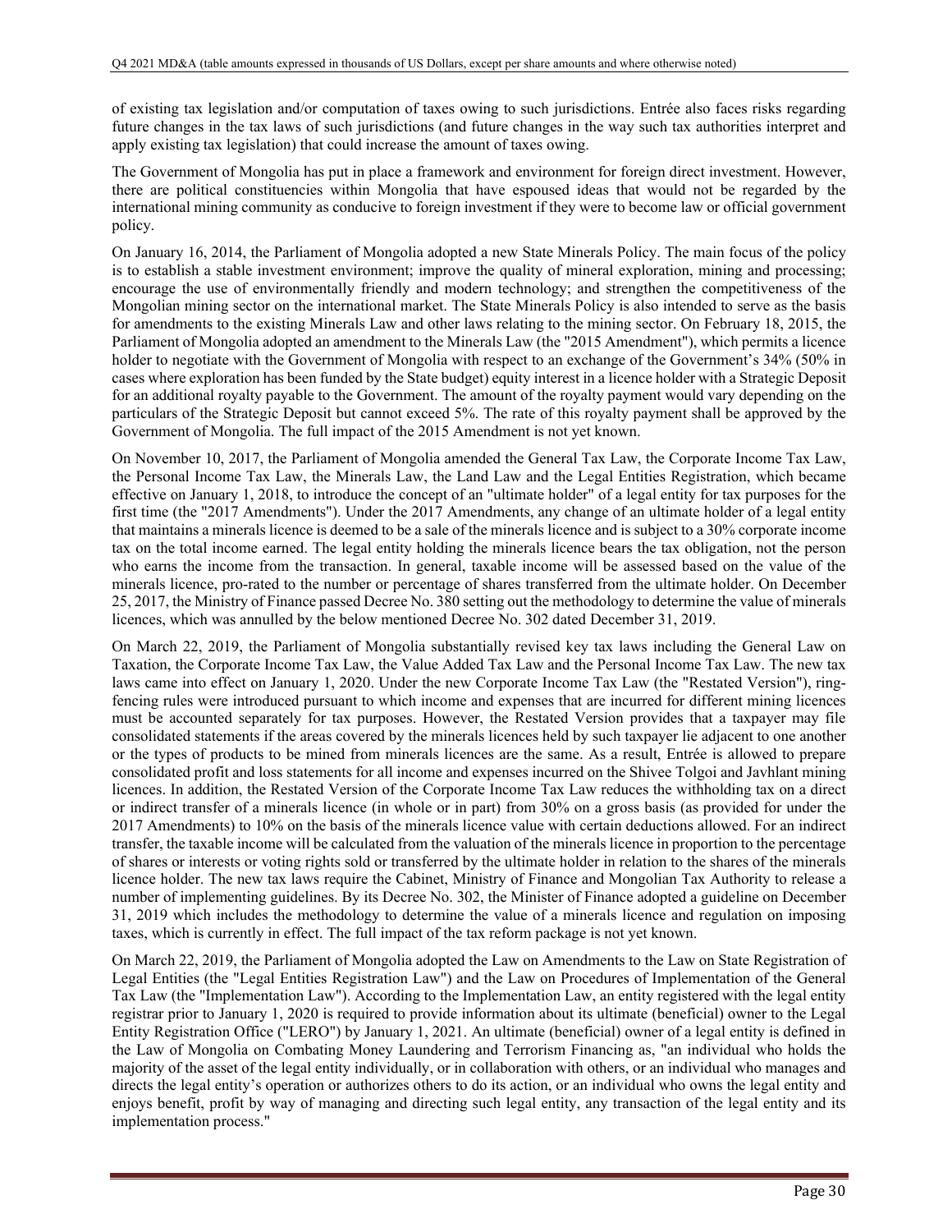of existing tax legislation and/or computation of taxes owing to such jurisdictions. Entrée also faces risks regarding future changes in the tax laws of such jurisdictions (and future changes in the way such tax authorities interpret and apply existing tax legislation) that could increase the amount of taxes owing.

The Government of Mongolia has put in place a framework and environment for foreign direct investment. However, there are political constituencies within Mongolia that have espoused ideas that would not be regarded by the international mining community as conducive to foreign investment if they were to become law or official government policy.

On January 16, 2014, the Parliament of Mongolia adopted a new State Minerals Policy. The main focus of the policy is to establish a stable investment environment; improve the quality of mineral exploration, mining and processing; encourage the use of environmentally friendly and modern technology; and strengthen the competitiveness of the Mongolian mining sector on the international market. The State Minerals Policy is also intended to serve as the basis for amendments to the existing Minerals Law and other laws relating to the mining sector. On February 18, 2015, the Parliament of Mongolia adopted an amendment to the Minerals Law (the "2015 Amendment"), which permits a licence holder to negotiate with the Government of Mongolia with respect to an exchange of the Government's 34% (50% in cases where exploration has been funded by the State budget) equity interest in a licence holder with a Strategic Deposit for an additional royalty payable to the Government. The amount of the royalty payment would vary depending on the particulars of the Strategic Deposit but cannot exceed 5%. The rate of this royalty payment shall be approved by the Government of Mongolia. The full impact of the 2015 Amendment is not yet known.

On November 10, 2017, the Parliament of Mongolia amended the General Tax Law, the Corporate Income Tax Law, the Personal Income Tax Law, the Minerals Law, the Land Law and the Legal Entities Registration, which became effective on January 1, 2018, to introduce the concept of an "ultimate holder" of a legal entity for tax purposes for the first time (the "2017 Amendments"). Under the 2017 Amendments, any change of an ultimate holder of a legal entity that maintains a minerals licence is deemed to be a sale of the minerals licence and is subject to a 30% corporate income tax on the total income earned. The legal entity holding the minerals licence bears the tax obligation, not the person who earns the income from the transaction. In general, taxable income will be assessed based on the value of the minerals licence, pro-rated to the number or percentage of shares transferred from the ultimate holder. On December 25, 2017, the Ministry of Finance passed Decree No. 380 setting out the methodology to determine the value of minerals licences, which was annulled by the below mentioned Decree No. 302 dated December 31, 2019.

On March 22, 2019, the Parliament of Mongolia substantially revised key tax laws including the General Law on Taxation, the Corporate Income Tax Law, the Value Added Tax Law and the Personal Income Tax Law. The new tax laws came into effect on January 1, 2020. Under the new Corporate Income Tax Law (the "Restated Version"), ring-fencing rules were introduced pursuant to which income and expenses that are incurred for different mining licences must be accounted separately for tax purposes. However, the Restated Version provides that a taxpayer may file consolidated statements if the areas covered by the minerals licences held by such taxpayer lie adjacent to one another or the types of products to be mined from minerals licences are the same. As a result, Entrée is allowed to prepare consolidated profit and loss statements for all income and expenses incurred on the Shivee Tolgoi and Javhlant mining licences. In addition, the Restated Version of the Corporate Income Tax Law reduces the withholding tax on a direct or indirect transfer of a minerals licence (in whole or in part) from 30% on a gross basis (as provided for under the 2017 Amendments) to 10% on the basis of the minerals licence value with certain deductions allowed. For an indirect transfer, the taxable income will be calculated from the valuation of the minerals licence in proportion to the percentage of shares or interests or voting rights sold or transferred by the ultimate holder in relation to the shares of the minerals licence holder. The new tax laws require the Cabinet, Ministry of Finance and Mongolian Tax Authority to release a number of implementing guidelines. By its Decree No. 302, the Minister of Finance adopted a guideline on December 31, 2019 which includes the methodology to determine the value of a minerals licence and regulation on imposing taxes, which is currently in effect. The full impact of the tax reform package is not yet known.

On March 22, 2019, the Parliament of Mongolia adopted the Law on Amendments to the Law on State Registration of Legal Entities (the "Legal Entities Registration Law") and the Law on Procedures of Implementation of the General Tax Law (the "Implementation Law"). According to the Implementation Law, an entity registered with the legal entity registrar prior to January 1, 2020 is required to provide information about its ultimate (beneficial) owner to the Legal Entity Registration Office ("LERO") by January 1, 2021. An ultimate (beneficial) owner of a legal entity is defined in the Law of Mongolia on Combating Money Laundering and Terrorism Financing as, "an individual who holds the majority of the asset of the legal entity individually, or in collaboration with others, or an individual who manages and directs the legal entity's operation or authorizes others to do its action, or an individual who owns the legal entity and enjoys benefit, profit by way of managing and directing such legal entity, any transaction of the legal entity and its implementation process."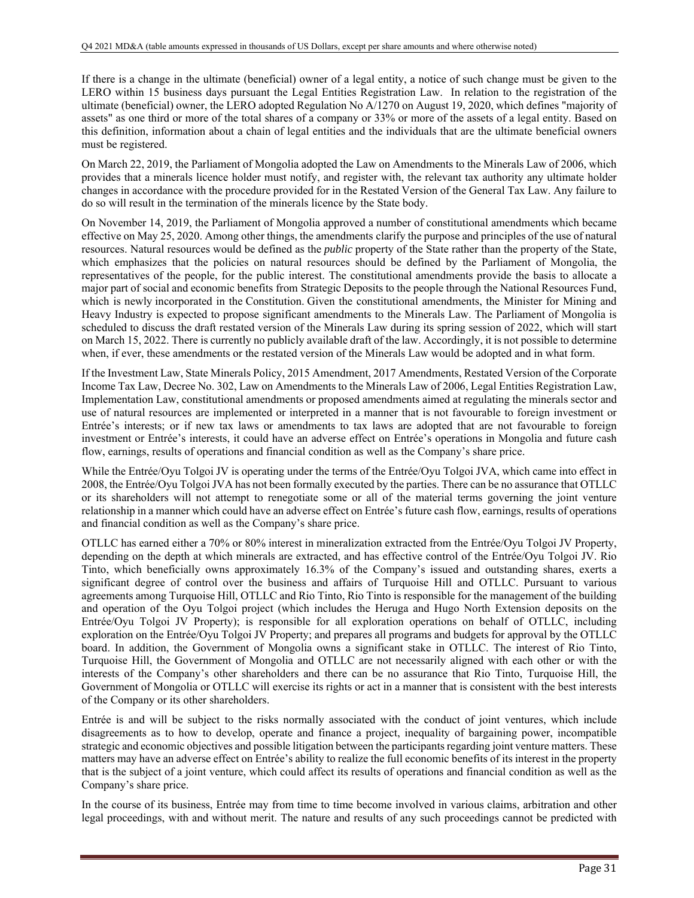If there is a change in the ultimate (beneficial) owner of a legal entity, a notice of such change must be given to the LERO within 15 business days pursuant the Legal Entities Registration Law. In relation to the registration of the ultimate (beneficial) owner, the LERO adopted Regulation No A/1270 on August 19, 2020, which defines "majority of assets" as one third or more of the total shares of a company or 33% or more of the assets of a legal entity. Based on this definition, information about a chain of legal entities and the individuals that are the ultimate beneficial owners must be registered.

On March 22, 2019, the Parliament of Mongolia adopted the Law on Amendments to the Minerals Law of 2006, which provides that a minerals licence holder must notify, and register with, the relevant tax authority any ultimate holder changes in accordance with the procedure provided for in the Restated Version of the General Tax Law. Any failure to do so will result in the termination of the minerals licence by the State body.

On November 14, 2019, the Parliament of Mongolia approved a number of constitutional amendments which became effective on May 25, 2020. Among other things, the amendments clarify the purpose and principles of the use of natural resources. Natural resources would be defined as the *public* property of the State rather than the property of the State, which emphasizes that the policies on natural resources should be defined by the Parliament of Mongolia, the representatives of the people, for the public interest. The constitutional amendments provide the basis to allocate a major part of social and economic benefits from Strategic Deposits to the people through the National Resources Fund, which is newly incorporated in the Constitution. Given the constitutional amendments, the Minister for Mining and Heavy Industry is expected to propose significant amendments to the Minerals Law. The Parliament of Mongolia is scheduled to discuss the draft restated version of the Minerals Law during its spring session of 2022, which will start on March 15, 2022. There is currently no publicly available draft of the law. Accordingly, it is not possible to determine when, if ever, these amendments or the restated version of the Minerals Law would be adopted and in what form.

If the Investment Law, State Minerals Policy, 2015 Amendment, 2017 Amendments, Restated Version of the Corporate Income Tax Law, Decree No. 302, Law on Amendments to the Minerals Law of 2006, Legal Entities Registration Law, Implementation Law, constitutional amendments or proposed amendments aimed at regulating the minerals sector and use of natural resources are implemented or interpreted in a manner that is not favourable to foreign investment or Entrée's interests; or if new tax laws or amendments to tax laws are adopted that are not favourable to foreign investment or Entrée's interests, it could have an adverse effect on Entrée's operations in Mongolia and future cash flow, earnings, results of operations and financial condition as well as the Company's share price.

While the Entrée/Oyu Tolgoi JV is operating under the terms of the Entrée/Oyu Tolgoi JVA, which came into effect in 2008, the Entrée/Oyu Tolgoi JVA has not been formally executed by the parties. There can be no assurance that OTLLC or its shareholders will not attempt to renegotiate some or all of the material terms governing the joint venture relationship in a manner which could have an adverse effect on Entrée's future cash flow, earnings, results of operations and financial condition as well as the Company's share price.

OTLLC has earned either a 70% or 80% interest in mineralization extracted from the Entrée/Oyu Tolgoi JV Property, depending on the depth at which minerals are extracted, and has effective control of the Entrée/Oyu Tolgoi JV. Rio Tinto, which beneficially owns approximately 16.3% of the Company's issued and outstanding shares, exerts a significant degree of control over the business and affairs of Turquoise Hill and OTLLC. Pursuant to various agreements among Turquoise Hill, OTLLC and Rio Tinto, Rio Tinto is responsible for the management of the building and operation of the Oyu Tolgoi project (which includes the Heruga and Hugo North Extension deposits on the Entrée/Oyu Tolgoi JV Property); is responsible for all exploration operations on behalf of OTLLC, including exploration on the Entrée/Oyu Tolgoi JV Property; and prepares all programs and budgets for approval by the OTLLC board. In addition, the Government of Mongolia owns a significant stake in OTLLC. The interest of Rio Tinto, Turquoise Hill, the Government of Mongolia and OTLLC are not necessarily aligned with each other or with the interests of the Company's other shareholders and there can be no assurance that Rio Tinto, Turquoise Hill, the Government of Mongolia or OTLLC will exercise its rights or act in a manner that is consistent with the best interests of the Company or its other shareholders.

Entrée is and will be subject to the risks normally associated with the conduct of joint ventures, which include disagreements as to how to develop, operate and finance a project, inequality of bargaining power, incompatible strategic and economic objectives and possible litigation between the participants regarding joint venture matters. These matters may have an adverse effect on Entrée's ability to realize the full economic benefits of its interest in the property that is the subject of a joint venture, which could affect its results of operations and financial condition as well as the Company's share price.

In the course of its business, Entrée may from time to time become involved in various claims, arbitration and other legal proceedings, with and without merit. The nature and results of any such proceedings cannot be predicted with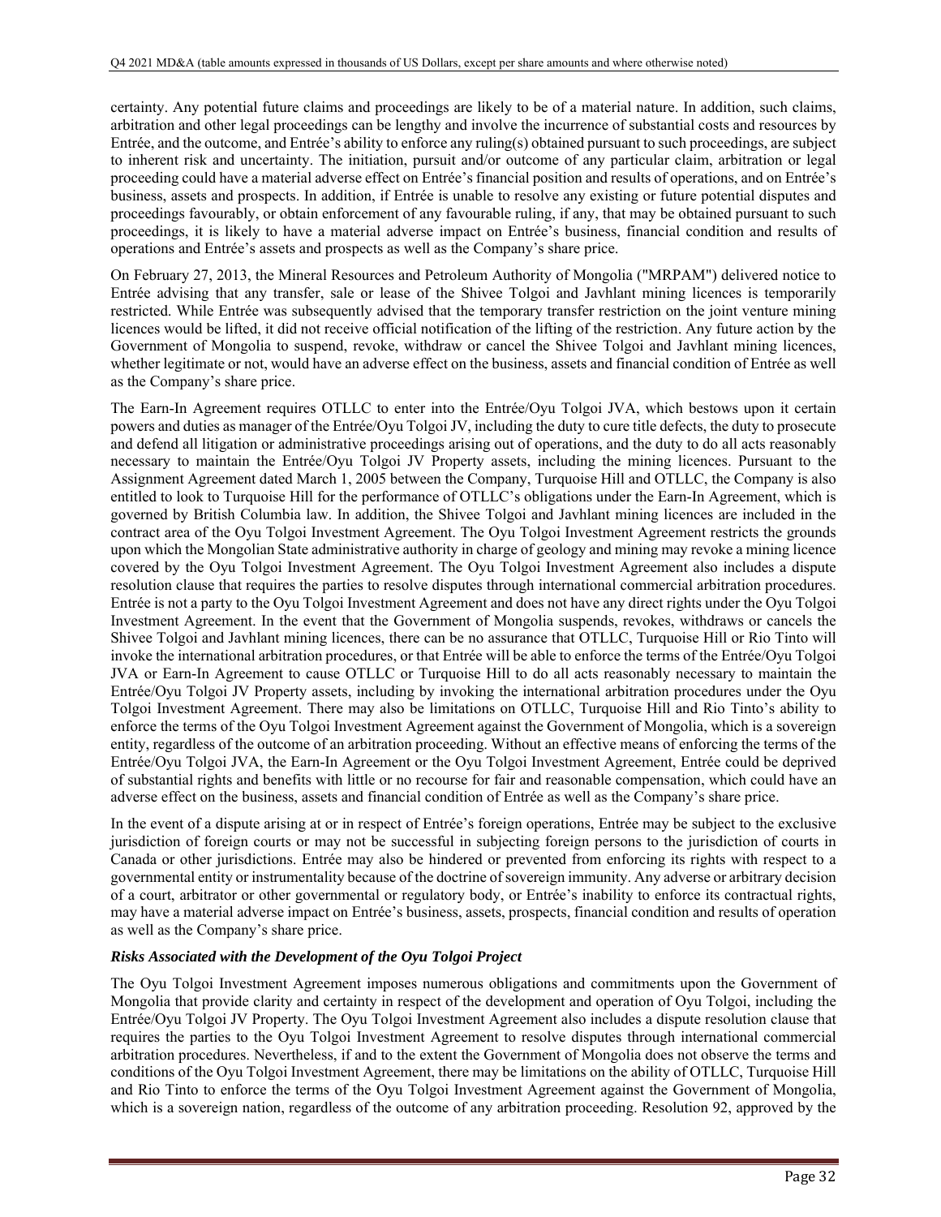certainty. Any potential future claims and proceedings are likely to be of a material nature. In addition, such claims, arbitration and other legal proceedings can be lengthy and involve the incurrence of substantial costs and resources by Entrée, and the outcome, and Entrée's ability to enforce any ruling(s) obtained pursuant to such proceedings, are subject to inherent risk and uncertainty. The initiation, pursuit and/or outcome of any particular claim, arbitration or legal proceeding could have a material adverse effect on Entrée's financial position and results of operations, and on Entrée's business, assets and prospects. In addition, if Entrée is unable to resolve any existing or future potential disputes and proceedings favourably, or obtain enforcement of any favourable ruling, if any, that may be obtained pursuant to such proceedings, it is likely to have a material adverse impact on Entrée's business, financial condition and results of operations and Entrée's assets and prospects as well as the Company's share price.

On February 27, 2013, the Mineral Resources and Petroleum Authority of Mongolia ("MRPAM") delivered notice to Entrée advising that any transfer, sale or lease of the Shivee Tolgoi and Javhlant mining licences is temporarily restricted. While Entrée was subsequently advised that the temporary transfer restriction on the joint venture mining licences would be lifted, it did not receive official notification of the lifting of the restriction. Any future action by the Government of Mongolia to suspend, revoke, withdraw or cancel the Shivee Tolgoi and Javhlant mining licences, whether legitimate or not, would have an adverse effect on the business, assets and financial condition of Entrée as well as the Company's share price.

The Earn-In Agreement requires OTLLC to enter into the Entrée/Oyu Tolgoi JVA, which bestows upon it certain powers and duties as manager of the Entrée/Oyu Tolgoi JV, including the duty to cure title defects, the duty to prosecute and defend all litigation or administrative proceedings arising out of operations, and the duty to do all acts reasonably necessary to maintain the Entrée/Oyu Tolgoi JV Property assets, including the mining licences. Pursuant to the Assignment Agreement dated March 1, 2005 between the Company, Turquoise Hill and OTLLC, the Company is also entitled to look to Turquoise Hill for the performance of OTLLC's obligations under the Earn-In Agreement, which is governed by British Columbia law. In addition, the Shivee Tolgoi and Javhlant mining licences are included in the contract area of the Oyu Tolgoi Investment Agreement. The Oyu Tolgoi Investment Agreement restricts the grounds upon which the Mongolian State administrative authority in charge of geology and mining may revoke a mining licence covered by the Oyu Tolgoi Investment Agreement. The Oyu Tolgoi Investment Agreement also includes a dispute resolution clause that requires the parties to resolve disputes through international commercial arbitration procedures. Entrée is not a party to the Oyu Tolgoi Investment Agreement and does not have any direct rights under the Oyu Tolgoi Investment Agreement. In the event that the Government of Mongolia suspends, revokes, withdraws or cancels the Shivee Tolgoi and Javhlant mining licences, there can be no assurance that OTLLC, Turquoise Hill or Rio Tinto will invoke the international arbitration procedures, or that Entrée will be able to enforce the terms of the Entrée/Oyu Tolgoi JVA or Earn-In Agreement to cause OTLLC or Turquoise Hill to do all acts reasonably necessary to maintain the Entrée/Oyu Tolgoi JV Property assets, including by invoking the international arbitration procedures under the Oyu Tolgoi Investment Agreement. There may also be limitations on OTLLC, Turquoise Hill and Rio Tinto's ability to enforce the terms of the Oyu Tolgoi Investment Agreement against the Government of Mongolia, which is a sovereign entity, regardless of the outcome of an arbitration proceeding. Without an effective means of enforcing the terms of the Entrée/Oyu Tolgoi JVA, the Earn-In Agreement or the Oyu Tolgoi Investment Agreement, Entrée could be deprived of substantial rights and benefits with little or no recourse for fair and reasonable compensation, which could have an adverse effect on the business, assets and financial condition of Entrée as well as the Company's share price.

In the event of a dispute arising at or in respect of Entrée's foreign operations, Entrée may be subject to the exclusive jurisdiction of foreign courts or may not be successful in subjecting foreign persons to the jurisdiction of courts in Canada or other jurisdictions. Entrée may also be hindered or prevented from enforcing its rights with respect to a governmental entity or instrumentality because of the doctrine of sovereign immunity. Any adverse or arbitrary decision of a court, arbitrator or other governmental or regulatory body, or Entrée's inability to enforce its contractual rights, may have a material adverse impact on Entrée's business, assets, prospects, financial condition and results of operation as well as the Company's share price.

***Risks Associated with the Development of the Oyu Tolgoi Project***

The Oyu Tolgoi Investment Agreement imposes numerous obligations and commitments upon the Government of Mongolia that provide clarity and certainty in respect of the development and operation of Oyu Tolgoi, including the Entrée/Oyu Tolgoi JV Property. The Oyu Tolgoi Investment Agreement also includes a dispute resolution clause that requires the parties to the Oyu Tolgoi Investment Agreement to resolve disputes through international commercial arbitration procedures. Nevertheless, if and to the extent the Government of Mongolia does not observe the terms and conditions of the Oyu Tolgoi Investment Agreement, there may be limitations on the ability of OTLLC, Turquoise Hill and Rio Tinto to enforce the terms of the Oyu Tolgoi Investment Agreement against the Government of Mongolia, which is a sovereign nation, regardless of the outcome of any arbitration proceeding. Resolution 92, approved by the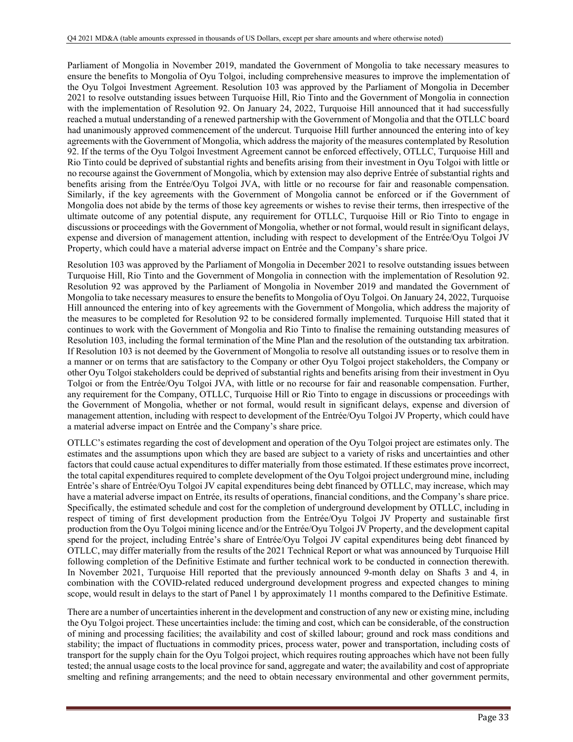Parliament of Mongolia in November 2019, mandated the Government of Mongolia to take necessary measures to ensure the benefits to Mongolia of Oyu Tolgoi, including comprehensive measures to improve the implementation of the Oyu Tolgoi Investment Agreement. Resolution 103 was approved by the Parliament of Mongolia in December 2021 to resolve outstanding issues between Turquoise Hill, Rio Tinto and the Government of Mongolia in connection with the implementation of Resolution 92. On January 24, 2022, Turquoise Hill announced that it had successfully reached a mutual understanding of a renewed partnership with the Government of Mongolia and that the OTLLC board had unanimously approved commencement of the undercut. Turquoise Hill further announced the entering into of key agreements with the Government of Mongolia, which address the majority of the measures contemplated by Resolution 92. If the terms of the Oyu Tolgoi Investment Agreement cannot be enforced effectively, OTLLC, Turquoise Hill and Rio Tinto could be deprived of substantial rights and benefits arising from their investment in Oyu Tolgoi with little or no recourse against the Government of Mongolia, which by extension may also deprive Entrée of substantial rights and benefits arising from the Entrée/Oyu Tolgoi JVA, with little or no recourse for fair and reasonable compensation. Similarly, if the key agreements with the Government of Mongolia cannot be enforced or if the Government of Mongolia does not abide by the terms of those key agreements or wishes to revise their terms, then irrespective of the ultimate outcome of any potential dispute, any requirement for OTLLC, Turquoise Hill or Rio Tinto to engage in discussions or proceedings with the Government of Mongolia, whether or not formal, would result in significant delays, expense and diversion of management attention, including with respect to development of the Entrée/Oyu Tolgoi JV Property, which could have a material adverse impact on Entrée and the Company's share price.

Resolution 103 was approved by the Parliament of Mongolia in December 2021 to resolve outstanding issues between Turquoise Hill, Rio Tinto and the Government of Mongolia in connection with the implementation of Resolution 92. Resolution 92 was approved by the Parliament of Mongolia in November 2019 and mandated the Government of Mongolia to take necessary measures to ensure the benefits to Mongolia of Oyu Tolgoi. On January 24, 2022, Turquoise Hill announced the entering into of key agreements with the Government of Mongolia, which address the majority of the measures to be completed for Resolution 92 to be considered formally implemented. Turquoise Hill stated that it continues to work with the Government of Mongolia and Rio Tinto to finalise the remaining outstanding measures of Resolution 103, including the formal termination of the Mine Plan and the resolution of the outstanding tax arbitration. If Resolution 103 is not deemed by the Government of Mongolia to resolve all outstanding issues or to resolve them in a manner or on terms that are satisfactory to the Company or other Oyu Tolgoi project stakeholders, the Company or other Oyu Tolgoi stakeholders could be deprived of substantial rights and benefits arising from their investment in Oyu Tolgoi or from the Entrée/Oyu Tolgoi JVA, with little or no recourse for fair and reasonable compensation. Further, any requirement for the Company, OTLLC, Turquoise Hill or Rio Tinto to engage in discussions or proceedings with the Government of Mongolia, whether or not formal, would result in significant delays, expense and diversion of management attention, including with respect to development of the Entrée/Oyu Tolgoi JV Property, which could have a material adverse impact on Entrée and the Company's share price.

OTLLC's estimates regarding the cost of development and operation of the Oyu Tolgoi project are estimates only. The estimates and the assumptions upon which they are based are subject to a variety of risks and uncertainties and other factors that could cause actual expenditures to differ materially from those estimated. If these estimates prove incorrect, the total capital expenditures required to complete development of the Oyu Tolgoi project underground mine, including Entrée's share of Entrée/Oyu Tolgoi JV capital expenditures being debt financed by OTLLC, may increase, which may have a material adverse impact on Entrée, its results of operations, financial conditions, and the Company's share price. Specifically, the estimated schedule and cost for the completion of underground development by OTLLC, including in respect of timing of first development production from the Entrée/Oyu Tolgoi JV Property and sustainable first production from the Oyu Tolgoi mining licence and/or the Entrée/Oyu Tolgoi JV Property, and the development capital spend for the project, including Entrée's share of Entrée/Oyu Tolgoi JV capital expenditures being debt financed by OTLLC, may differ materially from the results of the 2021 Technical Report or what was announced by Turquoise Hill following completion of the Definitive Estimate and further technical work to be conducted in connection therewith. In November 2021, Turquoise Hill reported that the previously announced 9-month delay on Shafts 3 and 4, in combination with the COVID-related reduced underground development progress and expected changes to mining scope, would result in delays to the start of Panel 1 by approximately 11 months compared to the Definitive Estimate.

There are a number of uncertainties inherent in the development and construction of any new or existing mine, including the Oyu Tolgoi project. These uncertainties include: the timing and cost, which can be considerable, of the construction of mining and processing facilities; the availability and cost of skilled labour; ground and rock mass conditions and stability; the impact of fluctuations in commodity prices, process water, power and transportation, including costs of transport for the supply chain for the Oyu Tolgoi project, which requires routing approaches which have not been fully tested; the annual usage costs to the local province for sand, aggregate and water; the availability and cost of appropriate smelting and refining arrangements; and the need to obtain necessary environmental and other government permits,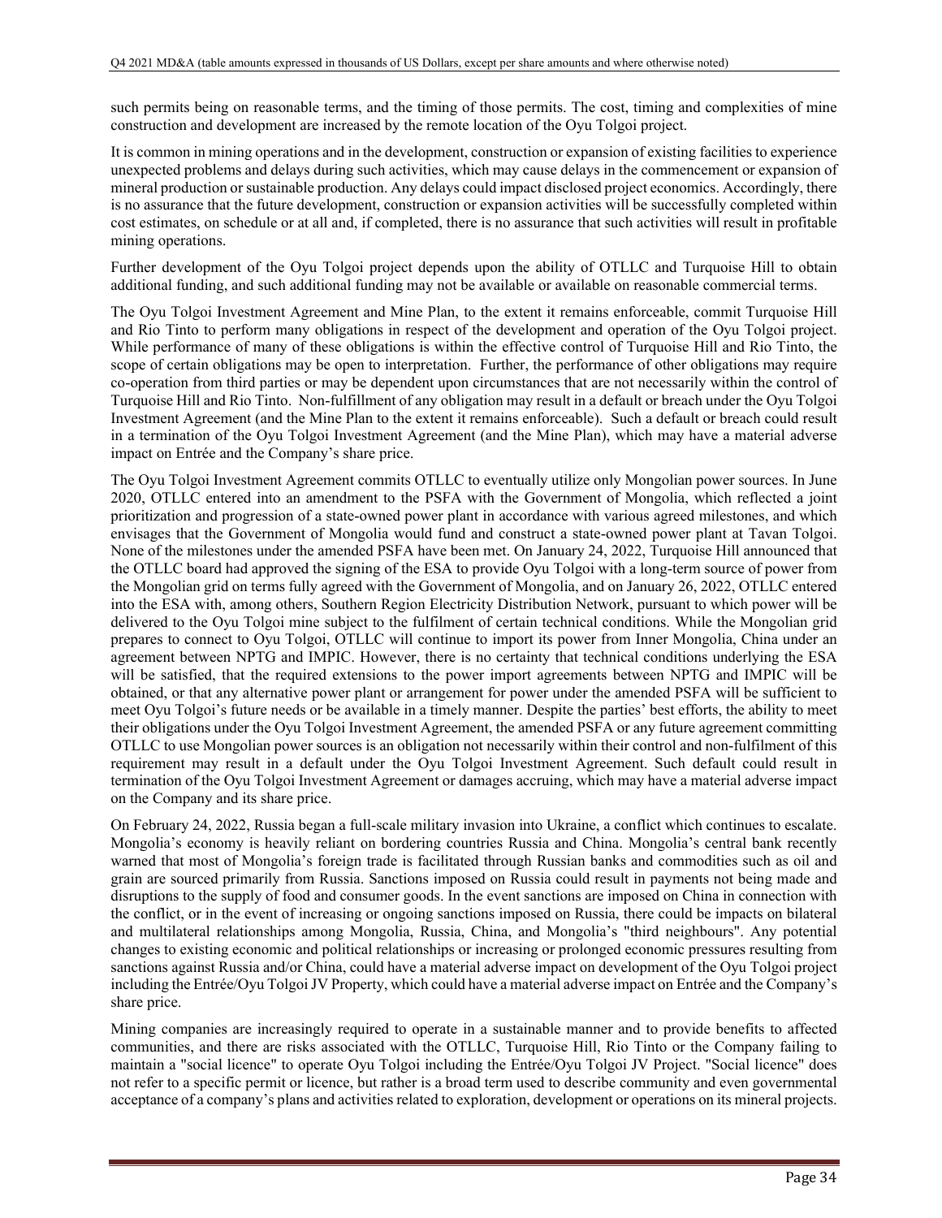such permits being on reasonable terms, and the timing of those permits. The cost, timing and complexities of mine construction and development are increased by the remote location of the Oyu Tolgoi project.

It is common in mining operations and in the development, construction or expansion of existing facilities to experience unexpected problems and delays during such activities, which may cause delays in the commencement or expansion of mineral production or sustainable production. Any delays could impact disclosed project economics. Accordingly, there is no assurance that the future development, construction or expansion activities will be successfully completed within cost estimates, on schedule or at all and, if completed, there is no assurance that such activities will result in profitable mining operations.

Further development of the Oyu Tolgoi project depends upon the ability of OTLLC and Turquoise Hill to obtain additional funding, and such additional funding may not be available or available on reasonable commercial terms.

The Oyu Tolgoi Investment Agreement and Mine Plan, to the extent it remains enforceable, commit Turquoise Hill and Rio Tinto to perform many obligations in respect of the development and operation of the Oyu Tolgoi project. While performance of many of these obligations is within the effective control of Turquoise Hill and Rio Tinto, the scope of certain obligations may be open to interpretation. Further, the performance of other obligations may require co-operation from third parties or may be dependent upon circumstances that are not necessarily within the control of Turquoise Hill and Rio Tinto. Non-fulfillment of any obligation may result in a default or breach under the Oyu Tolgoi Investment Agreement (and the Mine Plan to the extent it remains enforceable). Such a default or breach could result in a termination of the Oyu Tolgoi Investment Agreement (and the Mine Plan), which may have a material adverse impact on Entrée and the Company's share price.

The Oyu Tolgoi Investment Agreement commits OTLLC to eventually utilize only Mongolian power sources. In June 2020, OTLLC entered into an amendment to the PSFA with the Government of Mongolia, which reflected a joint prioritization and progression of a state-owned power plant in accordance with various agreed milestones, and which envisages that the Government of Mongolia would fund and construct a state-owned power plant at Tavan Tolgoi. None of the milestones under the amended PSFA have been met. On January 24, 2022, Turquoise Hill announced that the OTLLC board had approved the signing of the ESA to provide Oyu Tolgoi with a long-term source of power from the Mongolian grid on terms fully agreed with the Government of Mongolia, and on January 26, 2022, OTLLC entered into the ESA with, among others, Southern Region Electricity Distribution Network, pursuant to which power will be delivered to the Oyu Tolgoi mine subject to the fulfilment of certain technical conditions. While the Mongolian grid prepares to connect to Oyu Tolgoi, OTLLC will continue to import its power from Inner Mongolia, China under an agreement between NPTG and IMPIC. However, there is no certainty that technical conditions underlying the ESA will be satisfied, that the required extensions to the power import agreements between NPTG and IMPIC will be obtained, or that any alternative power plant or arrangement for power under the amended PSFA will be sufficient to meet Oyu Tolgoi's future needs or be available in a timely manner. Despite the parties' best efforts, the ability to meet their obligations under the Oyu Tolgoi Investment Agreement, the amended PSFA or any future agreement committing OTLLC to use Mongolian power sources is an obligation not necessarily within their control and non-fulfilment of this requirement may result in a default under the Oyu Tolgoi Investment Agreement. Such default could result in termination of the Oyu Tolgoi Investment Agreement or damages accruing, which may have a material adverse impact on the Company and its share price.

On February 24, 2022, Russia began a full-scale military invasion into Ukraine, a conflict which continues to escalate. Mongolia's economy is heavily reliant on bordering countries Russia and China. Mongolia's central bank recently warned that most of Mongolia's foreign trade is facilitated through Russian banks and commodities such as oil and grain are sourced primarily from Russia. Sanctions imposed on Russia could result in payments not being made and disruptions to the supply of food and consumer goods. In the event sanctions are imposed on China in connection with the conflict, or in the event of increasing or ongoing sanctions imposed on Russia, there could be impacts on bilateral and multilateral relationships among Mongolia, Russia, China, and Mongolia's "third neighbours". Any potential changes to existing economic and political relationships or increasing or prolonged economic pressures resulting from sanctions against Russia and/or China, could have a material adverse impact on development of the Oyu Tolgoi project including the Entrée/Oyu Tolgoi JV Property, which could have a material adverse impact on Entrée and the Company's share price.

Mining companies are increasingly required to operate in a sustainable manner and to provide benefits to affected communities, and there are risks associated with the OTLLC, Turquoise Hill, Rio Tinto or the Company failing to maintain a "social licence" to operate Oyu Tolgoi including the Entrée/Oyu Tolgoi JV Project. "Social licence" does not refer to a specific permit or licence, but rather is a broad term used to describe community and even governmental acceptance of a company's plans and activities related to exploration, development or operations on its mineral projects.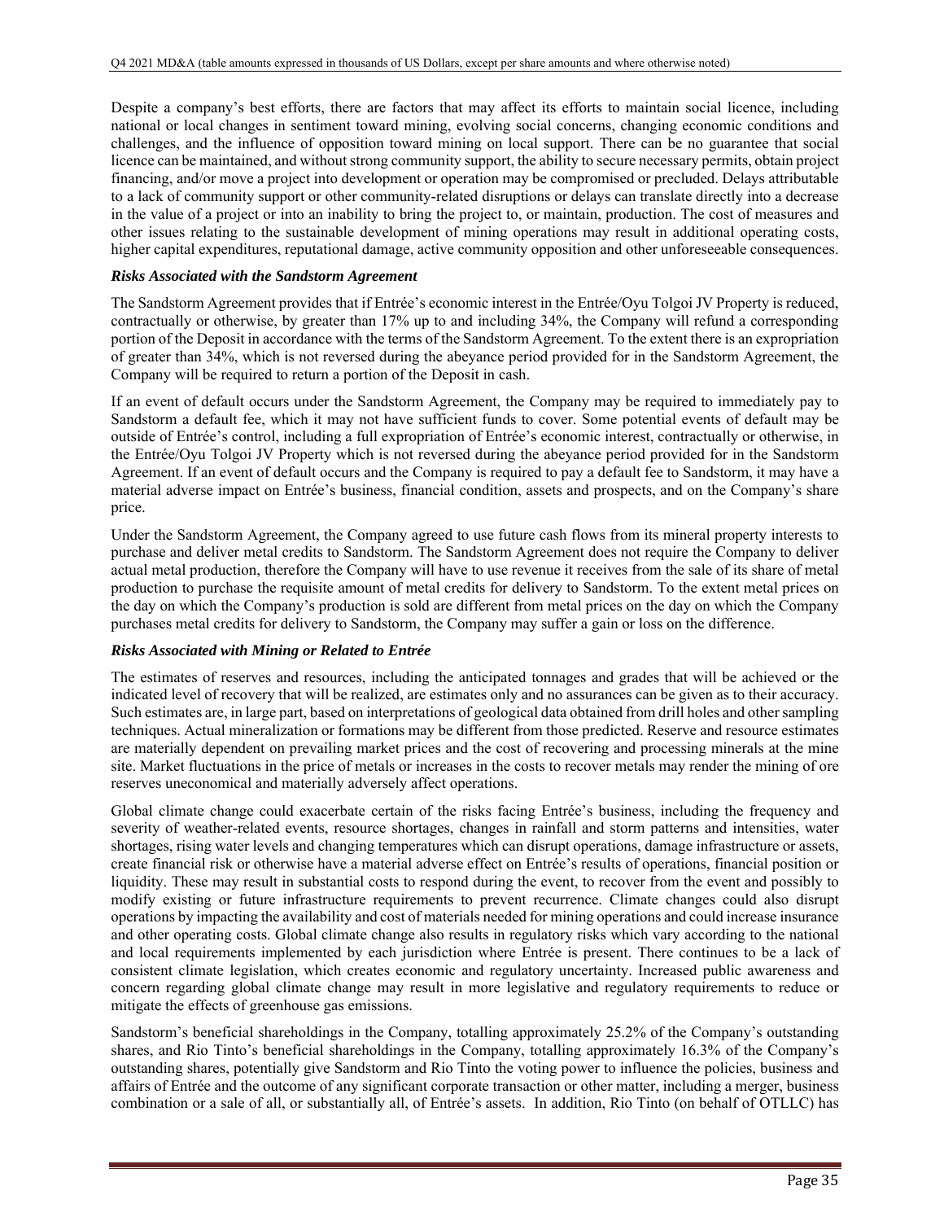Despite a company's best efforts, there are factors that may affect its efforts to maintain social licence, including national or local changes in sentiment toward mining, evolving social concerns, changing economic conditions and challenges, and the influence of opposition toward mining on local support. There can be no guarantee that social licence can be maintained, and without strong community support, the ability to secure necessary permits, obtain project financing, and/or move a project into development or operation may be compromised or precluded. Delays attributable to a lack of community support or other community-related disruptions or delays can translate directly into a decrease in the value of a project or into an inability to bring the project to, or maintain, production. The cost of measures and other issues relating to the sustainable development of mining operations may result in additional operating costs, higher capital expenditures, reputational damage, active community opposition and other unforeseeable consequences.

***Risks Associated with the Sandstorm Agreement***

The Sandstorm Agreement provides that if Entrée's economic interest in the Entrée/Oyu Tolgoi JV Property is reduced, contractually or otherwise, by greater than 17% up to and including 34%, the Company will refund a corresponding portion of the Deposit in accordance with the terms of the Sandstorm Agreement. To the extent there is an expropriation of greater than 34%, which is not reversed during the abeyance period provided for in the Sandstorm Agreement, the Company will be required to return a portion of the Deposit in cash.

If an event of default occurs under the Sandstorm Agreement, the Company may be required to immediately pay to Sandstorm a default fee, which it may not have sufficient funds to cover. Some potential events of default may be outside of Entrée's control, including a full expropriation of Entrée's economic interest, contractually or otherwise, in the Entrée/Oyu Tolgoi JV Property which is not reversed during the abeyance period provided for in the Sandstorm Agreement. If an event of default occurs and the Company is required to pay a default fee to Sandstorm, it may have a material adverse impact on Entrée's business, financial condition, assets and prospects, and on the Company's share price.

Under the Sandstorm Agreement, the Company agreed to use future cash flows from its mineral property interests to purchase and deliver metal credits to Sandstorm. The Sandstorm Agreement does not require the Company to deliver actual metal production, therefore the Company will have to use revenue it receives from the sale of its share of metal production to purchase the requisite amount of metal credits for delivery to Sandstorm. To the extent metal prices on the day on which the Company's production is sold are different from metal prices on the day on which the Company purchases metal credits for delivery to Sandstorm, the Company may suffer a gain or loss on the difference.

***Risks Associated with Mining or Related to Entrée***

The estimates of reserves and resources, including the anticipated tonnages and grades that will be achieved or the indicated level of recovery that will be realized, are estimates only and no assurances can be given as to their accuracy. Such estimates are, in large part, based on interpretations of geological data obtained from drill holes and other sampling techniques. Actual mineralization or formations may be different from those predicted. Reserve and resource estimates are materially dependent on prevailing market prices and the cost of recovering and processing minerals at the mine site. Market fluctuations in the price of metals or increases in the costs to recover metals may render the mining of ore reserves uneconomical and materially adversely affect operations.

Global climate change could exacerbate certain of the risks facing Entrée's business, including the frequency and severity of weather-related events, resource shortages, changes in rainfall and storm patterns and intensities, water shortages, rising water levels and changing temperatures which can disrupt operations, damage infrastructure or assets, create financial risk or otherwise have a material adverse effect on Entrée's results of operations, financial position or liquidity. These may result in substantial costs to respond during the event, to recover from the event and possibly to modify existing or future infrastructure requirements to prevent recurrence. Climate changes could also disrupt operations by impacting the availability and cost of materials needed for mining operations and could increase insurance and other operating costs. Global climate change also results in regulatory risks which vary according to the national and local requirements implemented by each jurisdiction where Entrée is present. There continues to be a lack of consistent climate legislation, which creates economic and regulatory uncertainty. Increased public awareness and concern regarding global climate change may result in more legislative and regulatory requirements to reduce or mitigate the effects of greenhouse gas emissions.

Sandstorm's beneficial shareholdings in the Company, totalling approximately 25.2% of the Company's outstanding shares, and Rio Tinto's beneficial shareholdings in the Company, totalling approximately 16.3% of the Company's outstanding shares, potentially give Sandstorm and Rio Tinto the voting power to influence the policies, business and affairs of Entrée and the outcome of any significant corporate transaction or other matter, including a merger, business combination or a sale of all, or substantially all, of Entrée's assets. In addition, Rio Tinto (on behalf of OTLLC) has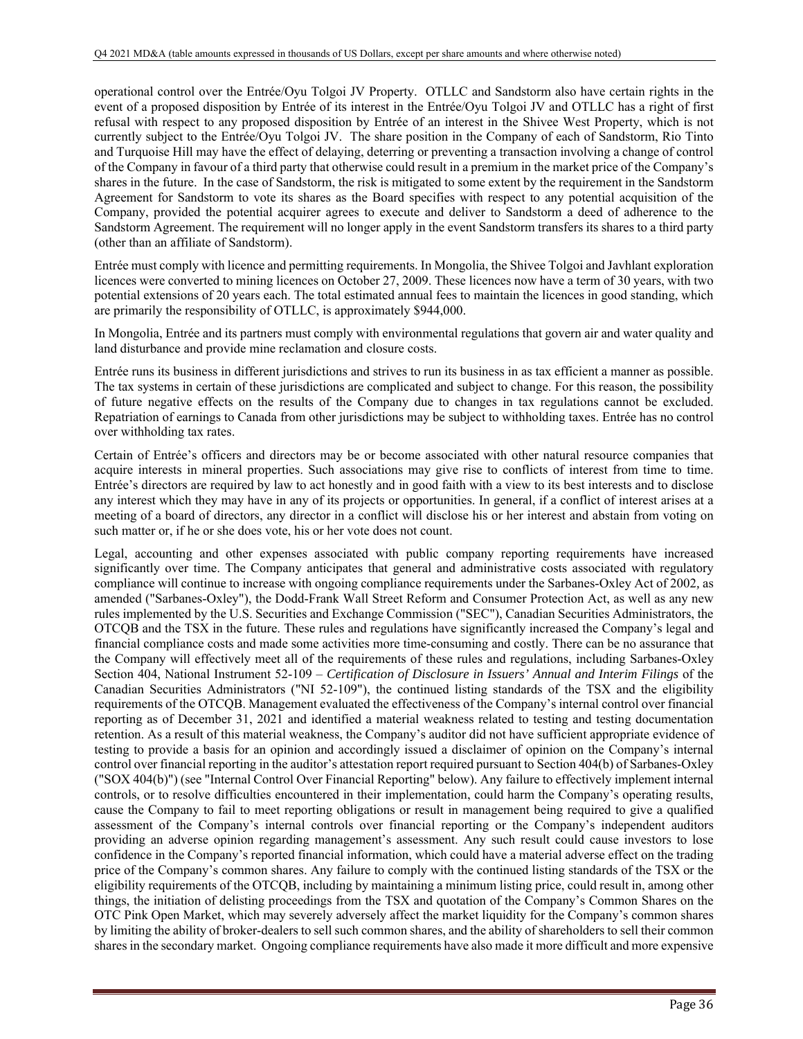operational control over the Entrée/Oyu Tolgoi JV Property. OTLLC and Sandstorm also have certain rights in the event of a proposed disposition by Entrée of its interest in the Entrée/Oyu Tolgoi JV and OTLLC has a right of first refusal with respect to any proposed disposition by Entrée of an interest in the Shivee West Property, which is not currently subject to the Entrée/Oyu Tolgoi JV. The share position in the Company of each of Sandstorm, Rio Tinto and Turquoise Hill may have the effect of delaying, deterring or preventing a transaction involving a change of control of the Company in favour of a third party that otherwise could result in a premium in the market price of the Company's shares in the future. In the case of Sandstorm, the risk is mitigated to some extent by the requirement in the Sandstorm Agreement for Sandstorm to vote its shares as the Board specifies with respect to any potential acquisition of the Company, provided the potential acquirer agrees to execute and deliver to Sandstorm a deed of adherence to the Sandstorm Agreement. The requirement will no longer apply in the event Sandstorm transfers its shares to a third party (other than an affiliate of Sandstorm).

Entrée must comply with licence and permitting requirements. In Mongolia, the Shivee Tolgoi and Javhlant exploration licences were converted to mining licences on October 27, 2009. These licences now have a term of 30 years, with two potential extensions of 20 years each. The total estimated annual fees to maintain the licences in good standing, which are primarily the responsibility of OTLLC, is approximately $944,000.

In Mongolia, Entrée and its partners must comply with environmental regulations that govern air and water quality and land disturbance and provide mine reclamation and closure costs.

Entrée runs its business in different jurisdictions and strives to run its business in as tax efficient a manner as possible. The tax systems in certain of these jurisdictions are complicated and subject to change. For this reason, the possibility of future negative effects on the results of the Company due to changes in tax regulations cannot be excluded. Repatriation of earnings to Canada from other jurisdictions may be subject to withholding taxes. Entrée has no control over withholding tax rates.

Certain of Entrée's officers and directors may be or become associated with other natural resource companies that acquire interests in mineral properties. Such associations may give rise to conflicts of interest from time to time. Entrée's directors are required by law to act honestly and in good faith with a view to its best interests and to disclose any interest which they may have in any of its projects or opportunities. In general, if a conflict of interest arises at a meeting of a board of directors, any director in a conflict will disclose his or her interest and abstain from voting on such matter or, if he or she does vote, his or her vote does not count.

Legal, accounting and other expenses associated with public company reporting requirements have increased significantly over time. The Company anticipates that general and administrative costs associated with regulatory compliance will continue to increase with ongoing compliance requirements under the Sarbanes-Oxley Act of 2002, as amended ("Sarbanes-Oxley"), the Dodd-Frank Wall Street Reform and Consumer Protection Act, as well as any new rules implemented by the U.S. Securities and Exchange Commission ("SEC"), Canadian Securities Administrators, the OTCQB and the TSX in the future. These rules and regulations have significantly increased the Company's legal and financial compliance costs and made some activities more time-consuming and costly. There can be no assurance that the Company will effectively meet all of the requirements of these rules and regulations, including Sarbanes-Oxley Section 404, National Instrument 52-109 – *Certification of Disclosure in Issuers' Annual and Interim Filings* of the Canadian Securities Administrators ("NI 52-109"), the continued listing standards of the TSX and the eligibility requirements of the OTCQB. Management evaluated the effectiveness of the Company's internal control over financial reporting as of December 31, 2021 and identified a material weakness related to testing and testing documentation retention. As a result of this material weakness, the Company's auditor did not have sufficient appropriate evidence of testing to provide a basis for an opinion and accordingly issued a disclaimer of opinion on the Company's internal control over financial reporting in the auditor's attestation report required pursuant to Section 404(b) of Sarbanes-Oxley ("SOX 404(b)") (see "Internal Control Over Financial Reporting" below). Any failure to effectively implement internal controls, or to resolve difficulties encountered in their implementation, could harm the Company's operating results, cause the Company to fail to meet reporting obligations or result in management being required to give a qualified assessment of the Company's internal controls over financial reporting or the Company's independent auditors providing an adverse opinion regarding management's assessment. Any such result could cause investors to lose confidence in the Company's reported financial information, which could have a material adverse effect on the trading price of the Company's common shares. Any failure to comply with the continued listing standards of the TSX or the eligibility requirements of the OTCQB, including by maintaining a minimum listing price, could result in, among other things, the initiation of delisting proceedings from the TSX and quotation of the Company's Common Shares on the OTC Pink Open Market, which may severely adversely affect the market liquidity for the Company's common shares by limiting the ability of broker-dealers to sell such common shares, and the ability of shareholders to sell their common shares in the secondary market. Ongoing compliance requirements have also made it more difficult and more expensive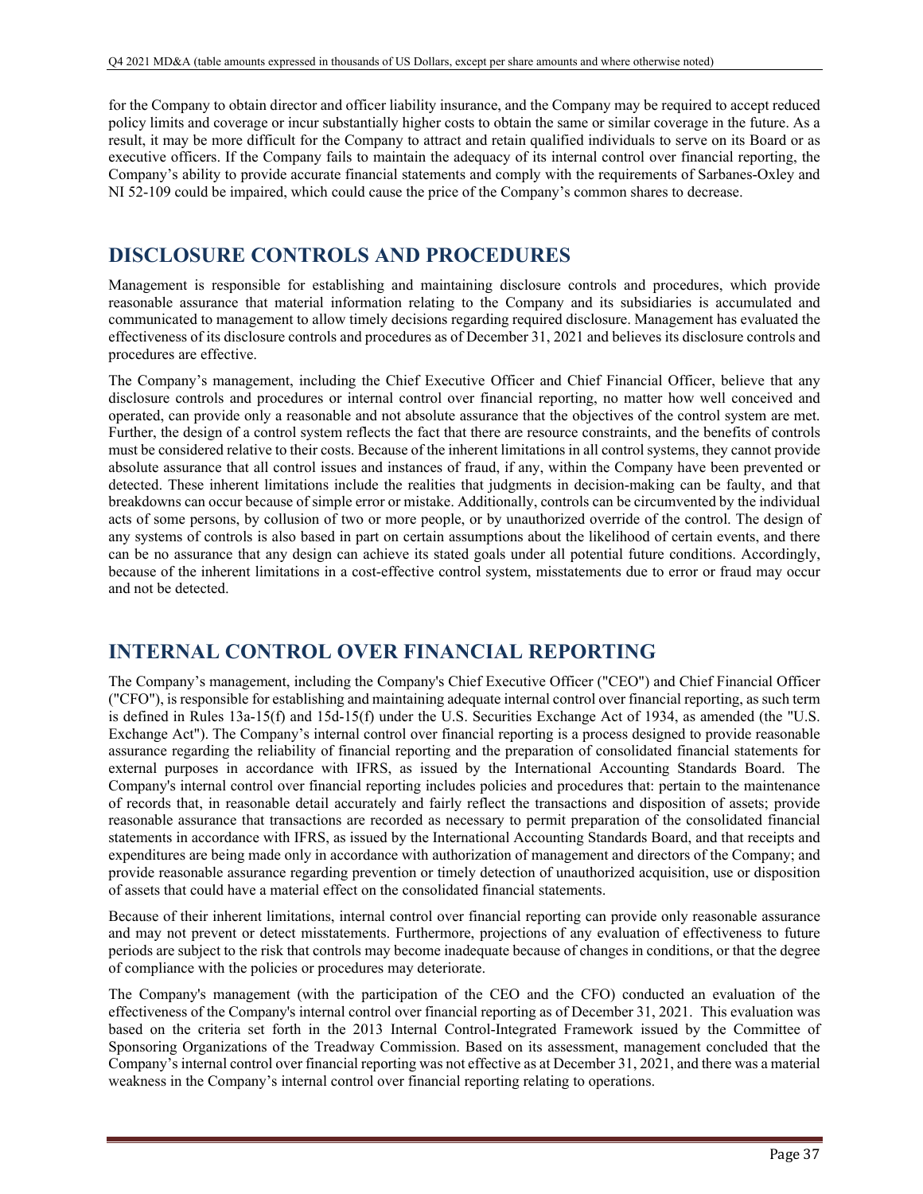for the Company to obtain director and officer liability insurance, and the Company may be required to accept reduced policy limits and coverage or incur substantially higher costs to obtain the same or similar coverage in the future. As a result, it may be more difficult for the Company to attract and retain qualified individuals to serve on its Board or as executive officers. If the Company fails to maintain the adequacy of its internal control over financial reporting, the Company's ability to provide accurate financial statements and comply with the requirements of Sarbanes-Oxley and NI 52-109 could be impaired, which could cause the price of the Company's common shares to decrease.

# DISCLOSURE CONTROLS AND PROCEDURES

Management is responsible for establishing and maintaining disclosure controls and procedures, which provide reasonable assurance that material information relating to the Company and its subsidiaries is accumulated and communicated to management to allow timely decisions regarding required disclosure. Management has evaluated the effectiveness of its disclosure controls and procedures as of December 31, 2021 and believes its disclosure controls and procedures are effective.

The Company's management, including the Chief Executive Officer and Chief Financial Officer, believe that any disclosure controls and procedures or internal control over financial reporting, no matter how well conceived and operated, can provide only a reasonable and not absolute assurance that the objectives of the control system are met. Further, the design of a control system reflects the fact that there are resource constraints, and the benefits of controls must be considered relative to their costs. Because of the inherent limitations in all control systems, they cannot provide absolute assurance that all control issues and instances of fraud, if any, within the Company have been prevented or detected. These inherent limitations include the realities that judgments in decision-making can be faulty, and that breakdowns can occur because of simple error or mistake. Additionally, controls can be circumvented by the individual acts of some persons, by collusion of two or more people, or by unauthorized override of the control. The design of any systems of controls is also based in part on certain assumptions about the likelihood of certain events, and there can be no assurance that any design can achieve its stated goals under all potential future conditions. Accordingly, because of the inherent limitations in a cost-effective control system, misstatements due to error or fraud may occur and not be detected.

# INTERNAL CONTROL OVER FINANCIAL REPORTING

The Company's management, including the Company's Chief Executive Officer ("CEO") and Chief Financial Officer ("CFO"), is responsible for establishing and maintaining adequate internal control over financial reporting, as such term is defined in Rules 13a-15(f) and 15d-15(f) under the U.S. Securities Exchange Act of 1934, as amended (the "U.S. Exchange Act"). The Company's internal control over financial reporting is a process designed to provide reasonable assurance regarding the reliability of financial reporting and the preparation of consolidated financial statements for external purposes in accordance with IFRS, as issued by the International Accounting Standards Board. The Company's internal control over financial reporting includes policies and procedures that: pertain to the maintenance of records that, in reasonable detail accurately and fairly reflect the transactions and disposition of assets; provide reasonable assurance that transactions are recorded as necessary to permit preparation of the consolidated financial statements in accordance with IFRS, as issued by the International Accounting Standards Board, and that receipts and expenditures are being made only in accordance with authorization of management and directors of the Company; and provide reasonable assurance regarding prevention or timely detection of unauthorized acquisition, use or disposition of assets that could have a material effect on the consolidated financial statements.

Because of their inherent limitations, internal control over financial reporting can provide only reasonable assurance and may not prevent or detect misstatements. Furthermore, projections of any evaluation of effectiveness to future periods are subject to the risk that controls may become inadequate because of changes in conditions, or that the degree of compliance with the policies or procedures may deteriorate.

The Company's management (with the participation of the CEO and the CFO) conducted an evaluation of the effectiveness of the Company's internal control over financial reporting as of December 31, 2021. This evaluation was based on the criteria set forth in the 2013 Internal Control-Integrated Framework issued by the Committee of Sponsoring Organizations of the Treadway Commission. Based on its assessment, management concluded that the Company's internal control over financial reporting was not effective as at December 31, 2021, and there was a material weakness in the Company's internal control over financial reporting relating to operations.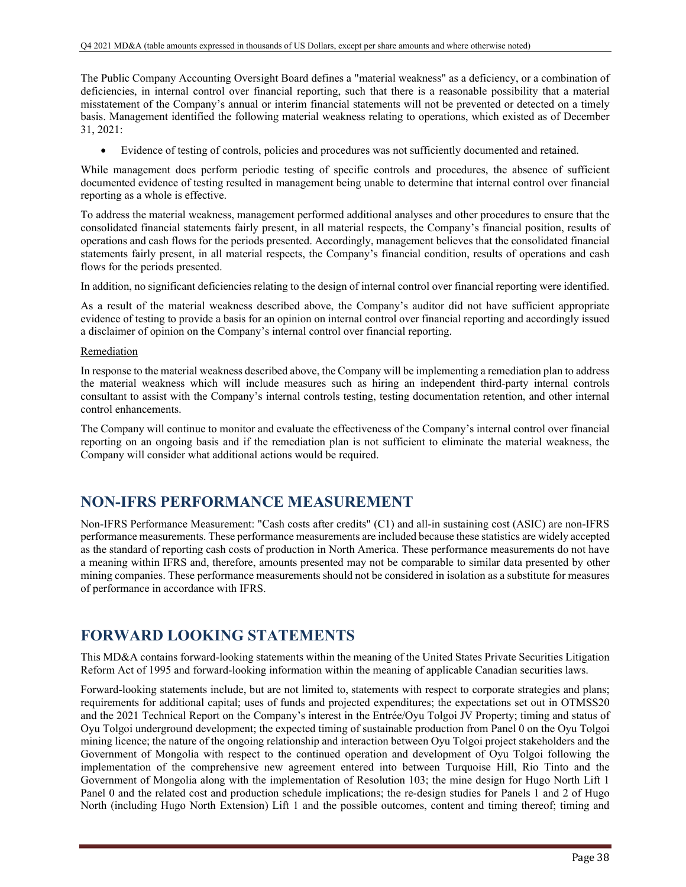The Public Company Accounting Oversight Board defines a "material weakness" as a deficiency, or a combination of deficiencies, in internal control over financial reporting, such that there is a reasonable possibility that a material misstatement of the Company's annual or interim financial statements will not be prevented or detected on a timely basis. Management identified the following material weakness relating to operations, which existed as of December 31, 2021:

- Evidence of testing of controls, policies and procedures was not sufficiently documented and retained.

While management does perform periodic testing of specific controls and procedures, the absence of sufficient documented evidence of testing resulted in management being unable to determine that internal control over financial reporting as a whole is effective.

To address the material weakness, management performed additional analyses and other procedures to ensure that the consolidated financial statements fairly present, in all material respects, the Company's financial position, results of operations and cash flows for the periods presented. Accordingly, management believes that the consolidated financial statements fairly present, in all material respects, the Company's financial condition, results of operations and cash flows for the periods presented.

In addition, no significant deficiencies relating to the design of internal control over financial reporting were identified.

As a result of the material weakness described above, the Company's auditor did not have sufficient appropriate evidence of testing to provide a basis for an opinion on internal control over financial reporting and accordingly issued a disclaimer of opinion on the Company's internal control over financial reporting.

Remediation

In response to the material weakness described above, the Company will be implementing a remediation plan to address the material weakness which will include measures such as hiring an independent third-party internal controls consultant to assist with the Company's internal controls testing, testing documentation retention, and other internal control enhancements.

The Company will continue to monitor and evaluate the effectiveness of the Company's internal control over financial reporting on an ongoing basis and if the remediation plan is not sufficient to eliminate the material weakness, the Company will consider what additional actions would be required.

## NON-IFRS PERFORMANCE MEASUREMENT

Non-IFRS Performance Measurement: "Cash costs after credits" (C1) and all-in sustaining cost (ASIC) are non-IFRS performance measurements. These performance measurements are included because these statistics are widely accepted as the standard of reporting cash costs of production in North America. These performance measurements do not have a meaning within IFRS and, therefore, amounts presented may not be comparable to similar data presented by other mining companies. These performance measurements should not be considered in isolation as a substitute for measures of performance in accordance with IFRS.

## FORWARD LOOKING STATEMENTS

This MD&A contains forward-looking statements within the meaning of the United States Private Securities Litigation Reform Act of 1995 and forward-looking information within the meaning of applicable Canadian securities laws.

Forward-looking statements include, but are not limited to, statements with respect to corporate strategies and plans; requirements for additional capital; uses of funds and projected expenditures; the expectations set out in OTMSS20 and the 2021 Technical Report on the Company's interest in the Entrée/Oyu Tolgoi JV Property; timing and status of Oyu Tolgoi underground development; the expected timing of sustainable production from Panel 0 on the Oyu Tolgoi mining licence; the nature of the ongoing relationship and interaction between Oyu Tolgoi project stakeholders and the Government of Mongolia with respect to the continued operation and development of Oyu Tolgoi following the implementation of the comprehensive new agreement entered into between Turquoise Hill, Rio Tinto and the Government of Mongolia along with the implementation of Resolution 103; the mine design for Hugo North Lift 1 Panel 0 and the related cost and production schedule implications; the re-design studies for Panels 1 and 2 of Hugo North (including Hugo North Extension) Lift 1 and the possible outcomes, content and timing thereof; timing and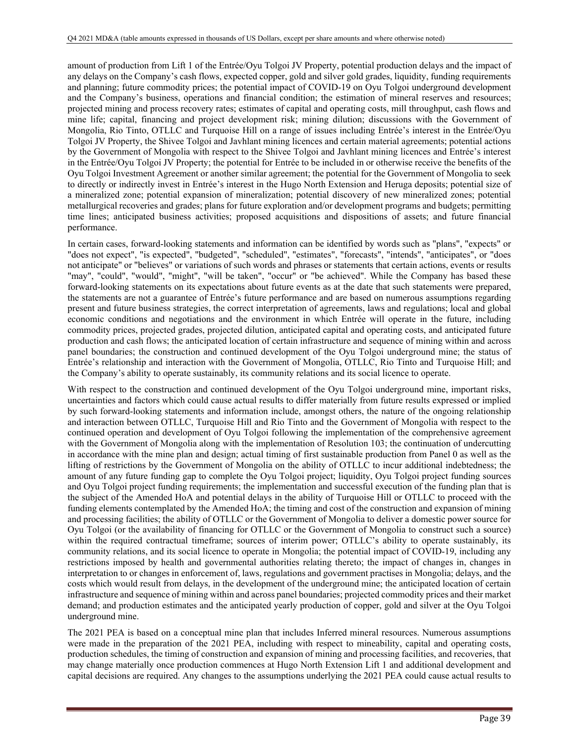amount of production from Lift 1 of the Entrée/Oyu Tolgoi JV Property, potential production delays and the impact of any delays on the Company's cash flows, expected copper, gold and silver gold grades, liquidity, funding requirements and planning; future commodity prices; the potential impact of COVID-19 on Oyu Tolgoi underground development and the Company's business, operations and financial condition; the estimation of mineral reserves and resources; projected mining and process recovery rates; estimates of capital and operating costs, mill throughput, cash flows and mine life; capital, financing and project development risk; mining dilution; discussions with the Government of Mongolia, Rio Tinto, OTLLC and Turquoise Hill on a range of issues including Entrée's interest in the Entrée/Oyu Tolgoi JV Property, the Shivee Tolgoi and Javhlant mining licences and certain material agreements; potential actions by the Government of Mongolia with respect to the Shivee Tolgoi and Javhlant mining licences and Entrée's interest in the Entrée/Oyu Tolgoi JV Property; the potential for Entrée to be included in or otherwise receive the benefits of the Oyu Tolgoi Investment Agreement or another similar agreement; the potential for the Government of Mongolia to seek to directly or indirectly invest in Entrée's interest in the Hugo North Extension and Heruga deposits; potential size of a mineralized zone; potential expansion of mineralization; potential discovery of new mineralized zones; potential metallurgical recoveries and grades; plans for future exploration and/or development programs and budgets; permitting time lines; anticipated business activities; proposed acquisitions and dispositions of assets; and future financial performance.

In certain cases, forward-looking statements and information can be identified by words such as "plans", "expects" or "does not expect", "is expected", "budgeted", "scheduled", "estimates", "forecasts", "intends", "anticipates", or "does not anticipate" or "believes" or variations of such words and phrases or statements that certain actions, events or results "may", "could", "would", "might", "will be taken", "occur" or "be achieved". While the Company has based these forward-looking statements on its expectations about future events as at the date that such statements were prepared, the statements are not a guarantee of Entrée's future performance and are based on numerous assumptions regarding present and future business strategies, the correct interpretation of agreements, laws and regulations; local and global economic conditions and negotiations and the environment in which Entrée will operate in the future, including commodity prices, projected grades, projected dilution, anticipated capital and operating costs, and anticipated future production and cash flows; the anticipated location of certain infrastructure and sequence of mining within and across panel boundaries; the construction and continued development of the Oyu Tolgoi underground mine; the status of Entrée's relationship and interaction with the Government of Mongolia, OTLLC, Rio Tinto and Turquoise Hill; and the Company's ability to operate sustainably, its community relations and its social licence to operate.

With respect to the construction and continued development of the Oyu Tolgoi underground mine, important risks, uncertainties and factors which could cause actual results to differ materially from future results expressed or implied by such forward-looking statements and information include, amongst others, the nature of the ongoing relationship and interaction between OTLLC, Turquoise Hill and Rio Tinto and the Government of Mongolia with respect to the continued operation and development of Oyu Tolgoi following the implementation of the comprehensive agreement with the Government of Mongolia along with the implementation of Resolution 103; the continuation of undercutting in accordance with the mine plan and design; actual timing of first sustainable production from Panel 0 as well as the lifting of restrictions by the Government of Mongolia on the ability of OTLLC to incur additional indebtedness; the amount of any future funding gap to complete the Oyu Tolgoi project; liquidity, Oyu Tolgoi project funding sources and Oyu Tolgoi project funding requirements; the implementation and successful execution of the funding plan that is the subject of the Amended HoA and potential delays in the ability of Turquoise Hill or OTLLC to proceed with the funding elements contemplated by the Amended HoA; the timing and cost of the construction and expansion of mining and processing facilities; the ability of OTLLC or the Government of Mongolia to deliver a domestic power source for Oyu Tolgoi (or the availability of financing for OTLLC or the Government of Mongolia to construct such a source) within the required contractual timeframe; sources of interim power; OTLLC's ability to operate sustainably, its community relations, and its social licence to operate in Mongolia; the potential impact of COVID-19, including any restrictions imposed by health and governmental authorities relating thereto; the impact of changes in, changes in interpretation to or changes in enforcement of, laws, regulations and government practises in Mongolia; delays, and the costs which would result from delays, in the development of the underground mine; the anticipated location of certain infrastructure and sequence of mining within and across panel boundaries; projected commodity prices and their market demand; and production estimates and the anticipated yearly production of copper, gold and silver at the Oyu Tolgoi underground mine.

The 2021 PEA is based on a conceptual mine plan that includes Inferred mineral resources. Numerous assumptions were made in the preparation of the 2021 PEA, including with respect to mineability, capital and operating costs, production schedules, the timing of construction and expansion of mining and processing facilities, and recoveries, that may change materially once production commences at Hugo North Extension Lift 1 and additional development and capital decisions are required. Any changes to the assumptions underlying the 2021 PEA could cause actual results to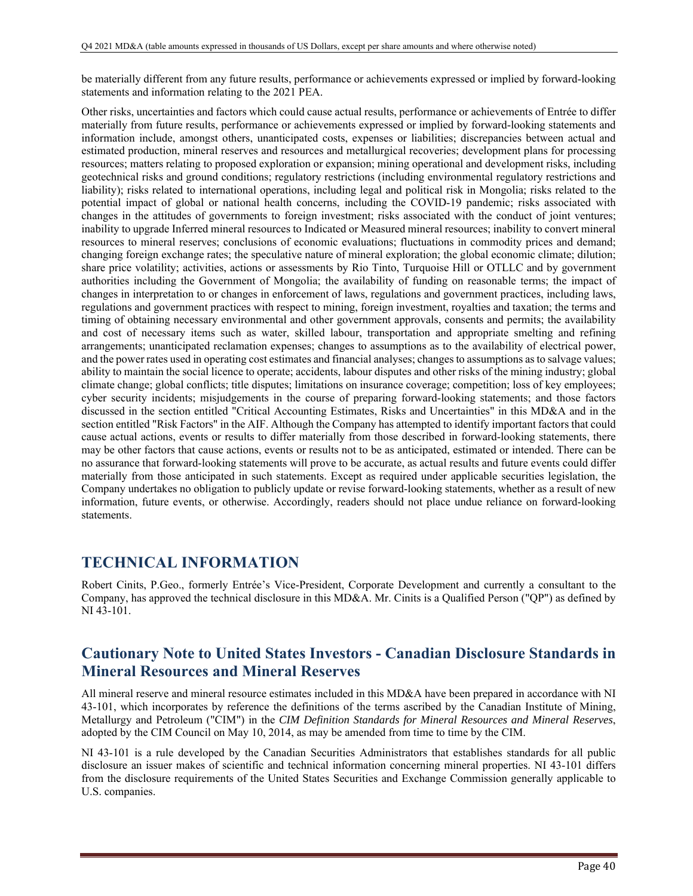be materially different from any future results, performance or achievements expressed or implied by forward-looking statements and information relating to the 2021 PEA.

Other risks, uncertainties and factors which could cause actual results, performance or achievements of Entrée to differ materially from future results, performance or achievements expressed or implied by forward-looking statements and information include, amongst others, unanticipated costs, expenses or liabilities; discrepancies between actual and estimated production, mineral reserves and resources and metallurgical recoveries; development plans for processing resources; matters relating to proposed exploration or expansion; mining operational and development risks, including geotechnical risks and ground conditions; regulatory restrictions (including environmental regulatory restrictions and liability); risks related to international operations, including legal and political risk in Mongolia; risks related to the potential impact of global or national health concerns, including the COVID-19 pandemic; risks associated with changes in the attitudes of governments to foreign investment; risks associated with the conduct of joint ventures; inability to upgrade Inferred mineral resources to Indicated or Measured mineral resources; inability to convert mineral resources to mineral reserves; conclusions of economic evaluations; fluctuations in commodity prices and demand; changing foreign exchange rates; the speculative nature of mineral exploration; the global economic climate; dilution; share price volatility; activities, actions or assessments by Rio Tinto, Turquoise Hill or OTLLC and by government authorities including the Government of Mongolia; the availability of funding on reasonable terms; the impact of changes in interpretation to or changes in enforcement of laws, regulations and government practices, including laws, regulations and government practices with respect to mining, foreign investment, royalties and taxation; the terms and timing of obtaining necessary environmental and other government approvals, consents and permits; the availability and cost of necessary items such as water, skilled labour, transportation and appropriate smelting and refining arrangements; unanticipated reclamation expenses; changes to assumptions as to the availability of electrical power, and the power rates used in operating cost estimates and financial analyses; changes to assumptions as to salvage values; ability to maintain the social licence to operate; accidents, labour disputes and other risks of the mining industry; global climate change; global conflicts; title disputes; limitations on insurance coverage; competition; loss of key employees; cyber security incidents; misjudgements in the course of preparing forward-looking statements; and those factors discussed in the section entitled "Critical Accounting Estimates, Risks and Uncertainties" in this MD&A and in the section entitled "Risk Factors" in the AIF. Although the Company has attempted to identify important factors that could cause actual actions, events or results to differ materially from those described in forward-looking statements, there may be other factors that cause actions, events or results not to be as anticipated, estimated or intended. There can be no assurance that forward-looking statements will prove to be accurate, as actual results and future events could differ materially from those anticipated in such statements. Except as required under applicable securities legislation, the Company undertakes no obligation to publicly update or revise forward-looking statements, whether as a result of new information, future events, or otherwise. Accordingly, readers should not place undue reliance on forward-looking statements.

# TECHNICAL INFORMATION

Robert Cinits, P.Geo., formerly Entrée's Vice-President, Corporate Development and currently a consultant to the Company, has approved the technical disclosure in this MD&A. Mr. Cinits is a Qualified Person ("QP") as defined by NI 43-101.

## Cautionary Note to United States Investors - Canadian Disclosure Standards in Mineral Resources and Mineral Reserves

All mineral reserve and mineral resource estimates included in this MD&A have been prepared in accordance with NI 43-101, which incorporates by reference the definitions of the terms ascribed by the Canadian Institute of Mining, Metallurgy and Petroleum ("CIM") in the *CIM Definition Standards for Mineral Resources and Mineral Reserves*, adopted by the CIM Council on May 10, 2014, as may be amended from time to time by the CIM.

NI 43-101 is a rule developed by the Canadian Securities Administrators that establishes standards for all public disclosure an issuer makes of scientific and technical information concerning mineral properties. NI 43-101 differs from the disclosure requirements of the United States Securities and Exchange Commission generally applicable to U.S. companies.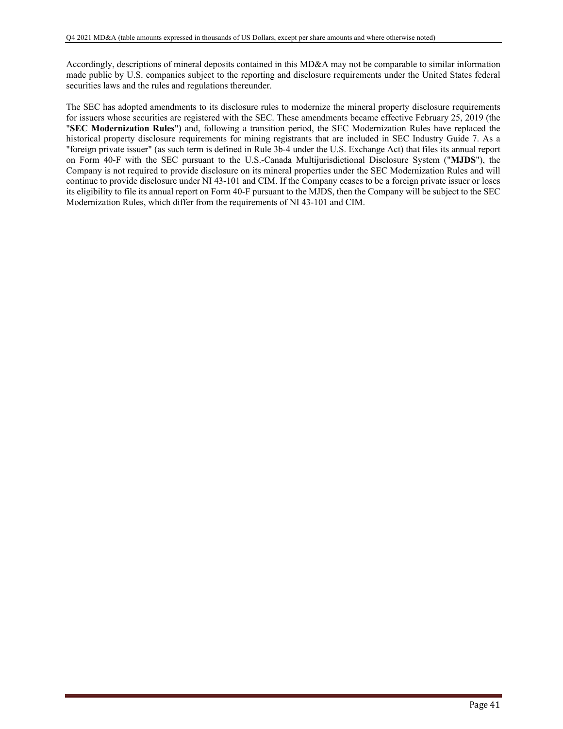Accordingly, descriptions of mineral deposits contained in this MD&A may not be comparable to similar information made public by U.S. companies subject to the reporting and disclosure requirements under the United States federal securities laws and the rules and regulations thereunder.

The SEC has adopted amendments to its disclosure rules to modernize the mineral property disclosure requirements for issuers whose securities are registered with the SEC. These amendments became effective February 25, 2019 (the "**SEC Modernization Rules**") and, following a transition period, the SEC Modernization Rules have replaced the historical property disclosure requirements for mining registrants that are included in SEC Industry Guide 7. As a "foreign private issuer" (as such term is defined in Rule 3b-4 under the U.S. Exchange Act) that files its annual report on Form 40-F with the SEC pursuant to the U.S.-Canada Multijurisdictional Disclosure System ("**MJDS**"), the Company is not required to provide disclosure on its mineral properties under the SEC Modernization Rules and will continue to provide disclosure under NI 43-101 and CIM. If the Company ceases to be a foreign private issuer or loses its eligibility to file its annual report on Form 40-F pursuant to the MJDS, then the Company will be subject to the SEC Modernization Rules, which differ from the requirements of NI 43-101 and CIM.